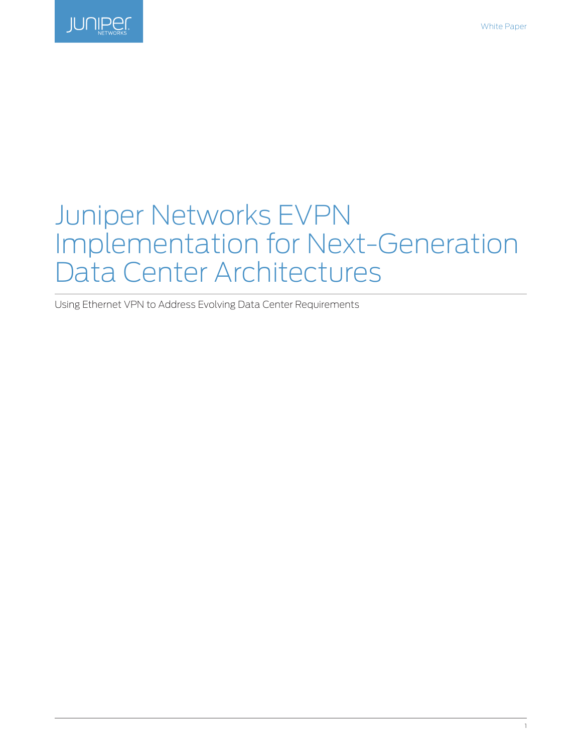# Juniper Networks EVPN Implementation for Next-Generation Data Center Architectures

Using Ethernet VPN to Address Evolving Data Center Requirements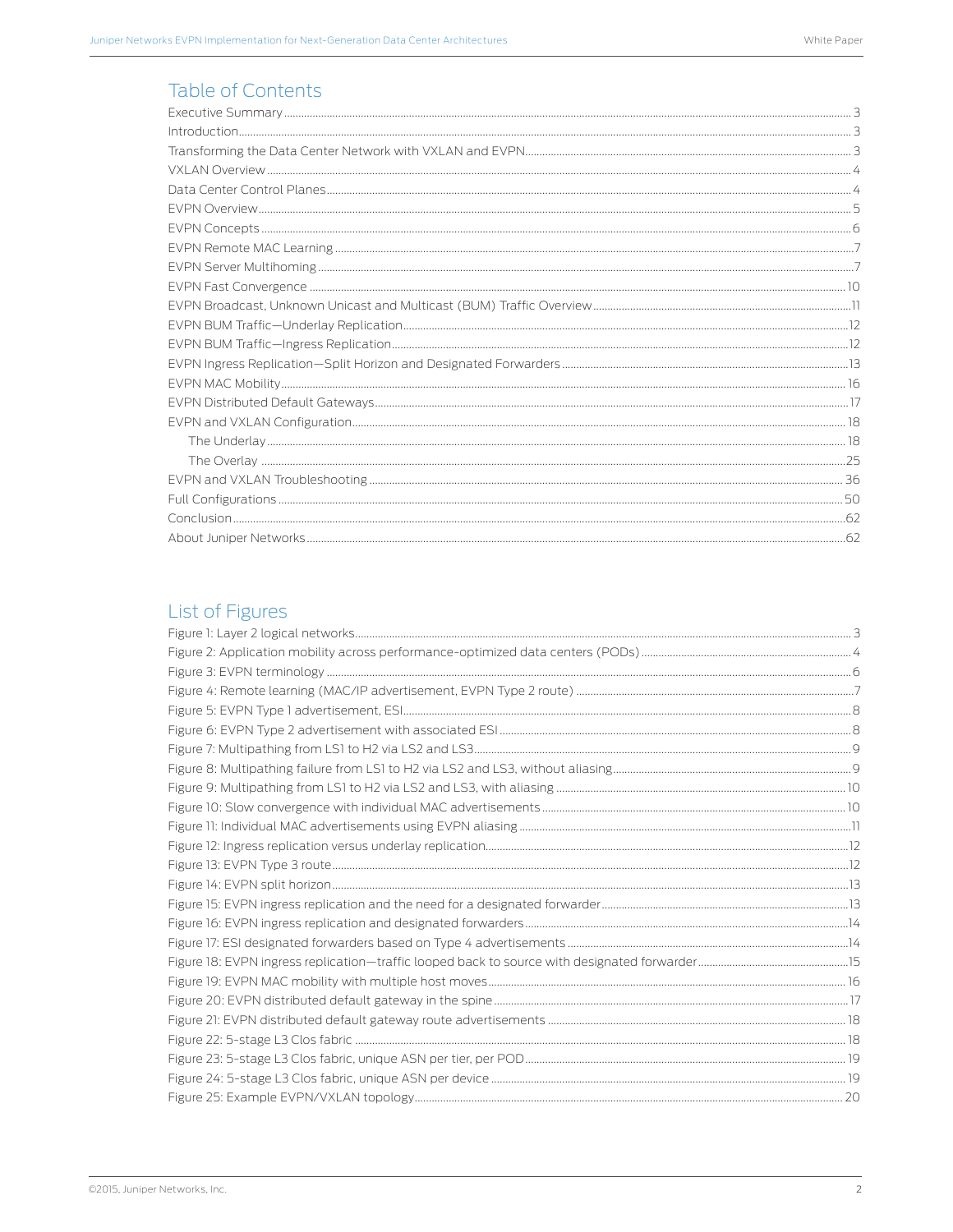## Table of Contents

Executive Summary ... 3
Introduction ... 3
Transforming the Data Center Network with VXLAN and EVPN ... 3
VXLAN Overview ... 4
Data Center Control Planes ... 4
EVPN Overview ... 5
EVPN Concepts ... 6
EVPN Remote MAC Learning ... 7
EVPN Server Multihoming ... 7
EVPN Fast Convergence ... 10
EVPN Broadcast, Unknown Unicast and Multicast (BUM) Traffic Overview ... 11
EVPN BUM Traffic—Underlay Replication ... 12
EVPN BUM Traffic—Ingress Replication ... 12
EVPN Ingress Replication—Split Horizon and Designated Forwarders ... 13
EVPN MAC Mobility ... 16
EVPN Distributed Default Gateways ... 17
EVPN and VXLAN Configuration ... 18
    The Underlay ... 18
    The Overlay ... 25
EVPN and VXLAN Troubleshooting ... 36
Full Configurations ... 50
Conclusion ... 62
About Juniper Networks ... 62

## List of Figures

Figure 1: Layer 2 logical networks ... 3
Figure 2: Application mobility across performance-optimized data centers (PODs) ... 4
Figure 3: EVPN terminology ... 6
Figure 4: Remote learning (MAC/IP advertisement, EVPN Type 2 route) ... 7
Figure 5: EVPN Type 1 advertisement, ESI ... 8
Figure 6: EVPN Type 2 advertisement with associated ESI ... 8
Figure 7: Multipathing from LS1 to H2 via LS2 and LS3 ... 9
Figure 8: Multipathing failure from LS1 to H2 via LS2 and LS3, without aliasing ... 9
Figure 9: Multipathing from LS1 to H2 via LS2 and LS3, with aliasing ... 10
Figure 10: Slow convergence with individual MAC advertisements ... 10
Figure 11: Individual MAC advertisements using EVPN aliasing ... 11
Figure 12: Ingress replication versus underlay replication ... 12
Figure 13: EVPN Type 3 route ... 12
Figure 14: EVPN split horizon ... 13
Figure 15: EVPN ingress replication and the need for a designated forwarder ... 13
Figure 16: EVPN ingress replication and designated forwarders ... 14
Figure 17: ESI designated forwarders based on Type 4 advertisements ... 14
Figure 18: EVPN ingress replication—traffic looped back to source with designated forwarder ... 15
Figure 19: EVPN MAC mobility with multiple host moves ... 16
Figure 20: EVPN distributed default gateway in the spine ... 17
Figure 21: EVPN distributed default gateway route advertisements ... 18
Figure 22: 5-stage L3 Clos fabric ... 18
Figure 23: 5-stage L3 Clos fabric, unique ASN per tier, per POD ... 19
Figure 24: 5-stage L3 Clos fabric, unique ASN per device ... 19
Figure 25: Example EVPN/VXLAN topology ... 20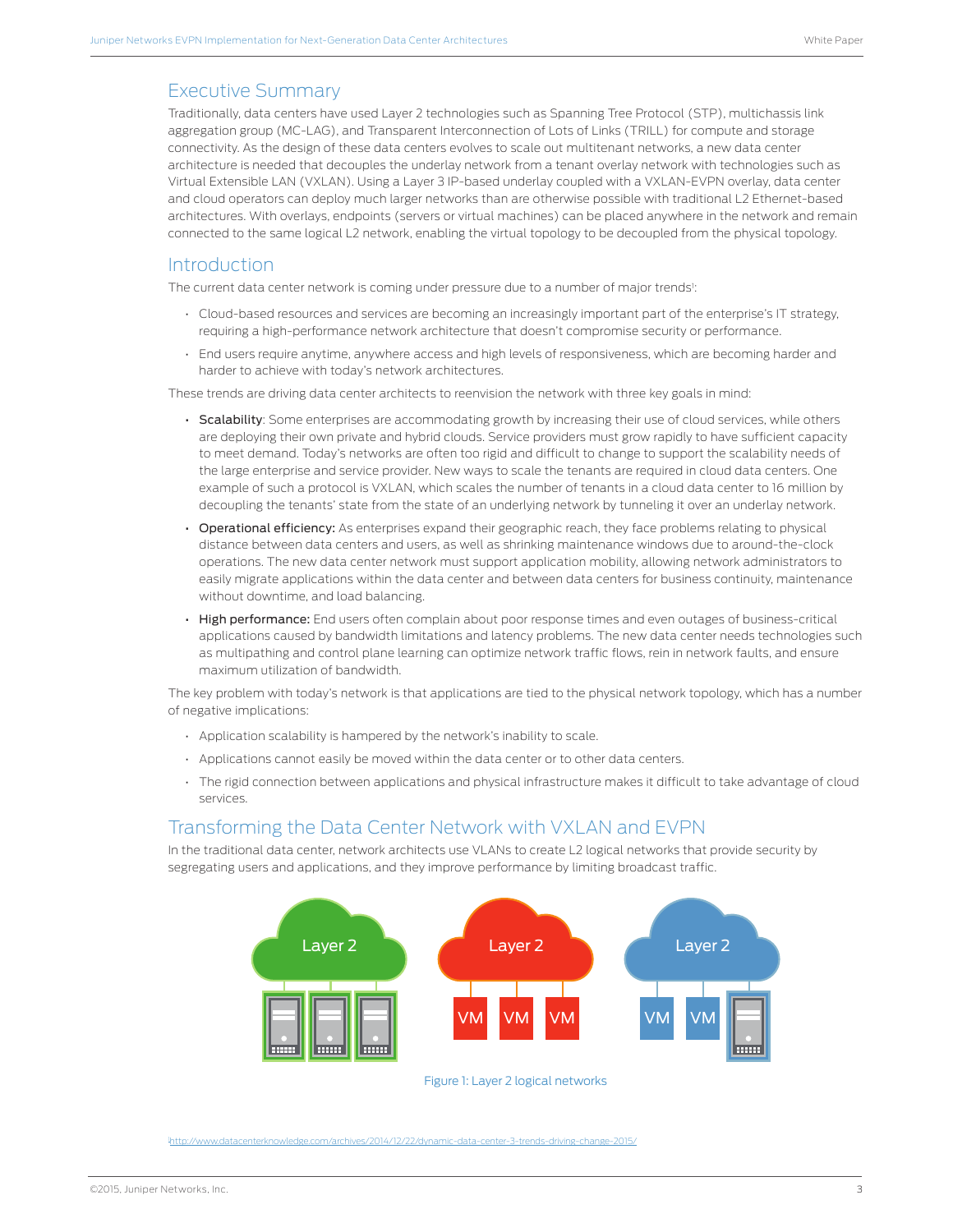## Executive Summary

Traditionally, data centers have used Layer 2 technologies such as Spanning Tree Protocol (STP), multichassis link aggregation group (MC-LAG), and Transparent Interconnection of Lots of Links (TRILL) for compute and storage connectivity. As the design of these data centers evolves to scale out multitenant networks, a new data center architecture is needed that decouples the underlay network from a tenant overlay network with technologies such as Virtual Extensible LAN (VXLAN). Using a Layer 3 IP-based underlay coupled with a VXLAN-EVPN overlay, data center and cloud operators can deploy much larger networks than are otherwise possible with traditional L2 Ethernet-based architectures. With overlays, endpoints (servers or virtual machines) can be placed anywhere in the network and remain connected to the same logical L2 network, enabling the virtual topology to be decoupled from the physical topology.

## Introduction

The current data center network is coming under pressure due to a number of major trends[1]:

- Cloud-based resources and services are becoming an increasingly important part of the enterprise's IT strategy, requiring a high-performance network architecture that doesn't compromise security or performance.
- End users require anytime, anywhere access and high levels of responsiveness, which are becoming harder and harder to achieve with today's network architectures.

These trends are driving data center architects to reenvision the network with three key goals in mind:

- **Scalability**: Some enterprises are accommodating growth by increasing their use of cloud services, while others are deploying their own private and hybrid clouds. Service providers must grow rapidly to have sufficient capacity to meet demand. Today's networks are often too rigid and difficult to change to support the scalability needs of the large enterprise and service provider. New ways to scale the tenants are required in cloud data centers. One example of such a protocol is VXLAN, which scales the number of tenants in a cloud data center to 16 million by decoupling the tenants' state from the state of an underlying network by tunneling it over an underlay network.
- **Operational efficiency:** As enterprises expand their geographic reach, they face problems relating to physical distance between data centers and users, as well as shrinking maintenance windows due to around-the-clock operations. The new data center network must support application mobility, allowing network administrators to easily migrate applications within the data center and between data centers for business continuity, maintenance without downtime, and load balancing.
- **High performance:** End users often complain about poor response times and even outages of business-critical applications caused by bandwidth limitations and latency problems. The new data center needs technologies such as multipathing and control plane learning can optimize network traffic flows, rein in network faults, and ensure maximum utilization of bandwidth.

The key problem with today's network is that applications are tied to the physical network topology, which has a number of negative implications:

- Application scalability is hampered by the network's inability to scale.
- Applications cannot easily be moved within the data center or to other data centers.
- The rigid connection between applications and physical infrastructure makes it difficult to take advantage of cloud services.

## Transforming the Data Center Network with VXLAN and EVPN

In the traditional data center, network architects use VLANs to create L2 logical networks that provide security by segregating users and applications, and they improve performance by limiting broadcast traffic.

Layer 2 | Layer 2 | Layer 2

VM VM VM | VM VM

Figure 1: Layer 2 logical networks

[1] http://www.datacenterknowledge.com/archives/2014/12/22/dynamic-data-center-3-trends-driving-change-2015/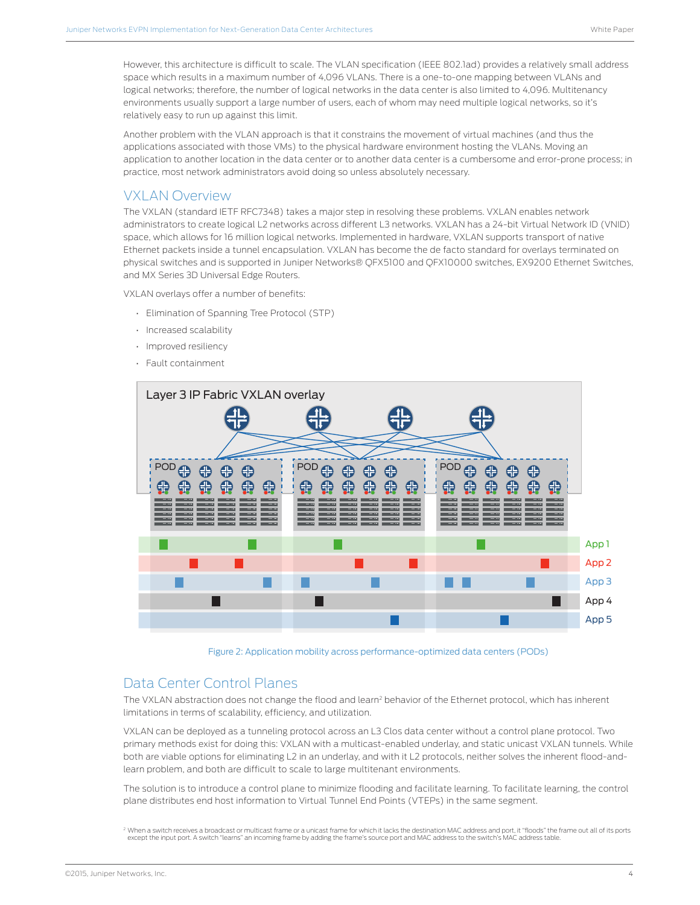However, this architecture is difficult to scale. The VLAN specification (IEEE 802.1ad) provides a relatively small address space which results in a maximum number of 4,096 VLANs. There is a one-to-one mapping between VLANs and logical networks; therefore, the number of logical networks in the data center is also limited to 4,096. Multitenancy environments usually support a large number of users, each of whom may need multiple logical networks, so it's relatively easy to run up against this limit.

Another problem with the VLAN approach is that it constrains the movement of virtual machines (and thus the applications associated with those VMs) to the physical hardware environment hosting the VLANs. Moving an application to another location in the data center or to another data center is a cumbersome and error-prone process; in practice, most network administrators avoid doing so unless absolutely necessary.

## VXLAN Overview

The VXLAN (standard IETF RFC7348) takes a major step in resolving these problems. VXLAN enables network administrators to create logical L2 networks across different L3 networks. VXLAN has a 24-bit Virtual Network ID (VNID) space, which allows for 16 million logical networks. Implemented in hardware, VXLAN supports transport of native Ethernet packets inside a tunnel encapsulation. VXLAN has become the de facto standard for overlays terminated on physical switches and is supported in Juniper Networks® QFX5100 and QFX10000 switches, EX9200 Ethernet Switches, and MX Series 3D Universal Edge Routers.

VXLAN overlays offer a number of benefits:

- Elimination of Spanning Tree Protocol (STP)
- Increased scalability
- Improved resiliency
- Fault containment

Figure 2: Application mobility across performance-optimized data centers (PODs)

## Data Center Control Planes

The VXLAN abstraction does not change the flood and learn[2] behavior of the Ethernet protocol, which has inherent limitations in terms of scalability, efficiency, and utilization.

VXLAN can be deployed as a tunneling protocol across an L3 Clos data center without a control plane protocol. Two primary methods exist for doing this: VXLAN with a multicast-enabled underlay, and static unicast VXLAN tunnels. While both are viable options for eliminating L2 in an underlay, and with it L2 protocols, neither solves the inherent flood-and-learn problem, and both are difficult to scale to large multitenant environments.

The solution is to introduce a control plane to minimize flooding and facilitate learning. To facilitate learning, the control plane distributes end host information to Virtual Tunnel End Points (VTEPs) in the same segment.

[2] When a switch receives a broadcast or multicast frame or a unicast frame for which it lacks the destination MAC address and port, it "floods" the frame out all of its ports except the input port. A switch "learns" an incoming frame by adding the frame's source port and MAC address to the switch's MAC address table.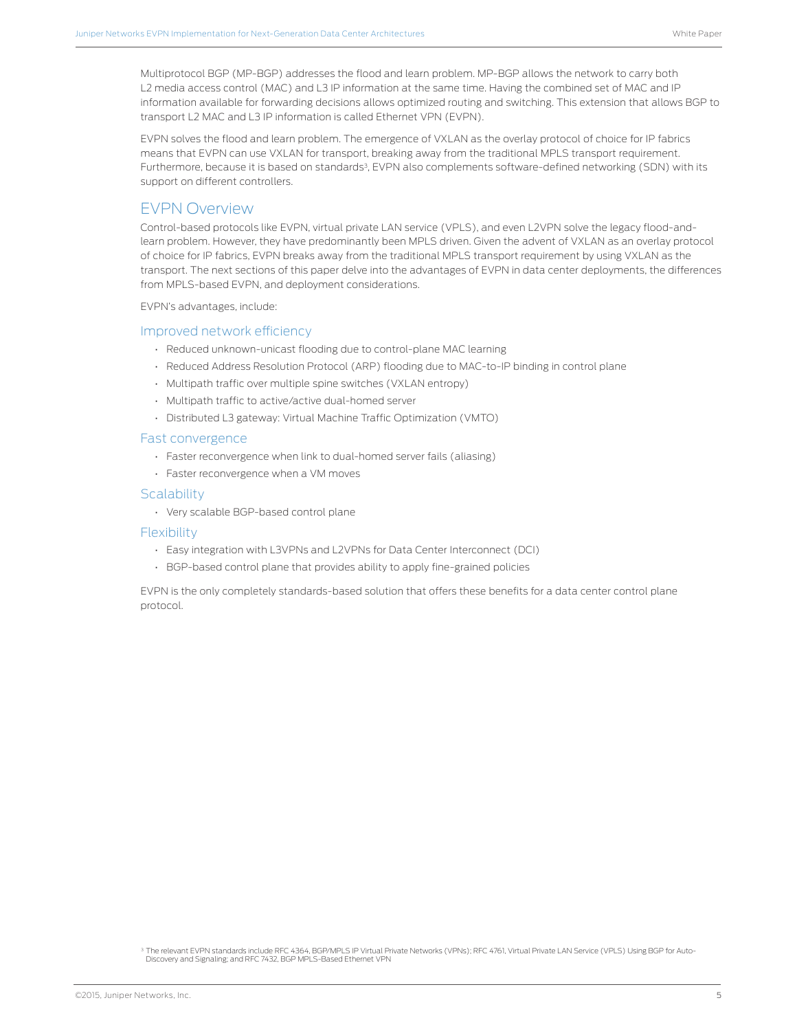Multiprotocol BGP (MP-BGP) addresses the flood and learn problem. MP-BGP allows the network to carry both L2 media access control (MAC) and L3 IP information at the same time. Having the combined set of MAC and IP information available for forwarding decisions allows optimized routing and switching. This extension that allows BGP to transport L2 MAC and L3 IP information is called Ethernet VPN (EVPN).

EVPN solves the flood and learn problem. The emergence of VXLAN as the overlay protocol of choice for IP fabrics means that EVPN can use VXLAN for transport, breaking away from the traditional MPLS transport requirement. Furthermore, because it is based on standards[3], EVPN also complements software-defined networking (SDN) with its support on different controllers.

## EVPN Overview

Control-based protocols like EVPN, virtual private LAN service (VPLS), and even L2VPN solve the legacy flood-and-learn problem. However, they have predominantly been MPLS driven. Given the advent of VXLAN as an overlay protocol of choice for IP fabrics, EVPN breaks away from the traditional MPLS transport requirement by using VXLAN as the transport. The next sections of this paper delve into the advantages of EVPN in data center deployments, the differences from MPLS-based EVPN, and deployment considerations.

EVPN's advantages, include:

### Improved network efficiency

- Reduced unknown-unicast flooding due to control-plane MAC learning
- Reduced Address Resolution Protocol (ARP) flooding due to MAC-to-IP binding in control plane
- Multipath traffic over multiple spine switches (VXLAN entropy)
- Multipath traffic to active/active dual-homed server
- Distributed L3 gateway: Virtual Machine Traffic Optimization (VMTO)

### Fast convergence

- Faster reconvergence when link to dual-homed server fails (aliasing)
- Faster reconvergence when a VM moves

### Scalability

- Very scalable BGP-based control plane

### Flexibility

- Easy integration with L3VPNs and L2VPNs for Data Center Interconnect (DCI)
- BGP-based control plane that provides ability to apply fine-grained policies

EVPN is the only completely standards-based solution that offers these benefits for a data center control plane protocol.

[3] The relevant EVPN standards include RFC 4364, BGP/MPLS IP Virtual Private Networks (VPNs); RFC 4761, Virtual Private LAN Service (VPLS) Using BGP for Auto-Discovery and Signaling; and RFC 7432, BGP MPLS-Based Ethernet VPN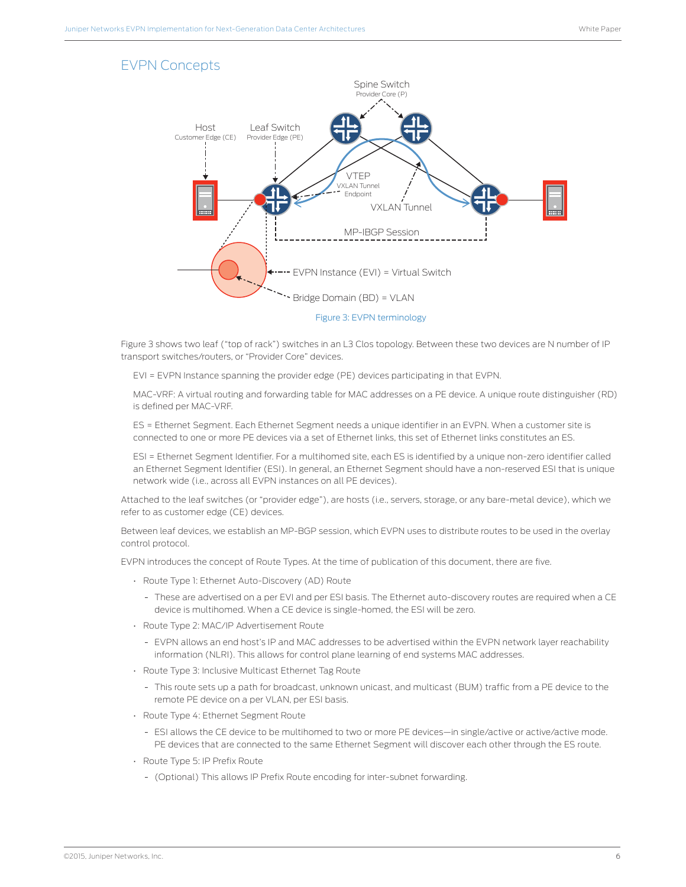## EVPN Concepts

Figure 3: EVPN terminology

Figure 3 shows two leaf ("top of rack") switches in an L3 Clos topology. Between these two devices are N number of IP transport switches/routers, or "Provider Core" devices.

EVI = EVPN Instance spanning the provider edge (PE) devices participating in that EVPN.

MAC-VRF: A virtual routing and forwarding table for MAC addresses on a PE device. A unique route distinguisher (RD) is defined per MAC-VRF.

ES = Ethernet Segment. Each Ethernet Segment needs a unique identifier in an EVPN. When a customer site is connected to one or more PE devices via a set of Ethernet links, this set of Ethernet links constitutes an ES.

ESI = Ethernet Segment Identifier. For a multihomed site, each ES is identified by a unique non-zero identifier called an Ethernet Segment Identifier (ESI). In general, an Ethernet Segment should have a non-reserved ESI that is unique network wide (i.e., across all EVPN instances on all PE devices).

Attached to the leaf switches (or "provider edge"), are hosts (i.e., servers, storage, or any bare-metal device), which we refer to as customer edge (CE) devices.

Between leaf devices, we establish an MP-BGP session, which EVPN uses to distribute routes to be used in the overlay control protocol.

EVPN introduces the concept of Route Types. At the time of publication of this document, there are five.

- Route Type 1: Ethernet Auto-Discovery (AD) Route
  - These are advertised on a per EVI and per ESI basis. The Ethernet auto-discovery routes are required when a CE device is multihomed. When a CE device is single-homed, the ESI will be zero.
- Route Type 2: MAC/IP Advertisement Route
  - EVPN allows an end host's IP and MAC addresses to be advertised within the EVPN network layer reachability information (NLRI). This allows for control plane learning of end systems MAC addresses.
- Route Type 3: Inclusive Multicast Ethernet Tag Route
  - This route sets up a path for broadcast, unknown unicast, and multicast (BUM) traffic from a PE device to the remote PE device on a per VLAN, per ESI basis.
- Route Type 4: Ethernet Segment Route
  - ESI allows the CE device to be multihomed to two or more PE devices—in single/active or active/active mode. PE devices that are connected to the same Ethernet Segment will discover each other through the ES route.
- Route Type 5: IP Prefix Route
  - (Optional) This allows IP Prefix Route encoding for inter-subnet forwarding.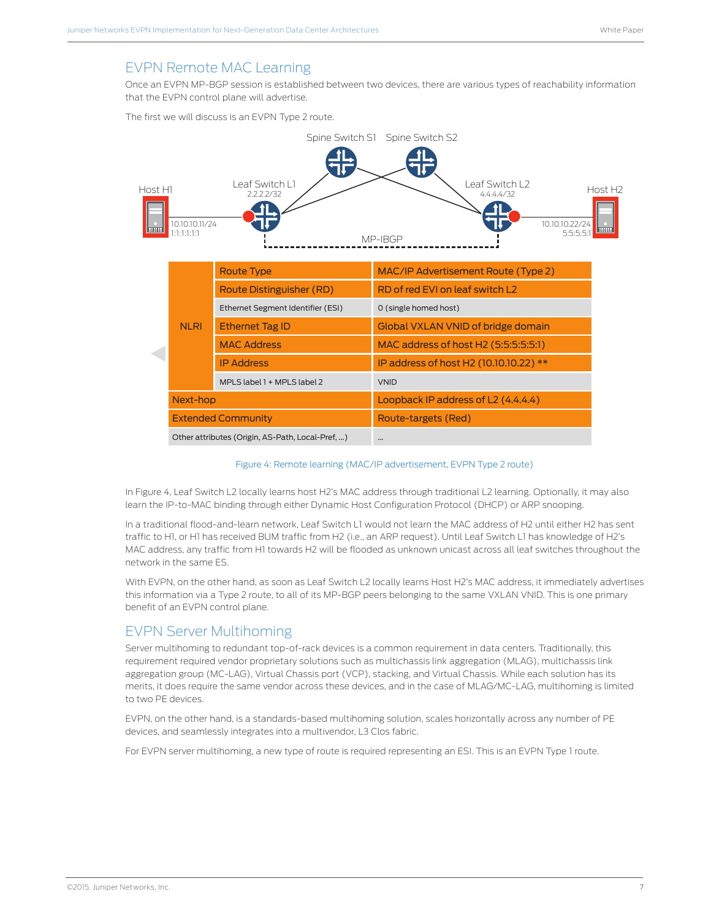## EVPN Remote MAC Learning

Once an EVPN MP-BGP session is established between two devices, there are various types of reachability information that the EVPN control plane will advertise.

The first we will discuss is an EVPN Type 2 route.

| | Field | Value |
|---|---|---|
| NLRI | Route Type | MAC/IP Advertisement Route (Type 2) |
| | Route Distinguisher (RD) | RD of red EVI on leaf switch L2 |
| | Ethernet Segment Identifier (ESI) | 0 (single homed host) |
| | Ethernet Tag ID | Global VXLAN VNID of bridge domain |
| | MAC Address | MAC address of host H2 (5:5:5:5:5:1) |
| | IP Address | IP address of host H2 (10.10.10.22) ** |
| | MPLS label 1 + MPLS label 2 | VNID |
| Next-hop | | Loopback IP address of L2 (4.4.4.4) |
| Extended Community | | Route-targets (Red) |
| Other attributes (Origin, AS-Path, Local-Pref, ...) | | ... |

Figure 4: Remote learning (MAC/IP advertisement, EVPN Type 2 route)

In Figure 4, Leaf Switch L2 locally learns host H2's MAC address through traditional L2 learning. Optionally, it may also learn the IP-to-MAC binding through either Dynamic Host Configuration Protocol (DHCP) or ARP snooping.

In a traditional flood-and-learn network, Leaf Switch L1 would not learn the MAC address of H2 until either H2 has sent traffic to H1, or H1 has received BUM traffic from H2 (i.e., an ARP request). Until Leaf Switch L1 has knowledge of H2's MAC address, any traffic from H1 towards H2 will be flooded as unknown unicast across all leaf switches throughout the network in the same ES.

With EVPN, on the other hand, as soon as Leaf Switch L2 locally learns Host H2's MAC address, it immediately advertises this information via a Type 2 route, to all of its MP-BGP peers belonging to the same VXLAN VNID. This is one primary benefit of an EVPN control plane.

## EVPN Server Multihoming

Server multihoming to redundant top-of-rack devices is a common requirement in data centers. Traditionally, this requirement required vendor proprietary solutions such as multichassis link aggregation (MLAG), multichassis link aggregation group (MC-LAG), Virtual Chassis port (VCP), stacking, and Virtual Chassis. While each solution has its merits, it does require the same vendor across these devices, and in the case of MLAG/MC-LAG, multihoming is limited to two PE devices.

EVPN, on the other hand, is a standards-based multihoming solution, scales horizontally across any number of PE devices, and seamlessly integrates into a multivendor, L3 Clos fabric.

For EVPN server multihoming, a new type of route is required representing an ESI. This is an EVPN Type 1 route.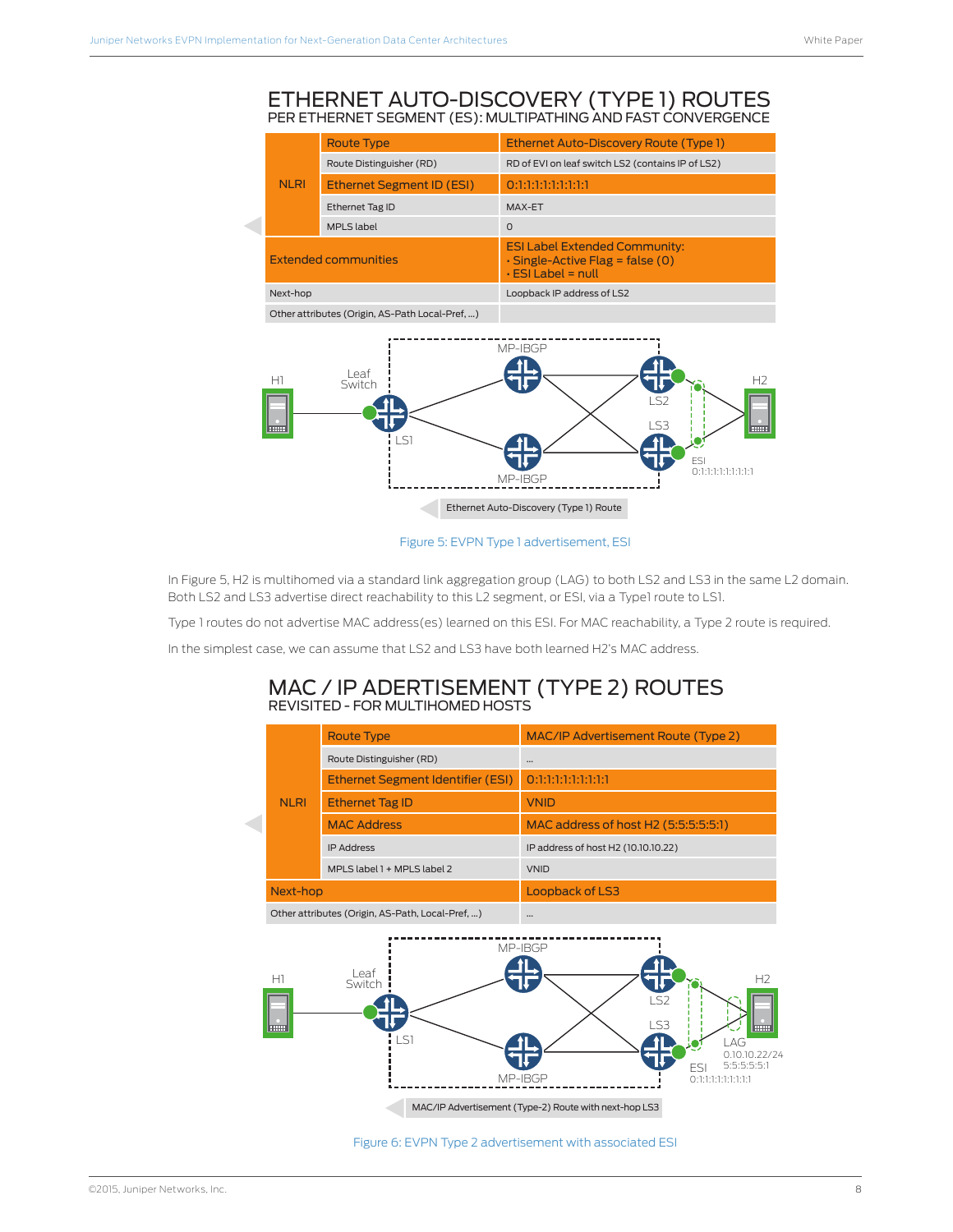## ETHERNET AUTO-DISCOVERY (TYPE 1) ROUTES

PER ETHERNET SEGMENT (ES): MULTIPATHING AND FAST CONVERGENCE

| | | |
|---|---|---|
| NLRI | Route Type | Ethernet Auto-Discovery Route (Type 1) |
| | Route Distinguisher (RD) | RD of EVI on leaf switch LS2 (contains IP of LS2) |
| | Ethernet Segment ID (ESI) | 0:1:1:1:1:1:1:1:1:1 |
| | Ethernet Tag ID | MAX-ET |
| | MPLS label | 0 |
| Extended communities | | ESI Label Extended Community:<br>· Single-Active Flag = false (0)<br>· ESI Label = null |
| Next-hop | | Loopback IP address of LS2 |
| Other attributes (Origin, AS-Path Local-Pref, ...) | | |

Figure 5: EVPN Type 1 advertisement, ESI

In Figure 5, H2 is multihomed via a standard link aggregation group (LAG) to both LS2 and LS3 in the same L2 domain. Both LS2 and LS3 advertise direct reachability to this L2 segment, or ESI, via a Type1 route to LS1.

Type 1 routes do not advertise MAC address(es) learned on this ESI. For MAC reachability, a Type 2 route is required.

In the simplest case, we can assume that LS2 and LS3 have both learned H2's MAC address.

## MAC / IP ADERTISEMENT (TYPE 2) ROUTES

REVISITED - FOR MULTIHOMED HOSTS

| | | |
|---|---|---|
| NLRI | Route Type | MAC/IP Advertisement Route (Type 2) |
| | Route Distinguisher (RD) | ... |
| | Ethernet Segment Identifier (ESI) | 0:1:1:1:1:1:1:1:1:1 |
| | Ethernet Tag ID | VNID |
| | MAC Address | MAC address of host H2 (5:5:5:5:5:1) |
| | IP Address | IP address of host H2 (10.10.10.22) |
| | MPLS label 1 + MPLS label 2 | VNID |
| Next-hop | | Loopback of LS3 |
| Other attributes (Origin, AS-Path, Local-Pref, ...) | | ... |

Figure 6: EVPN Type 2 advertisement with associated ESI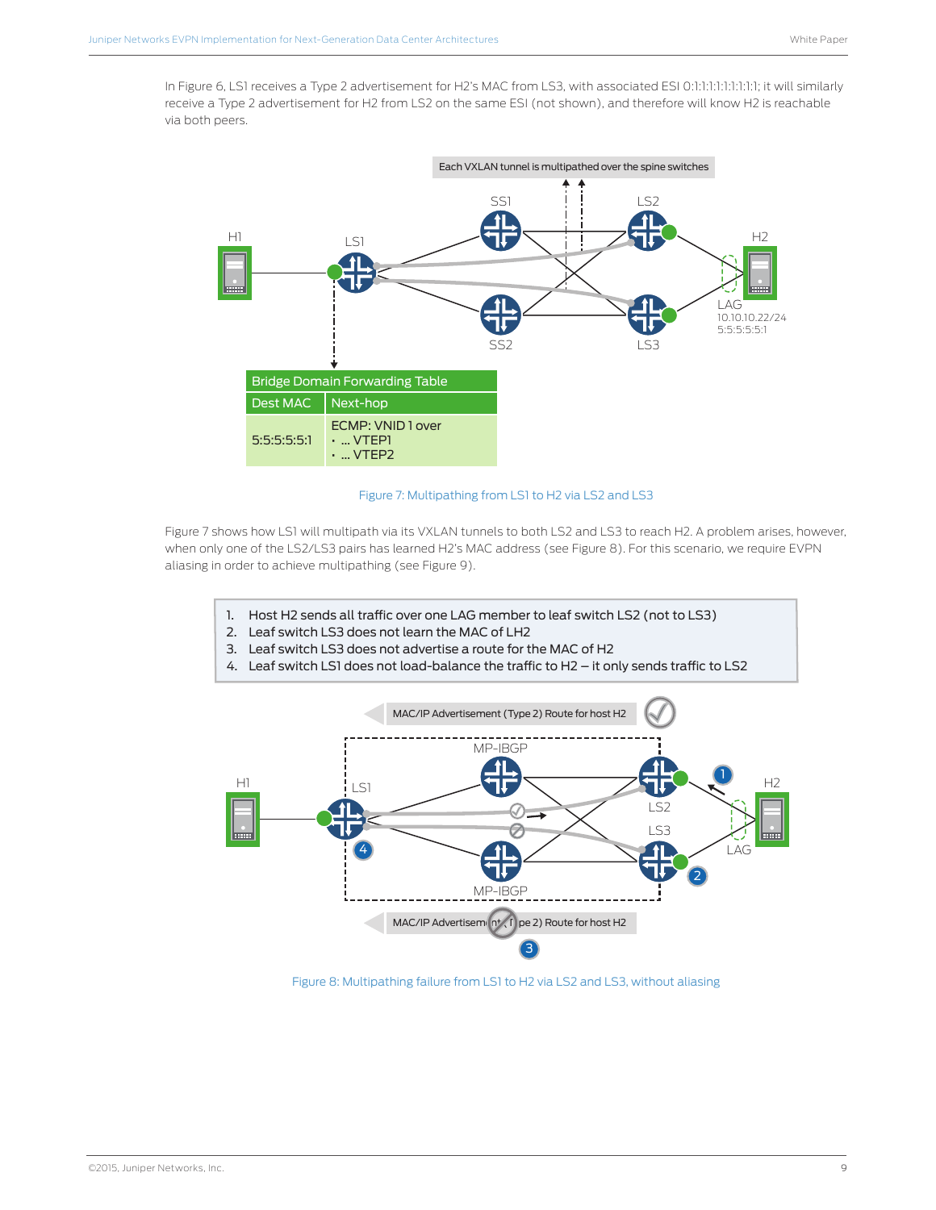In Figure 6, LS1 receives a Type 2 advertisement for H2's MAC from LS3, with associated ESI 0:1:1:1:1:1:1:1:1:1; it will similarly receive a Type 2 advertisement for H2 from LS2 on the same ESI (not shown), and therefore will know H2 is reachable via both peers.

| Bridge Domain Forwarding Table | |
|---|---|
| Dest MAC | Next-hop |
| 5:5:5:5:5:1 | ECMP: VNID 1 over<br>• ... VTEP1<br>• ... VTEP2 |

Figure 7: Multipathing from LS1 to H2 via LS2 and LS3

Figure 7 shows how LS1 will multipath via its VXLAN tunnels to both LS2 and LS3 to reach H2. A problem arises, however, when only one of the LS2/LS3 pairs has learned H2's MAC address (see Figure 8). For this scenario, we require EVPN aliasing in order to achieve multipathing (see Figure 9).

1. Host H2 sends all traffic over one LAG member to leaf switch LS2 (not to LS3)
2. Leaf switch LS3 does not learn the MAC of LH2
3. Leaf switch LS3 does not advertise a route for the MAC of H2
4. Leaf switch LS1 does not load-balance the traffic to H2 – it only sends traffic to LS2

Figure 8: Multipathing failure from LS1 to H2 via LS2 and LS3, without aliasing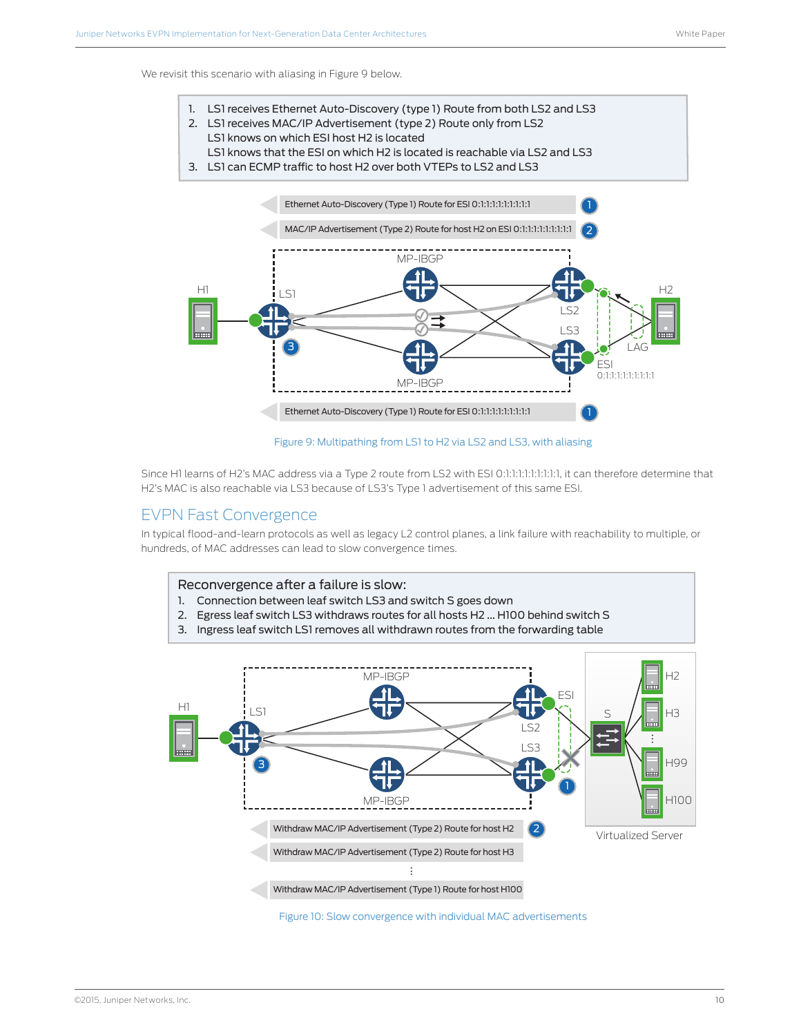We revisit this scenario with aliasing in Figure 9 below.

1. LS1 receives Ethernet Auto-Discovery (type 1) Route from both LS2 and LS3
2. LS1 receives MAC/IP Advertisement (type 2) Route only from LS2
   LS1 knows on which ESI host H2 is located
   LS1 knows that the ESI on which H2 is located is reachable via LS2 and LS3
3. LS1 can ECMP traffic to host H2 over both VTEPs to LS2 and LS3

Ethernet Auto-Discovery (Type 1) Route for ESI 0:1:1:1:1:1:1:1:1:1 (1)

MAC/IP Advertisement (Type 2) Route for host H2 on ESI 0:1:1:1:1:1:1:1:1:1 (2)

Ethernet Auto-Discovery (Type 1) Route for ESI 0:1:1:1:1:1:1:1:1:1 (1)

Figure 9: Multipathing from LS1 to H2 via LS2 and LS3, with aliasing

Since H1 learns of H2's MAC address via a Type 2 route from LS2 with ESI 0:1:1:1:1:1:1:1:1:1, it can therefore determine that H2's MAC is also reachable via LS3 because of LS3's Type 1 advertisement of this same ESI.

## EVPN Fast Convergence

In typical flood-and-learn protocols as well as legacy L2 control planes, a link failure with reachability to multiple, or hundreds, of MAC addresses can lead to slow convergence times.

**Reconvergence after a failure is slow:**

1. Connection between leaf switch LS3 and switch S goes down
2. Egress leaf switch LS3 withdraws routes for all hosts H2 ... H100 behind switch S
3. Ingress leaf switch LS1 removes all withdrawn routes from the forwarding table

Withdraw MAC/IP Advertisement (Type 2) Route for host H2 (2)

Withdraw MAC/IP Advertisement (Type 2) Route for host H3

⋮

Withdraw MAC/IP Advertisement (Type 1) Route for host H100

Figure 10: Slow convergence with individual MAC advertisements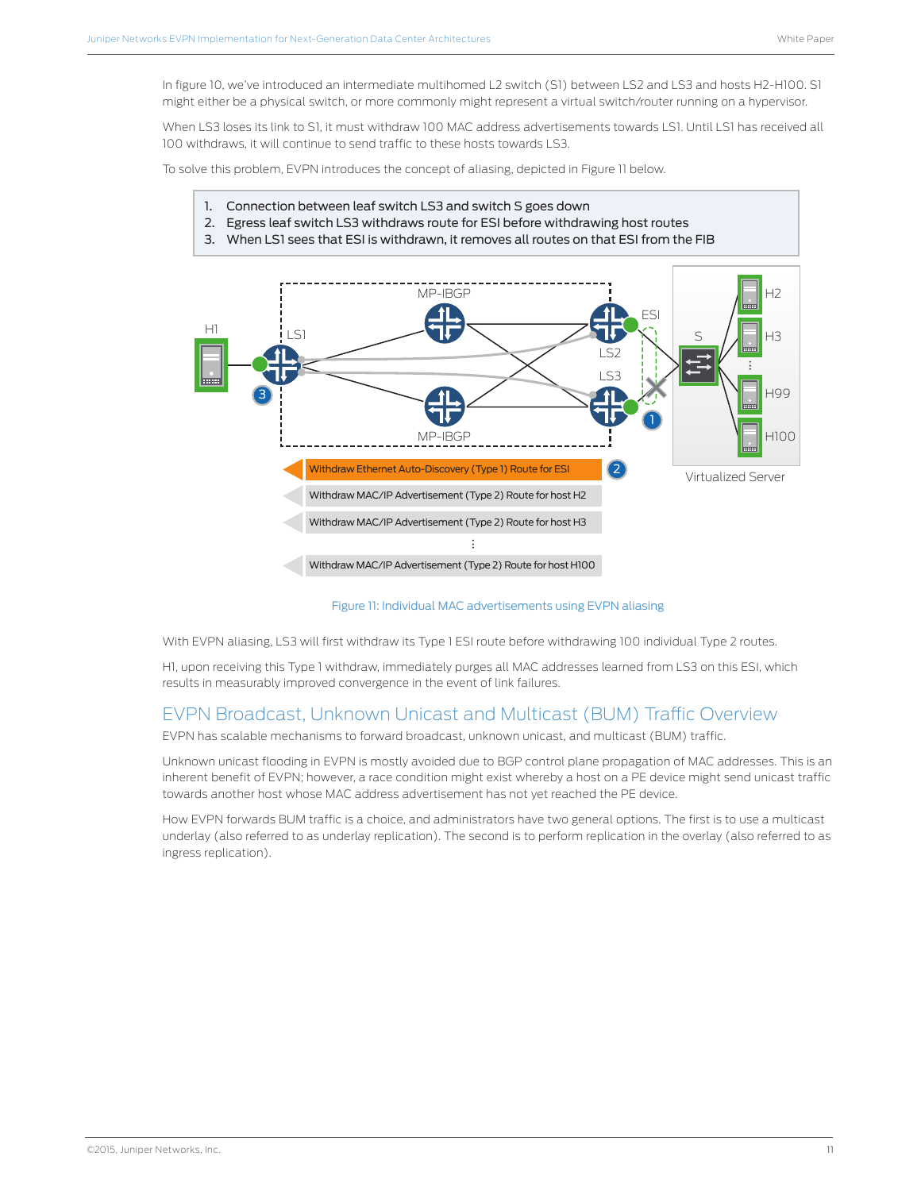In figure 10, we've introduced an intermediate multihomed L2 switch (S1) between LS2 and LS3 and hosts H2-H100. S1 might either be a physical switch, or more commonly might represent a virtual switch/router running on a hypervisor.

When LS3 loses its link to S1, it must withdraw 100 MAC address advertisements towards LS1. Until LS1 has received all 100 withdraws, it will continue to send traffic to these hosts towards LS3.

To solve this problem, EVPN introduces the concept of aliasing, depicted in Figure 11 below.

1. Connection between leaf switch LS3 and switch S goes down
2. Egress leaf switch LS3 withdraws route for ESI before withdrawing host routes
3. When LS1 sees that ESI is withdrawn, it removes all routes on that ESI from the FIB

Figure 11: Individual MAC advertisements using EVPN aliasing

With EVPN aliasing, LS3 will first withdraw its Type 1 ESI route before withdrawing 100 individual Type 2 routes.

H1, upon receiving this Type 1 withdraw, immediately purges all MAC addresses learned from LS3 on this ESI, which results in measurably improved convergence in the event of link failures.

## EVPN Broadcast, Unknown Unicast and Multicast (BUM) Traffic Overview

EVPN has scalable mechanisms to forward broadcast, unknown unicast, and multicast (BUM) traffic.

Unknown unicast flooding in EVPN is mostly avoided due to BGP control plane propagation of MAC addresses. This is an inherent benefit of EVPN; however, a race condition might exist whereby a host on a PE device might send unicast traffic towards another host whose MAC address advertisement has not yet reached the PE device.

How EVPN forwards BUM traffic is a choice, and administrators have two general options. The first is to use a multicast underlay (also referred to as underlay replication). The second is to perform replication in the overlay (also referred to as ingress replication).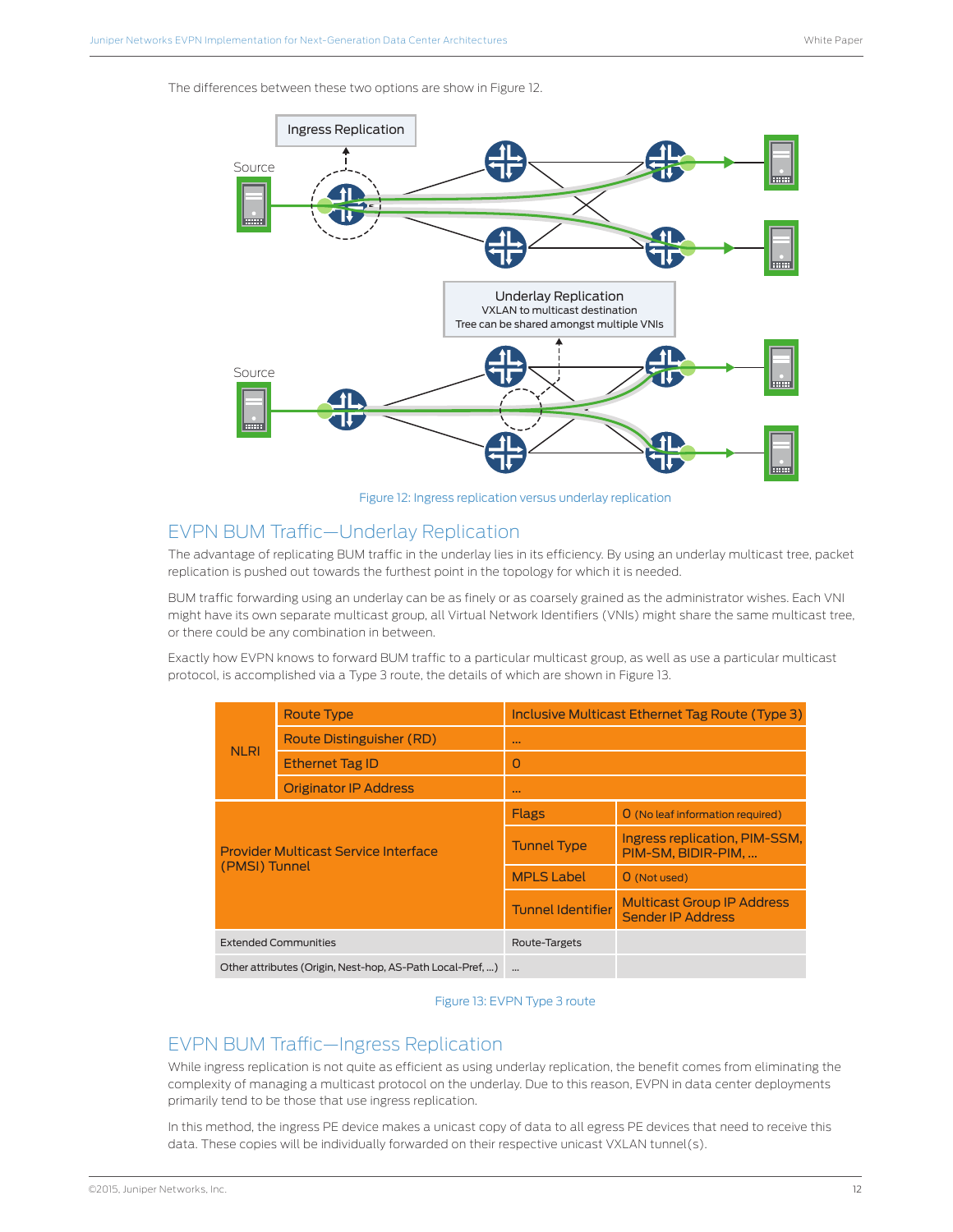The differences between these two options are show in Figure 12.

Figure 12: Ingress replication versus underlay replication

## EVPN BUM Traffic—Underlay Replication

The advantage of replicating BUM traffic in the underlay lies in its efficiency. By using an underlay multicast tree, packet replication is pushed out towards the furthest point in the topology for which it is needed.

BUM traffic forwarding using an underlay can be as finely or as coarsely grained as the administrator wishes. Each VNI might have its own separate multicast group, all Virtual Network Identifiers (VNIs) might share the same multicast tree, or there could be any combination in between.

Exactly how EVPN knows to forward BUM traffic to a particular multicast group, as well as use a particular multicast protocol, is accomplished via a Type 3 route, the details of which are shown in Figure 13.

| | | | |
|---|---|---|---|
| NLRI | Route Type | Inclusive Multicast Ethernet Tag Route (Type 3) | |
| | Route Distinguisher (RD) | ... | |
| | Ethernet Tag ID | 0 | |
| | Originator IP Address | ... | |
| Provider Multicast Service Interface (PMSI) Tunnel | | Flags | 0 (No leaf information required) |
| | | Tunnel Type | Ingress replication, PIM-SSM, PIM-SM, BIDIR-PIM, ... |
| | | MPLS Label | 0 (Not used) |
| | | Tunnel Identifier | Multicast Group IP Address Sender IP Address |
| Extended Communities | | Route-Targets | |
| Other attributes (Origin, Nest-hop, AS-Path Local-Pref, ...) | | ... | |

Figure 13: EVPN Type 3 route

## EVPN BUM Traffic—Ingress Replication

While ingress replication is not quite as efficient as using underlay replication, the benefit comes from eliminating the complexity of managing a multicast protocol on the underlay. Due to this reason, EVPN in data center deployments primarily tend to be those that use ingress replication.

In this method, the ingress PE device makes a unicast copy of data to all egress PE devices that need to receive this data. These copies will be individually forwarded on their respective unicast VXLAN tunnel(s).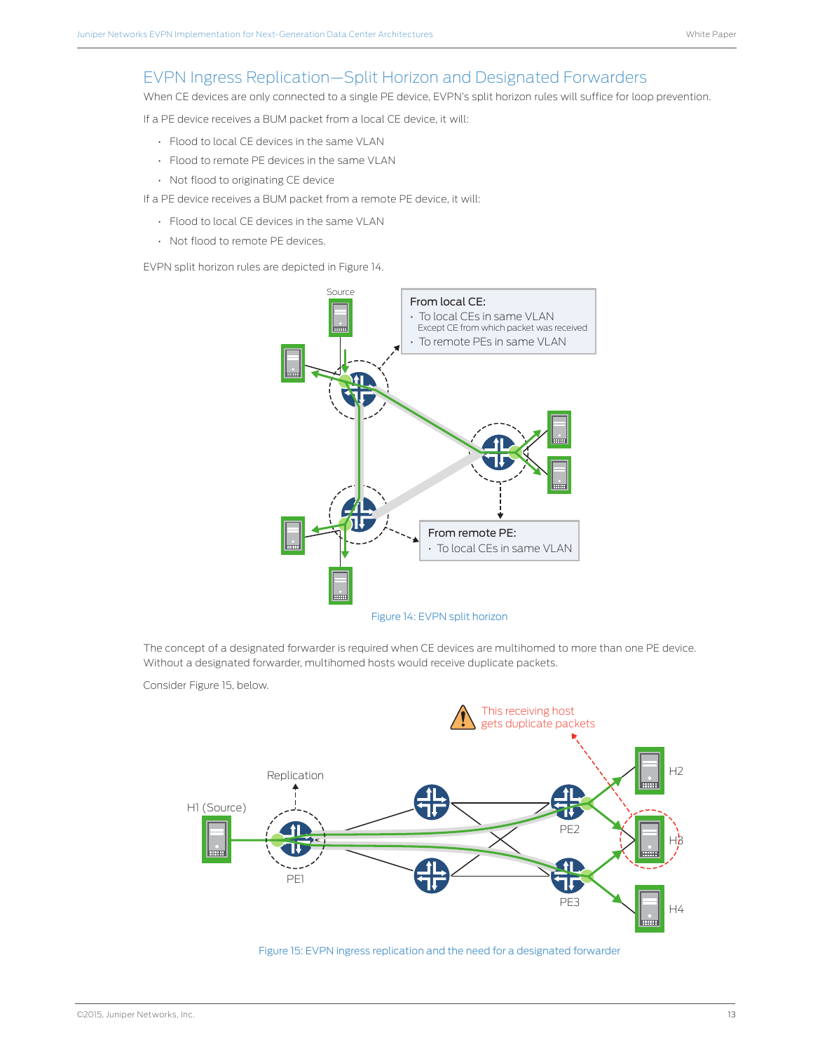## EVPN Ingress Replication—Split Horizon and Designated Forwarders

When CE devices are only connected to a single PE device, EVPN's split horizon rules will suffice for loop prevention.

If a PE device receives a BUM packet from a local CE device, it will:

- Flood to local CE devices in the same VLAN
- Flood to remote PE devices in the same VLAN
- Not flood to originating CE device

If a PE device receives a BUM packet from a remote PE device, it will:

- Flood to local CE devices in the same VLAN
- Not flood to remote PE devices.

EVPN split horizon rules are depicted in Figure 14.

Figure 14: EVPN split horizon

The concept of a designated forwarder is required when CE devices are multihomed to more than one PE device. Without a designated forwarder, multihomed hosts would receive duplicate packets.

Consider Figure 15, below.

Figure 15: EVPN ingress replication and the need for a designated forwarder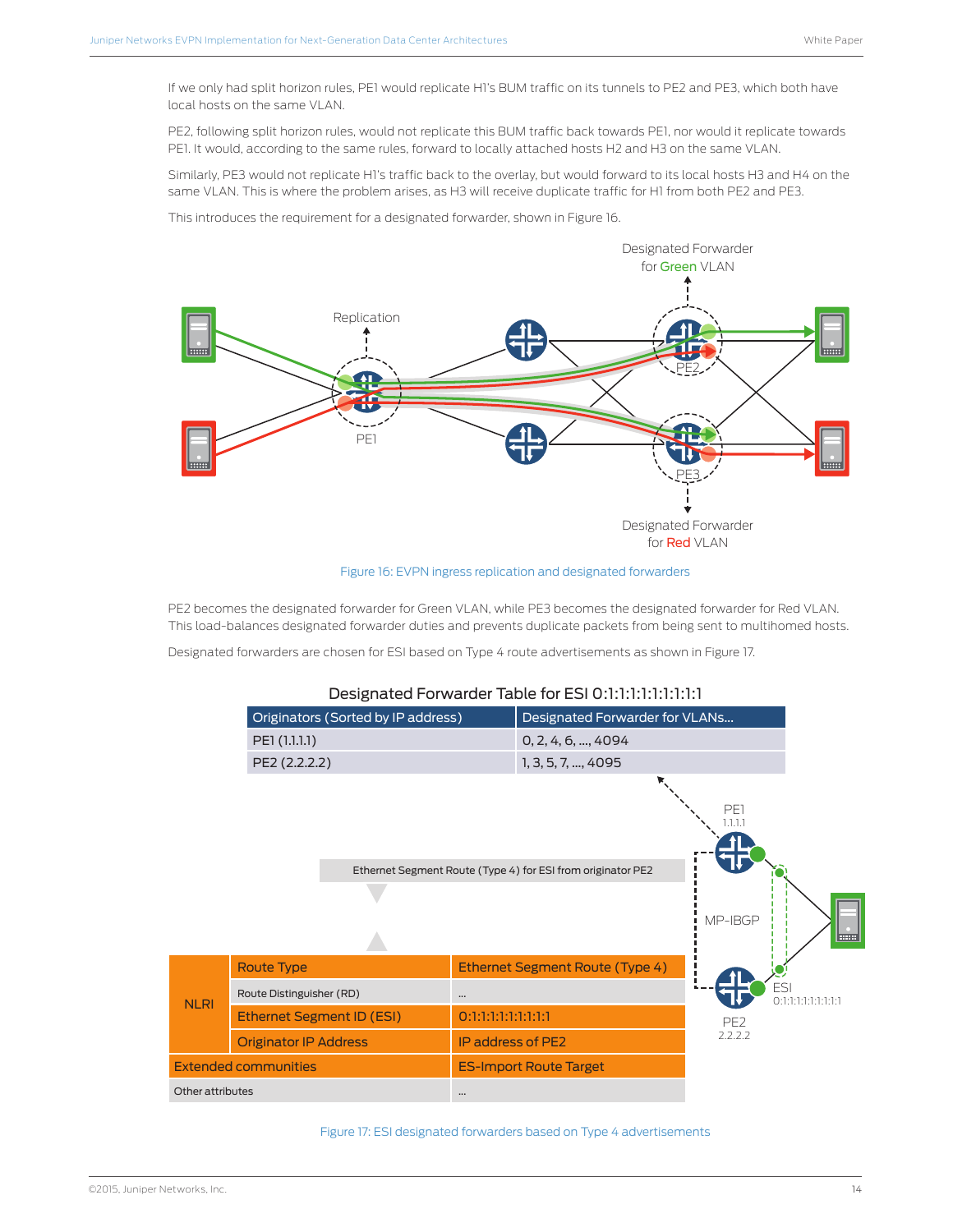If we only had split horizon rules, PE1 would replicate H1's BUM traffic on its tunnels to PE2 and PE3, which both have local hosts on the same VLAN.

PE2, following split horizon rules, would not replicate this BUM traffic back towards PE1, nor would it replicate towards PE1. It would, according to the same rules, forward to locally attached hosts H2 and H3 on the same VLAN.

Similarly, PE3 would not replicate H1's traffic back to the overlay, but would forward to its local hosts H3 and H4 on the same VLAN. This is where the problem arises, as H3 will receive duplicate traffic for H1 from both PE2 and PE3.

This introduces the requirement for a designated forwarder, shown in Figure 16.

Figure 16: EVPN ingress replication and designated forwarders

PE2 becomes the designated forwarder for Green VLAN, while PE3 becomes the designated forwarder for Red VLAN. This load-balances designated forwarder duties and prevents duplicate packets from being sent to multihomed hosts.

Designated forwarders are chosen for ESI based on Type 4 route advertisements as shown in Figure 17.

**Designated Forwarder Table for ESI 0:1:1:1:1:1:1:1:1:1**

| Originators (Sorted by IP address) | Designated Forwarder for VLANs... |
|---|---|
| PE1 (1.1.1.1) | 0, 2, 4, 6, ..., 4094 |
| PE2 (2.2.2.2) | 1, 3, 5, 7, ..., 4095 |

Ethernet Segment Route (Type 4) for ESI from originator PE2

| | | |
|---|---|---|
| NLRI | Route Type | Ethernet Segment Route (Type 4) |
| | Route Distinguisher (RD) | ... |
| | Ethernet Segment ID (ESI) | 0:1:1:1:1:1:1:1:1:1 |
| | Originator IP Address | IP address of PE2 |
| Extended communities | | ES-Import Route Target |
| Other attributes | | ... |

Figure 17: ESI designated forwarders based on Type 4 advertisements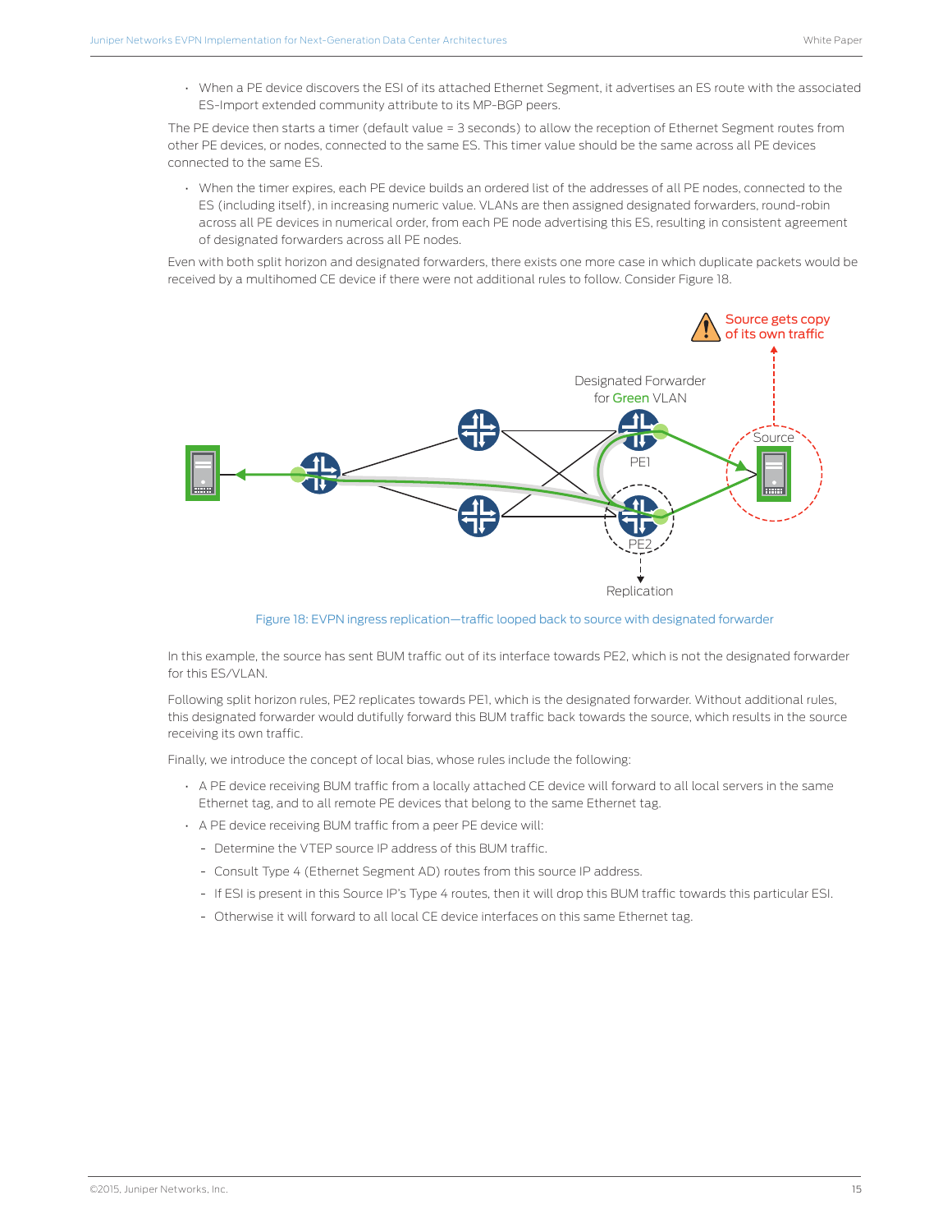- When a PE device discovers the ESI of its attached Ethernet Segment, it advertises an ES route with the associated ES-Import extended community attribute to its MP-BGP peers.

The PE device then starts a timer (default value = 3 seconds) to allow the reception of Ethernet Segment routes from other PE devices, or nodes, connected to the same ES. This timer value should be the same across all PE devices connected to the same ES.

- When the timer expires, each PE device builds an ordered list of the addresses of all PE nodes, connected to the ES (including itself), in increasing numeric value. VLANs are then assigned designated forwarders, round-robin across all PE devices in numerical order, from each PE node advertising this ES, resulting in consistent agreement of designated forwarders across all PE nodes.

Even with both split horizon and designated forwarders, there exists one more case in which duplicate packets would be received by a multihomed CE device if there were not additional rules to follow. Consider Figure 18.

Figure 18: EVPN ingress replication—traffic looped back to source with designated forwarder

In this example, the source has sent BUM traffic out of its interface towards PE2, which is not the designated forwarder for this ES/VLAN.

Following split horizon rules, PE2 replicates towards PE1, which is the designated forwarder. Without additional rules, this designated forwarder would dutifully forward this BUM traffic back towards the source, which results in the source receiving its own traffic.

Finally, we introduce the concept of local bias, whose rules include the following:

- A PE device receiving BUM traffic from a locally attached CE device will forward to all local servers in the same Ethernet tag, and to all remote PE devices that belong to the same Ethernet tag.
- A PE device receiving BUM traffic from a peer PE device will:
  - Determine the VTEP source IP address of this BUM traffic.
  - Consult Type 4 (Ethernet Segment AD) routes from this source IP address.
  - If ESI is present in this Source IP's Type 4 routes, then it will drop this BUM traffic towards this particular ESI.
  - Otherwise it will forward to all local CE device interfaces on this same Ethernet tag.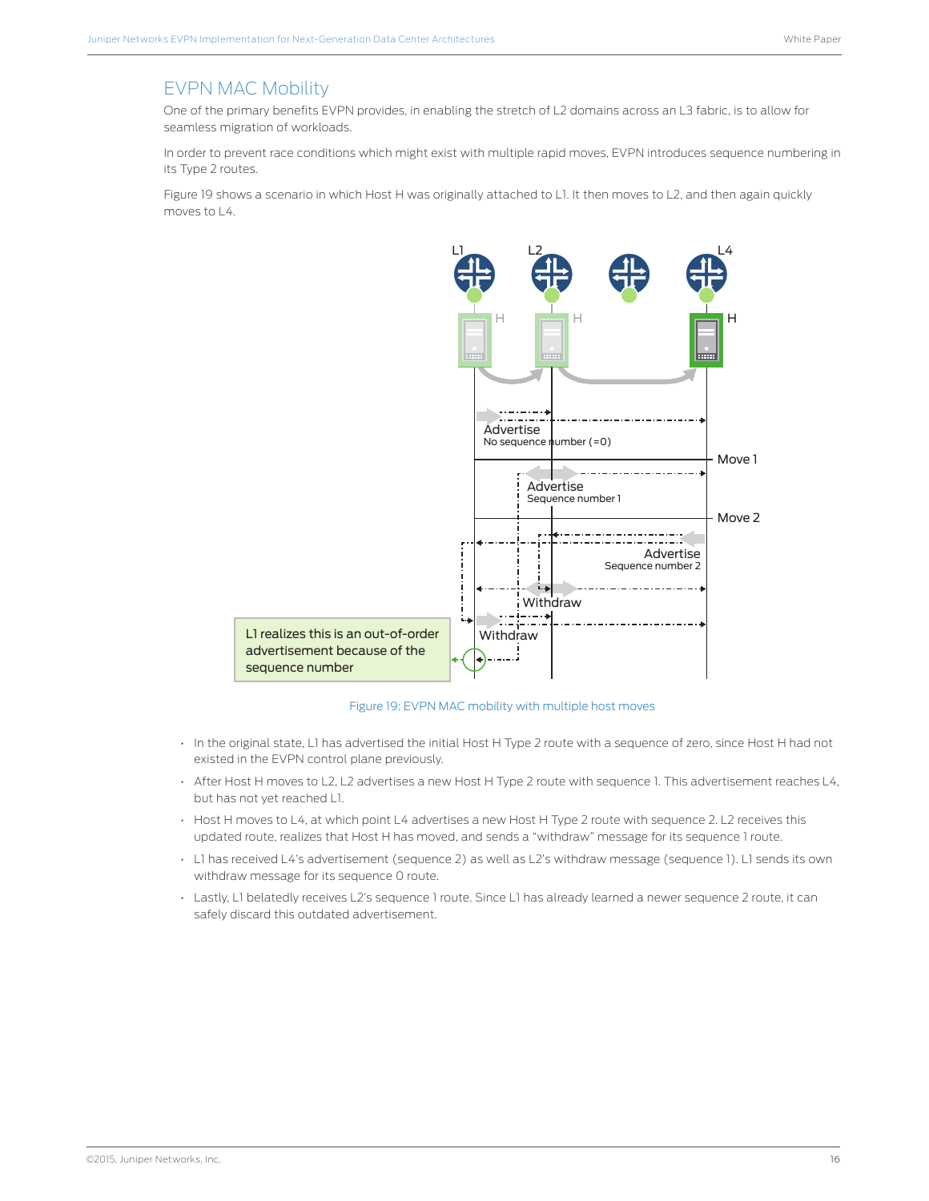## EVPN MAC Mobility

One of the primary benefits EVPN provides, in enabling the stretch of L2 domains across an L3 fabric, is to allow for seamless migration of workloads.

In order to prevent race conditions which might exist with multiple rapid moves, EVPN introduces sequence numbering in its Type 2 routes.

Figure 19 shows a scenario in which Host H was originally attached to L1. It then moves to L2, and then again quickly moves to L4.

Figure 19: EVPN MAC mobility with multiple host moves

- In the original state, L1 has advertised the initial Host H Type 2 route with a sequence of zero, since Host H had not existed in the EVPN control plane previously.
- After Host H moves to L2, L2 advertises a new Host H Type 2 route with sequence 1. This advertisement reaches L4, but has not yet reached L1.
- Host H moves to L4, at which point L4 advertises a new Host H Type 2 route with sequence 2. L2 receives this updated route, realizes that Host H has moved, and sends a "withdraw" message for its sequence 1 route.
- L1 has received L4's advertisement (sequence 2) as well as L2's withdraw message (sequence 1). L1 sends its own withdraw message for its sequence 0 route.
- Lastly, L1 belatedly receives L2's sequence 1 route. Since L1 has already learned a newer sequence 2 route, it can safely discard this outdated advertisement.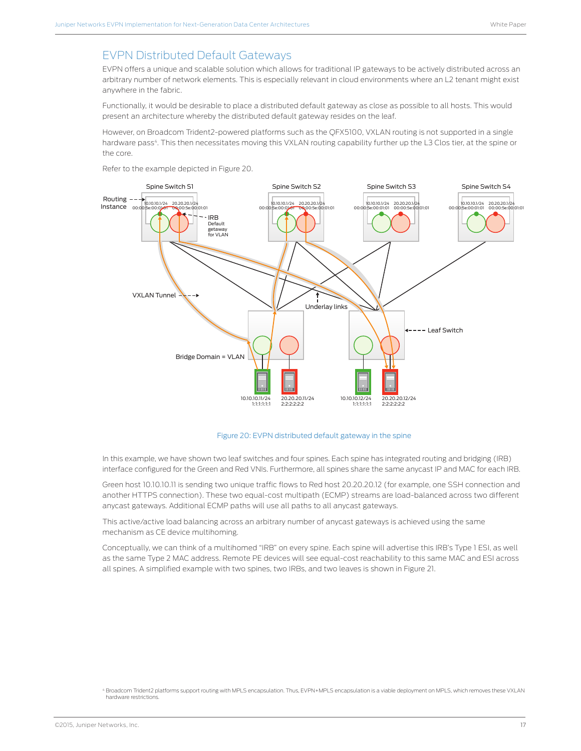## EVPN Distributed Default Gateways

EVPN offers a unique and scalable solution which allows for traditional IP gateways to be actively distributed across an arbitrary number of network elements. This is especially relevant in cloud environments where an L2 tenant might exist anywhere in the fabric.

Functionally, it would be desirable to place a distributed default gateway as close as possible to all hosts. This would present an architecture whereby the distributed default gateway resides on the leaf.

However, on Broadcom Trident2-powered platforms such as the QFX5100, VXLAN routing is not supported in a single hardware pass[4]. This then necessitates moving this VXLAN routing capability further up the L3 Clos tier, at the spine or the core.

Refer to the example depicted in Figure 20.

Figure 20: EVPN distributed default gateway in the spine

In this example, we have shown two leaf switches and four spines. Each spine has integrated routing and bridging (IRB) interface configured for the Green and Red VNIs. Furthermore, all spines share the same anycast IP and MAC for each IRB.

Green host 10.10.10.11 is sending two unique traffic flows to Red host 20.20.20.12 (for example, one SSH connection and another HTTPS connection). These two equal-cost multipath (ECMP) streams are load-balanced across two different anycast gateways. Additional ECMP paths will use all paths to all anycast gateways.

This active/active load balancing across an arbitrary number of anycast gateways is achieved using the same mechanism as CE device multihoming.

Conceptually, we can think of a multihomed "IRB" on every spine. Each spine will advertise this IRB's Type 1 ESI, as well as the same Type 2 MAC address. Remote PE devices will see equal-cost reachability to this same MAC and ESI across all spines. A simplified example with two spines, two IRBs, and two leaves is shown in Figure 21.

[4] Broadcom Trident2 platforms support routing with MPLS encapsulation. Thus, EVPN+MPLS encapsulation is a viable deployment on MPLS, which removes these VXLAN hardware restrictions.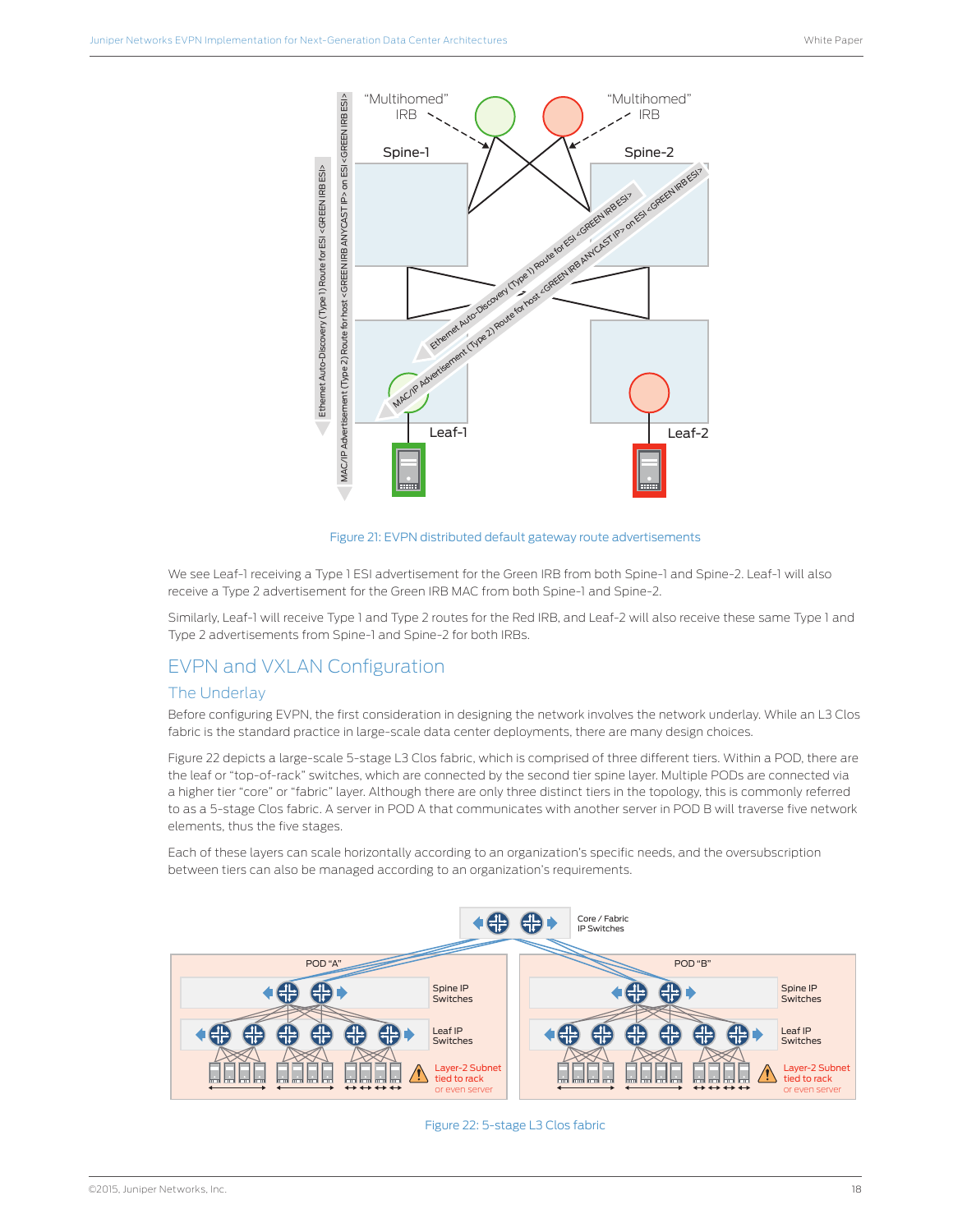Figure 21: EVPN distributed default gateway route advertisements

We see Leaf-1 receiving a Type 1 ESI advertisement for the Green IRB from both Spine-1 and Spine-2. Leaf-1 will also receive a Type 2 advertisement for the Green IRB MAC from both Spine-1 and Spine-2.

Similarly, Leaf-1 will receive Type 1 and Type 2 routes for the Red IRB, and Leaf-2 will also receive these same Type 1 and Type 2 advertisements from Spine-1 and Spine-2 for both IRBs.

## EVPN and VXLAN Configuration

### The Underlay

Before configuring EVPN, the first consideration in designing the network involves the network underlay. While an L3 Clos fabric is the standard practice in large-scale data center deployments, there are many design choices.

Figure 22 depicts a large-scale 5-stage L3 Clos fabric, which is comprised of three different tiers. Within a POD, there are the leaf or "top-of-rack" switches, which are connected by the second tier spine layer. Multiple PODs are connected via a higher tier "core" or "fabric" layer. Although there are only three distinct tiers in the topology, this is commonly referred to as a 5-stage Clos fabric. A server in POD A that communicates with another server in POD B will traverse five network elements, thus the five stages.

Each of these layers can scale horizontally according to an organization's specific needs, and the oversubscription between tiers can also be managed according to an organization's requirements.

Figure 22: 5-stage L3 Clos fabric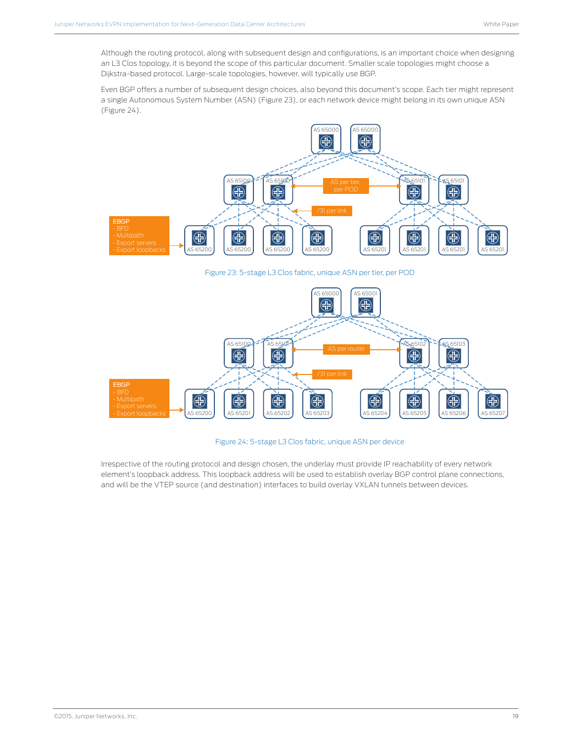Although the routing protocol, along with subsequent design and configurations, is an important choice when designing an L3 Clos topology, it is beyond the scope of this particular document. Smaller scale topologies might choose a Dijkstra-based protocol. Large-scale topologies, however, will typically use BGP.

Even BGP offers a number of subsequent design choices, also beyond this document's scope. Each tier might represent a single Autonomous System Number (ASN) (Figure 23), or each network device might belong in its own unique ASN (Figure 24).

Figure 23: 5-stage L3 Clos fabric, unique ASN per tier, per POD

Figure 24: 5-stage L3 Clos fabric, unique ASN per device

Irrespective of the routing protocol and design chosen, the underlay must provide IP reachability of every network element's loopback address. This loopback address will be used to establish overlay BGP control plane connections, and will be the VTEP source (and destination) interfaces to build overlay VXLAN tunnels between devices.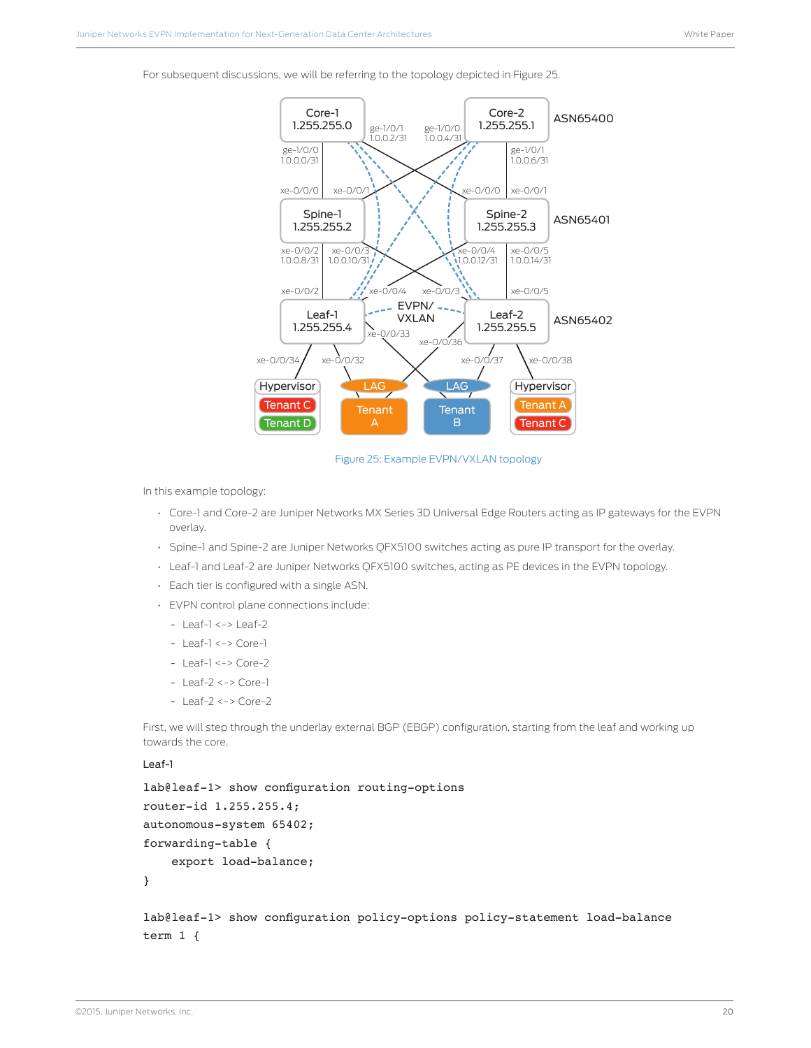For subsequent discussions, we will be referring to the topology depicted in Figure 25.

Figure 25: Example EVPN/VXLAN topology

In this example topology:

- Core-1 and Core-2 are Juniper Networks MX Series 3D Universal Edge Routers acting as IP gateways for the EVPN overlay.
- Spine-1 and Spine-2 are Juniper Networks QFX5100 switches acting as pure IP transport for the overlay.
- Leaf-1 and Leaf-2 are Juniper Networks QFX5100 switches, acting as PE devices in the EVPN topology.
- Each tier is configured with a single ASN.
- EVPN control plane connections include:
  - Leaf-1 <-> Leaf-2
  - Leaf-1 <-> Core-1
  - Leaf-1 <-> Core-2
  - Leaf-2 <-> Core-1
  - Leaf-2 <-> Core-2

First, we will step through the underlay external BGP (EBGP) configuration, starting from the leaf and working up towards the core.

**Leaf-1**

```
lab@leaf-1> show configuration routing-options
router-id 1.255.255.4;
autonomous-system 65402;
forwarding-table {
    export load-balance;
}

lab@leaf-1> show configuration policy-options policy-statement load-balance
term 1 {
```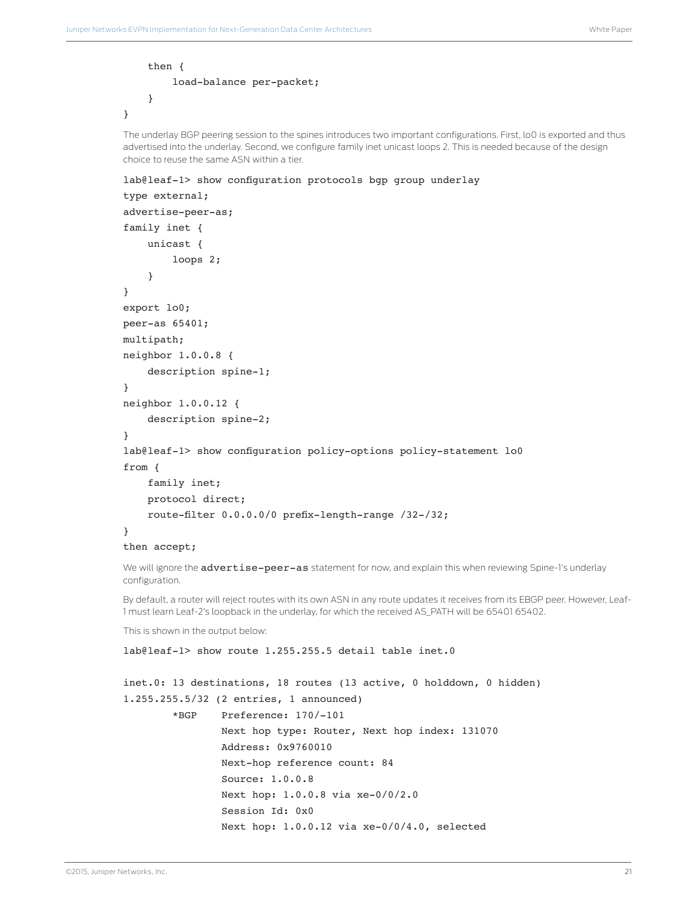```
    then {
        load-balance per-packet;
    }
}
```

The underlay BGP peering session to the spines introduces two important configurations. First, lo0 is exported and thus advertised into the underlay. Second, we configure family inet unicast loops 2. This is needed because of the design choice to reuse the same ASN within a tier.

```
lab@leaf-1> show configuration protocols bgp group underlay
type external;
advertise-peer-as;
family inet {
    unicast {
        loops 2;
    }
}
export lo0;
peer-as 65401;
multipath;
neighbor 1.0.0.8 {
    description spine-1;
}
neighbor 1.0.0.12 {
    description spine-2;
}
lab@leaf-1> show configuration policy-options policy-statement lo0
from {
    family inet;
    protocol direct;
    route-filter 0.0.0.0/0 prefix-length-range /32-/32;
}
then accept;
```

We will ignore the `advertise-peer-as` statement for now, and explain this when reviewing Spine-1's underlay configuration.

By default, a router will reject routes with its own ASN in any route updates it receives from its EBGP peer. However, Leaf-1 must learn Leaf-2's loopback in the underlay, for which the received AS_PATH will be 65401 65402.

This is shown in the output below:

```
lab@leaf-1> show route 1.255.255.5 detail table inet.0

inet.0: 13 destinations, 18 routes (13 active, 0 holddown, 0 hidden)
1.255.255.5/32 (2 entries, 1 announced)
        *BGP    Preference: 170/-101
                Next hop type: Router, Next hop index: 131070
                Address: 0x9760010
                Next-hop reference count: 84
                Source: 1.0.0.8
                Next hop: 1.0.0.8 via xe-0/0/2.0
                Session Id: 0x0
                Next hop: 1.0.0.12 via xe-0/0/4.0, selected
```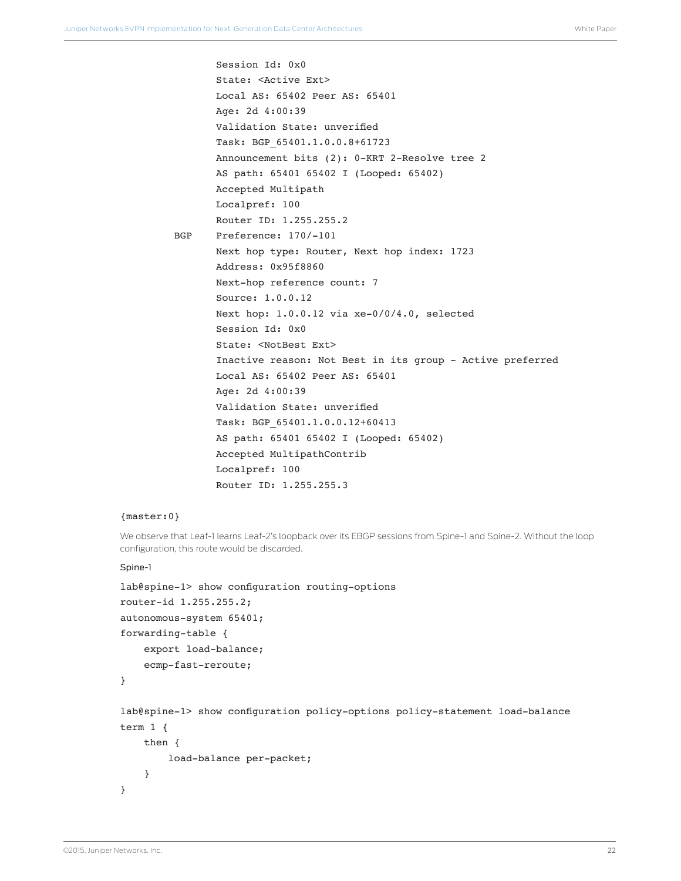```
                Session Id: 0x0
                State: <Active Ext>
                Local AS: 65402 Peer AS: 65401
                Age: 2d 4:00:39
                Validation State: unverified
                Task: BGP_65401.1.0.0.8+61723
                Announcement bits (2): 0-KRT 2-Resolve tree 2
                AS path: 65401 65402 I (Looped: 65402)
                Accepted Multipath
                Localpref: 100
                Router ID: 1.255.255.2
         BGP    Preference: 170/-101
                Next hop type: Router, Next hop index: 1723
                Address: 0x95f8860
                Next-hop reference count: 7
                Source: 1.0.0.12
                Next hop: 1.0.0.12 via xe-0/0/4.0, selected
                Session Id: 0x0
                State: <NotBest Ext>
                Inactive reason: Not Best in its group - Active preferred
                Local AS: 65402 Peer AS: 65401
                Age: 2d 4:00:39
                Validation State: unverified
                Task: BGP_65401.1.0.0.12+60413
                AS path: 65401 65402 I (Looped: 65402)
                Accepted MultipathContrib
                Localpref: 100
                Router ID: 1.255.255.3

{master:0}
```

We observe that Leaf-1 learns Leaf-2's loopback over its EBGP sessions from Spine-1 and Spine-2. Without the loop configuration, this route would be discarded.

Spine-1

```
lab@spine-1> show configuration routing-options
router-id 1.255.255.2;
autonomous-system 65401;
forwarding-table {
    export load-balance;
    ecmp-fast-reroute;
}

lab@spine-1> show configuration policy-options policy-statement load-balance
term 1 {
    then {
        load-balance per-packet;
    }
}
```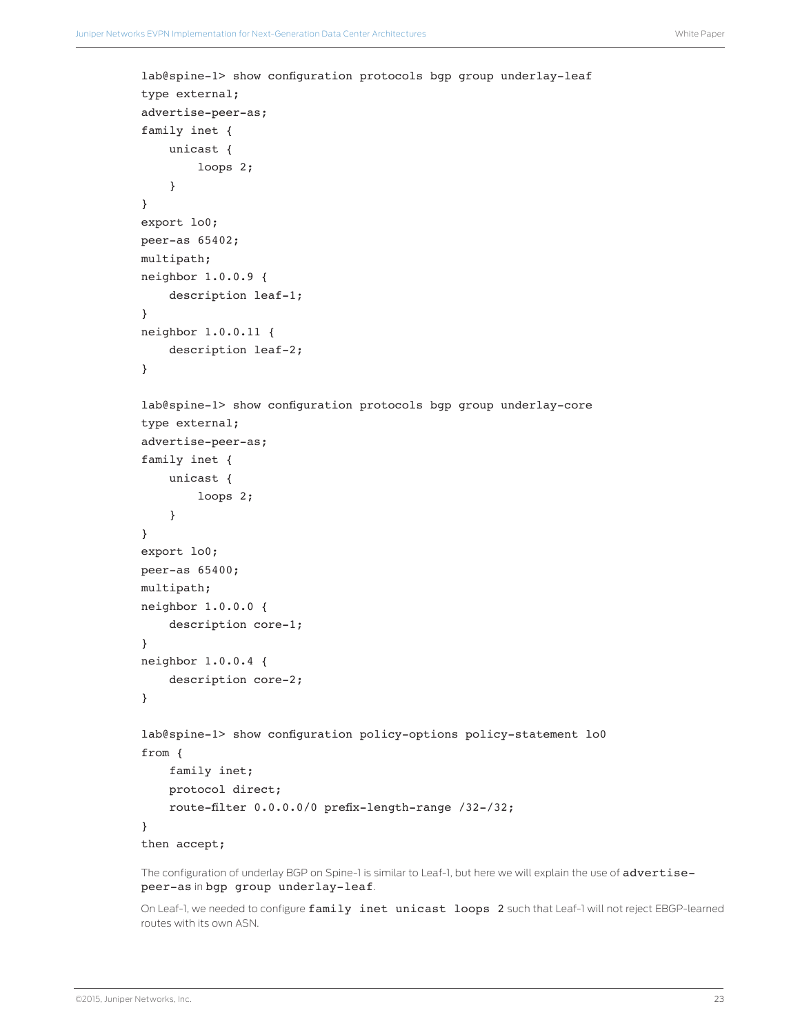```
lab@spine-1> show configuration protocols bgp group underlay-leaf
type external;
advertise-peer-as;
family inet {
    unicast {
        loops 2;
    }
}
export lo0;
peer-as 65402;
multipath;
neighbor 1.0.0.9 {
    description leaf-1;
}
neighbor 1.0.0.11 {
    description leaf-2;
}

lab@spine-1> show configuration protocols bgp group underlay-core
type external;
advertise-peer-as;
family inet {
    unicast {
        loops 2;
    }
}
export lo0;
peer-as 65400;
multipath;
neighbor 1.0.0.0 {
    description core-1;
}
neighbor 1.0.0.4 {
    description core-2;
}

lab@spine-1> show configuration policy-options policy-statement lo0
from {
    family inet;
    protocol direct;
    route-filter 0.0.0.0/0 prefix-length-range /32-/32;
}
then accept;
```

The configuration of underlay BGP on Spine-1 is similar to Leaf-1, but here we will explain the use of `advertise-peer-as` in `bgp group underlay-leaf`.

On Leaf-1, we needed to configure `family inet unicast loops 2` such that Leaf-1 will not reject EBGP-learned routes with its own ASN.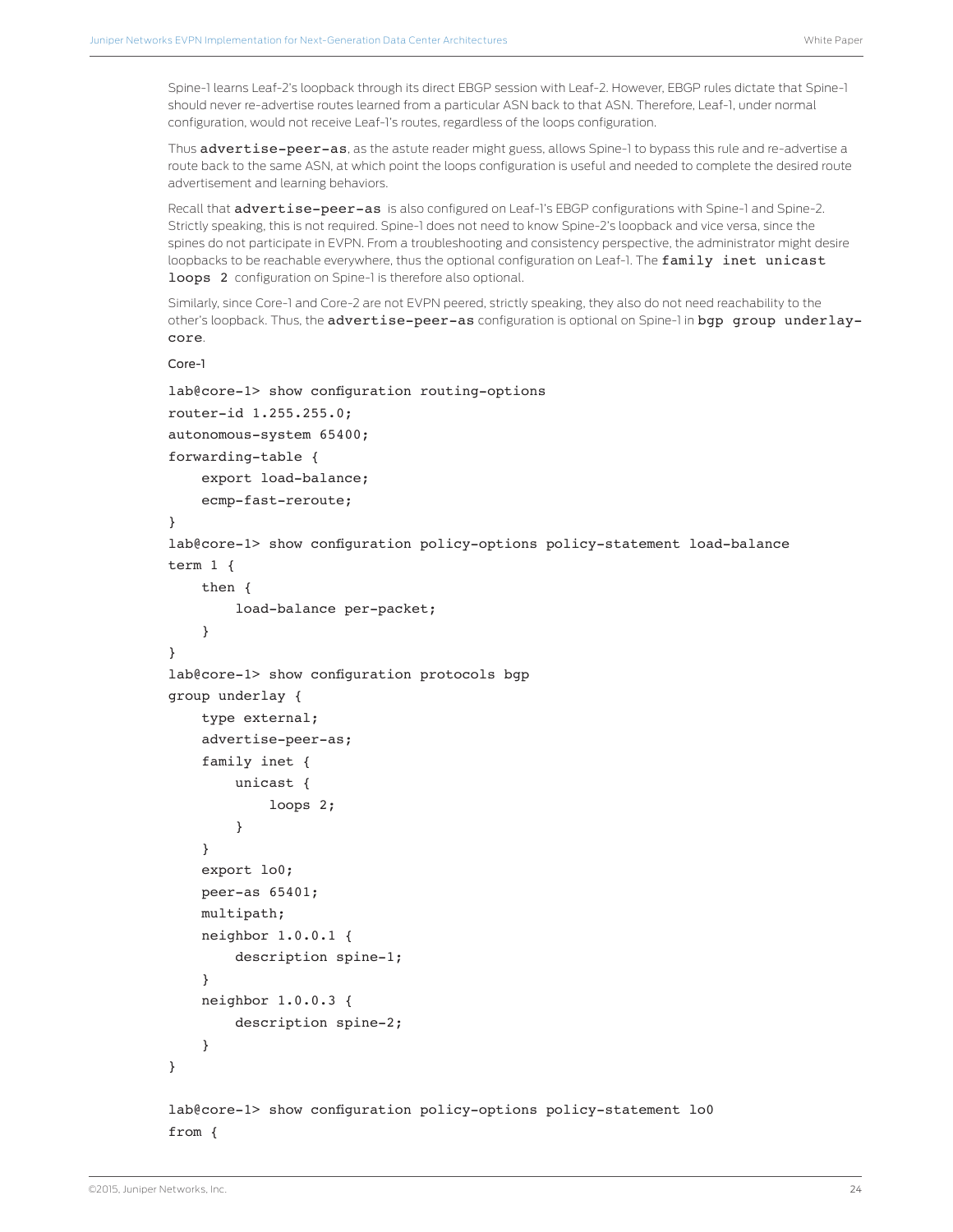Spine-1 learns Leaf-2's loopback through its direct EBGP session with Leaf-2. However, EBGP rules dictate that Spine-1 should never re-advertise routes learned from a particular ASN back to that ASN. Therefore, Leaf-1, under normal configuration, would not receive Leaf-1's routes, regardless of the loops configuration.

Thus `advertise-peer-as`, as the astute reader might guess, allows Spine-1 to bypass this rule and re-advertise a route back to the same ASN, at which point the loops configuration is useful and needed to complete the desired route advertisement and learning behaviors.

Recall that `advertise-peer-as` is also configured on Leaf-1's EBGP configurations with Spine-1 and Spine-2. Strictly speaking, this is not required. Spine-1 does not need to know Spine-2's loopback and vice versa, since the spines do not participate in EVPN. From a troubleshooting and consistency perspective, the administrator might desire loopbacks to be reachable everywhere, thus the optional configuration on Leaf-1. The `family inet unicast loops 2` configuration on Spine-1 is therefore also optional.

Similarly, since Core-1 and Core-2 are not EVPN peered, strictly speaking, they also do not need reachability to the other's loopback. Thus, the `advertise-peer-as` configuration is optional on Spine-1 in `bgp group underlay-core`.

Core-1

```
lab@core-1> show configuration routing-options
router-id 1.255.255.0;
autonomous-system 65400;
forwarding-table {
    export load-balance;
    ecmp-fast-reroute;
}
lab@core-1> show configuration policy-options policy-statement load-balance
term 1 {
    then {
        load-balance per-packet;
    }
}
lab@core-1> show configuration protocols bgp
group underlay {
    type external;
    advertise-peer-as;
    family inet {
        unicast {
            loops 2;
        }
    }
    export lo0;
    peer-as 65401;
    multipath;
    neighbor 1.0.0.1 {
        description spine-1;
    }
    neighbor 1.0.0.3 {
        description spine-2;
    }
}

lab@core-1> show configuration policy-options policy-statement lo0
from {
```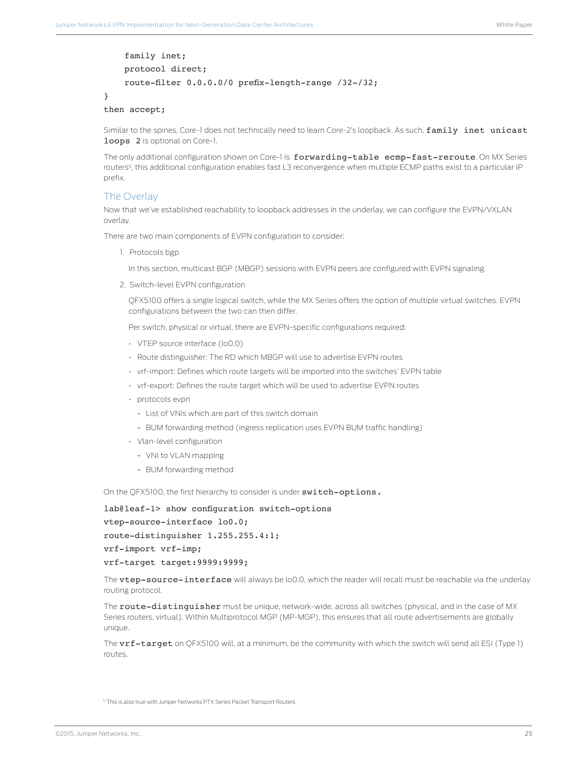```
    family inet;
    protocol direct;
    route-filter 0.0.0.0/0 prefix-length-range /32-/32;
}
then accept;
```

Similar to the spines, Core-1 does not technically need to learn Core-2's loopback. As such, `family inet unicast loops 2` is optional on Core-1.

The only additional configuration shown on Core-1 is `forwarding-table ecmp-fast-reroute`. On MX Series routers[5], this additional configuration enables fast L3 reconvergence when multiple ECMP paths exist to a particular IP prefix.

## The Overlay

Now that we've established reachability to loopback addresses in the underlay, we can configure the EVPN/VXLAN overlay.

There are two main components of EVPN configuration to consider:

1. Protocols bgp

   In this section, multicast BGP (MBGP) sessions with EVPN peers are configured with EVPN signaling.

2. Switch-level EVPN configuration

   QFX5100 offers a single logical switch, while the MX Series offers the option of multiple virtual switches. EVPN configurations between the two can then differ.

   Per switch, physical or virtual, there are EVPN-specific configurations required:

   - VTEP source interface (lo0.0)
   - Route distinguisher: The RD which MBGP will use to advertise EVPN routes
   - vrf-import: Defines which route targets will be imported into the switches' EVPN table
   - vrf-export: Defines the route target which will be used to advertise EVPN routes
   - protocols evpn
     - List of VNIs which are part of this switch domain
     - BUM forwarding method (ingress replication uses EVPN BUM traffic handling)
   - Vlan-level configuration
     - VNI to VLAN mapping
     - BUM forwarding method

On the QFX5100, the first hierarchy to consider is under `switch-options.`

```
lab@leaf-1> show configuration switch-options
vtep-source-interface lo0.0;
route-distinguisher 1.255.255.4:1;
vrf-import vrf-imp;
vrf-target target:9999:9999;
```

The `vtep-source-interface` will always be lo0.0, which the reader will recall must be reachable via the underlay routing protocol.

The `route-distinguisher` must be unique, network-wide, across all switches (physical, and in the case of MX Series routers, virtual). Within Multiprotocol MGP (MP-MGP), this ensures that all route advertisements are globally unique.

The `vrf-target` on QFX5100 will, at a minimum, be the community with which the switch will send all ESI (Type 1) routes.

[5] This is also true with Juniper Networks PTX Series Packet Transport Routers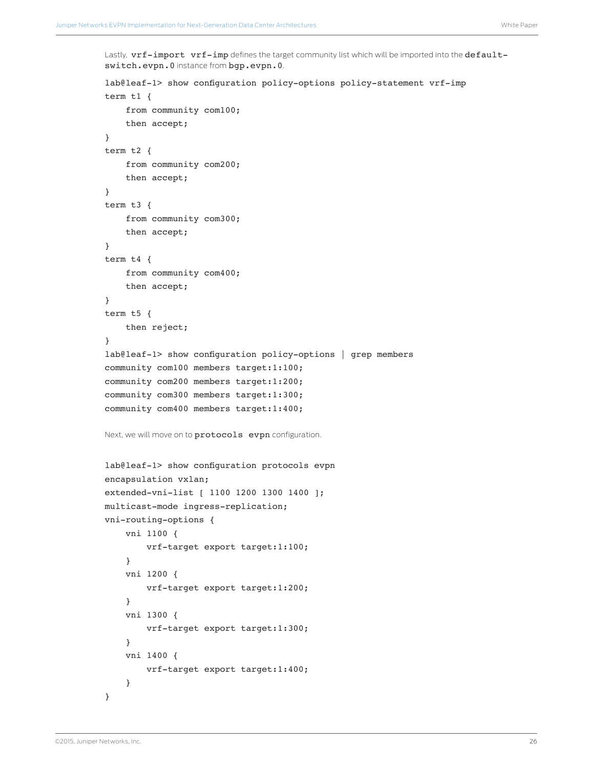Lastly, `vrf-import vrf-imp` defines the target community list which will be imported into the `default-switch.evpn.0` instance from `bgp.evpn.0`.

```
lab@leaf-1> show configuration policy-options policy-statement vrf-imp
term t1 {
    from community com100;
    then accept;
}
term t2 {
    from community com200;
    then accept;
}
term t3 {
    from community com300;
    then accept;
}
term t4 {
    from community com400;
    then accept;
}
term t5 {
    then reject;
}
lab@leaf-1> show configuration policy-options | grep members
community com100 members target:1:100;
community com200 members target:1:200;
community com300 members target:1:300;
community com400 members target:1:400;
```

Next, we will move on to `protocols evpn` configuration.

```
lab@leaf-1> show configuration protocols evpn
encapsulation vxlan;
extended-vni-list [ 1100 1200 1300 1400 ];
multicast-mode ingress-replication;
vni-routing-options {
    vni 1100 {
        vrf-target export target:1:100;
    }
    vni 1200 {
        vrf-target export target:1:200;
    }
    vni 1300 {
        vrf-target export target:1:300;
    }
    vni 1400 {
        vrf-target export target:1:400;
    }
}
```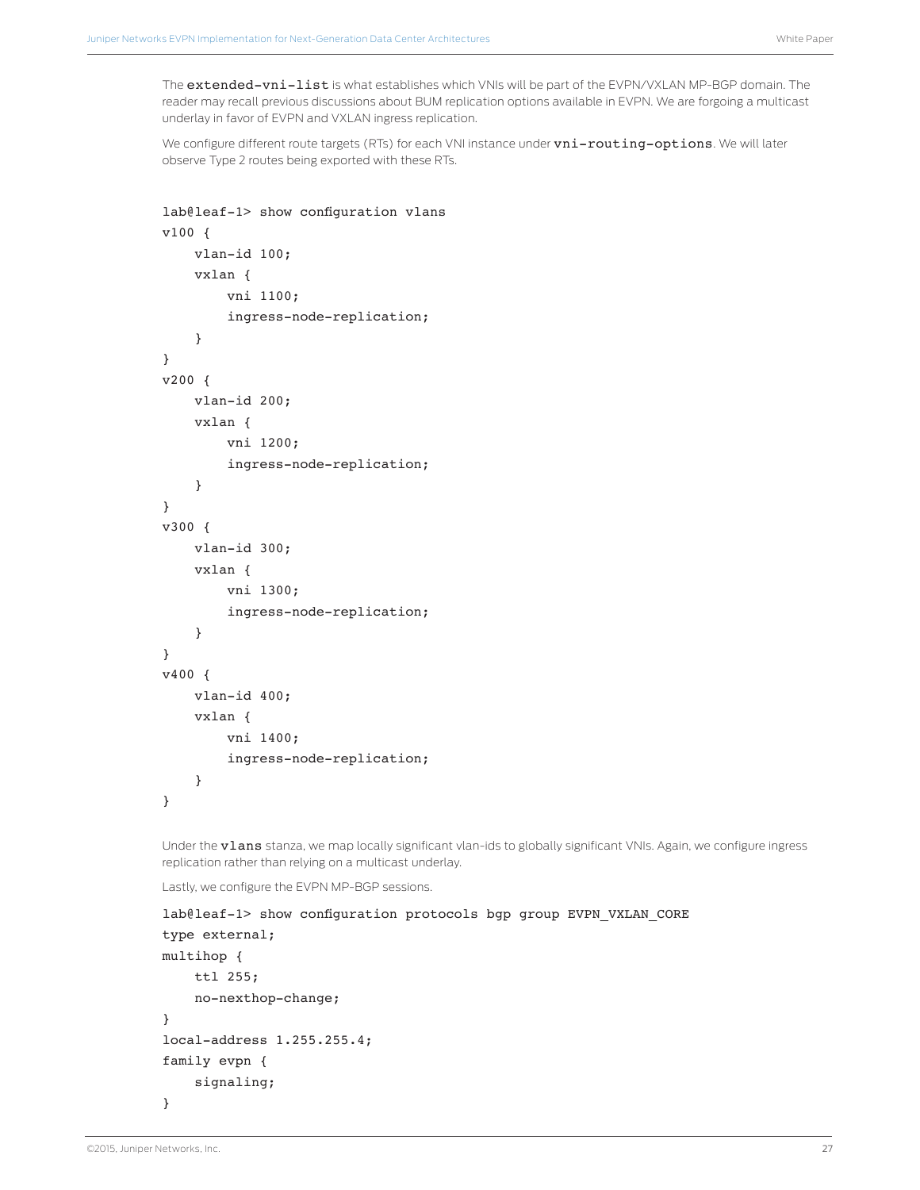The `extended-vni-list` is what establishes which VNIs will be part of the EVPN/VXLAN MP-BGP domain. The reader may recall previous discussions about BUM replication options available in EVPN. We are forgoing a multicast underlay in favor of EVPN and VXLAN ingress replication.

We configure different route targets (RTs) for each VNI instance under `vni-routing-options`. We will later observe Type 2 routes being exported with these RTs.

```
lab@leaf-1> show configuration vlans
v100 {
    vlan-id 100;
    vxlan {
        vni 1100;
        ingress-node-replication;
    }
}
v200 {
    vlan-id 200;
    vxlan {
        vni 1200;
        ingress-node-replication;
    }
}
v300 {
    vlan-id 300;
    vxlan {
        vni 1300;
        ingress-node-replication;
    }
}
v400 {
    vlan-id 400;
    vxlan {
        vni 1400;
        ingress-node-replication;
    }
}
```

Under the `vlans` stanza, we map locally significant vlan-ids to globally significant VNIs. Again, we configure ingress replication rather than relying on a multicast underlay.

Lastly, we configure the EVPN MP-BGP sessions.

```
lab@leaf-1> show configuration protocols bgp group EVPN_VXLAN_CORE
type external;
multihop {
    ttl 255;
    no-nexthop-change;
}
local-address 1.255.255.4;
family evpn {
    signaling;
}
```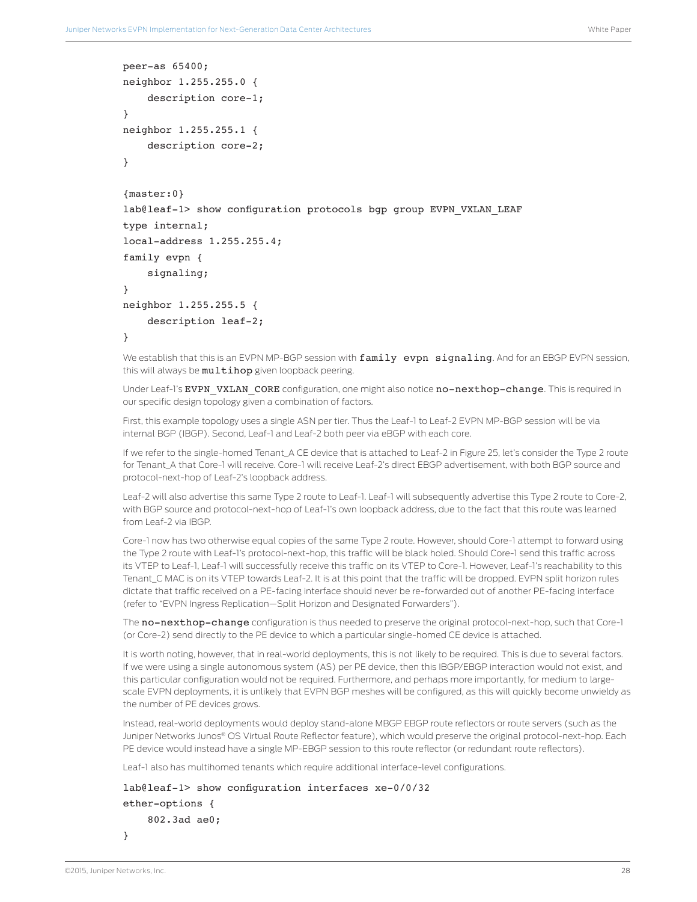```
peer-as 65400;
neighbor 1.255.255.0 {
    description core-1;
}
neighbor 1.255.255.1 {
    description core-2;
}

{master:0}
lab@leaf-1> show configuration protocols bgp group EVPN_VXLAN_LEAF
type internal;
local-address 1.255.255.4;
family evpn {
    signaling;
}
neighbor 1.255.255.5 {
    description leaf-2;
}
```

We establish that this is an EVPN MP-BGP session with **family evpn signaling**. And for an EBGP EVPN session, this will always be **multihop** given loopback peering.

Under Leaf-1's EVPN_VXLAN_CORE configuration, one might also notice **no-nexthop-change**. This is required in our specific design topology given a combination of factors.

First, this example topology uses a single ASN per tier. Thus the Leaf-1 to Leaf-2 EVPN MP-BGP session will be via internal BGP (IBGP). Second, Leaf-1 and Leaf-2 both peer via eBGP with each core.

If we refer to the single-homed Tenant_A CE device that is attached to Leaf-2 in Figure 25, let's consider the Type 2 route for Tenant_A that Core-1 will receive. Core-1 will receive Leaf-2's direct EBGP advertisement, with both BGP source and protocol-next-hop of Leaf-2's loopback address.

Leaf-2 will also advertise this same Type 2 route to Leaf-1. Leaf-1 will subsequently advertise this Type 2 route to Core-2, with BGP source and protocol-next-hop of Leaf-1's own loopback address, due to the fact that this route was learned from Leaf-2 via IBGP.

Core-1 now has two otherwise equal copies of the same Type 2 route. However, should Core-1 attempt to forward using the Type 2 route with Leaf-1's protocol-next-hop, this traffic will be black holed. Should Core-1 send this traffic across its VTEP to Leaf-1, Leaf-1 will successfully receive this traffic on its VTEP to Core-1. However, Leaf-1's reachability to this Tenant_C MAC is on its VTEP towards Leaf-2. It is at this point that the traffic will be dropped. EVPN split horizon rules dictate that traffic received on a PE-facing interface should never be re-forwarded out of another PE-facing interface (refer to "EVPN Ingress Replication—Split Horizon and Designated Forwarders").

The **no-nexthop-change** configuration is thus needed to preserve the original protocol-next-hop, such that Core-1 (or Core-2) send directly to the PE device to which a particular single-homed CE device is attached.

It is worth noting, however, that in real-world deployments, this is not likely to be required. This is due to several factors. If we were using a single autonomous system (AS) per PE device, then this IBGP/EBGP interaction would not exist, and this particular configuration would not be required. Furthermore, and perhaps more importantly, for medium to large-scale EVPN deployments, it is unlikely that EVPN BGP meshes will be configured, as this will quickly become unwieldy as the number of PE devices grows.

Instead, real-world deployments would deploy stand-alone MBGP EBGP route reflectors or route servers (such as the Juniper Networks Junos® OS Virtual Route Reflector feature), which would preserve the original protocol-next-hop. Each PE device would instead have a single MP-EBGP session to this route reflector (or redundant route reflectors).

Leaf-1 also has multihomed tenants which require additional interface-level configurations.

```
lab@leaf-1> show configuration interfaces xe-0/0/32
ether-options {
    802.3ad ae0;
}
```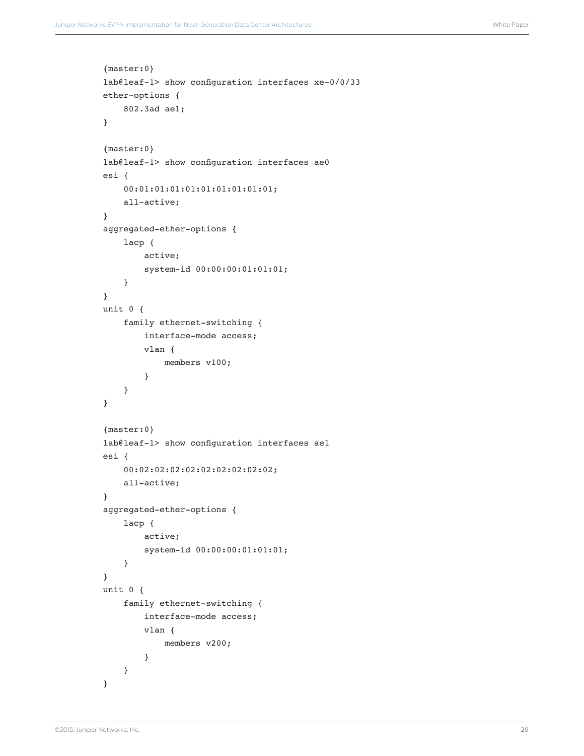```
{master:0}
lab@leaf-1> show configuration interfaces xe-0/0/33
ether-options {
    802.3ad ae1;
}

{master:0}
lab@leaf-1> show configuration interfaces ae0
esi {
    00:01:01:01:01:01:01:01:01:01;
    all-active;
}
aggregated-ether-options {
    lacp {
        active;
        system-id 00:00:00:01:01:01;
    }
}
unit 0 {
    family ethernet-switching {
        interface-mode access;
        vlan {
            members v100;
        }
    }
}

{master:0}
lab@leaf-1> show configuration interfaces ae1
esi {
    00:02:02:02:02:02:02:02:02:02;
    all-active;
}
aggregated-ether-options {
    lacp {
        active;
        system-id 00:00:00:01:01:01;
    }
}
unit 0 {
    family ethernet-switching {
        interface-mode access;
        vlan {
            members v200;
        }
    }
}
```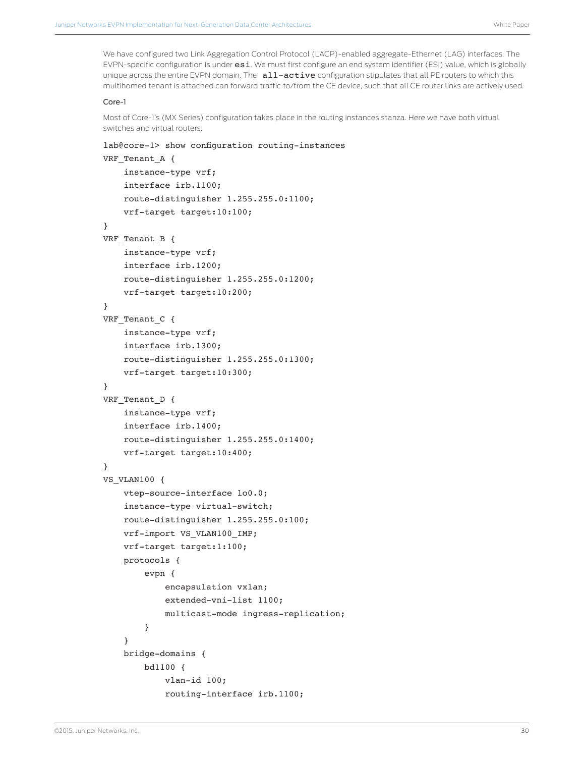We have configured two Link Aggregation Control Protocol (LACP)-enabled aggregate-Ethernet (LAG) interfaces. The EVPN-specific configuration is under `esi`. We must first configure an end system identifier (ESI) value, which is globally unique across the entire EVPN domain. The `all-active` configuration stipulates that all PE routers to which this multihomed tenant is attached can forward traffic to/from the CE device, such that all CE router links are actively used.

Core-1

Most of Core-1's (MX Series) configuration takes place in the routing instances stanza. Here we have both virtual switches and virtual routers.

```
lab@core-1> show configuration routing-instances
VRF_Tenant_A {
    instance-type vrf;
    interface irb.1100;
    route-distinguisher 1.255.255.0:1100;
    vrf-target target:10:100;
}
VRF_Tenant_B {
    instance-type vrf;
    interface irb.1200;
    route-distinguisher 1.255.255.0:1200;
    vrf-target target:10:200;
}
VRF_Tenant_C {
    instance-type vrf;
    interface irb.1300;
    route-distinguisher 1.255.255.0:1300;
    vrf-target target:10:300;
}
VRF_Tenant_D {
    instance-type vrf;
    interface irb.1400;
    route-distinguisher 1.255.255.0:1400;
    vrf-target target:10:400;
}
VS_VLAN100 {
    vtep-source-interface lo0.0;
    instance-type virtual-switch;
    route-distinguisher 1.255.255.0:100;
    vrf-import VS_VLAN100_IMP;
    vrf-target target:1:100;
    protocols {
        evpn {
            encapsulation vxlan;
            extended-vni-list 1100;
            multicast-mode ingress-replication;
        }
    }
    bridge-domains {
        bd1100 {
            vlan-id 100;
            routing-interface irb.1100;
```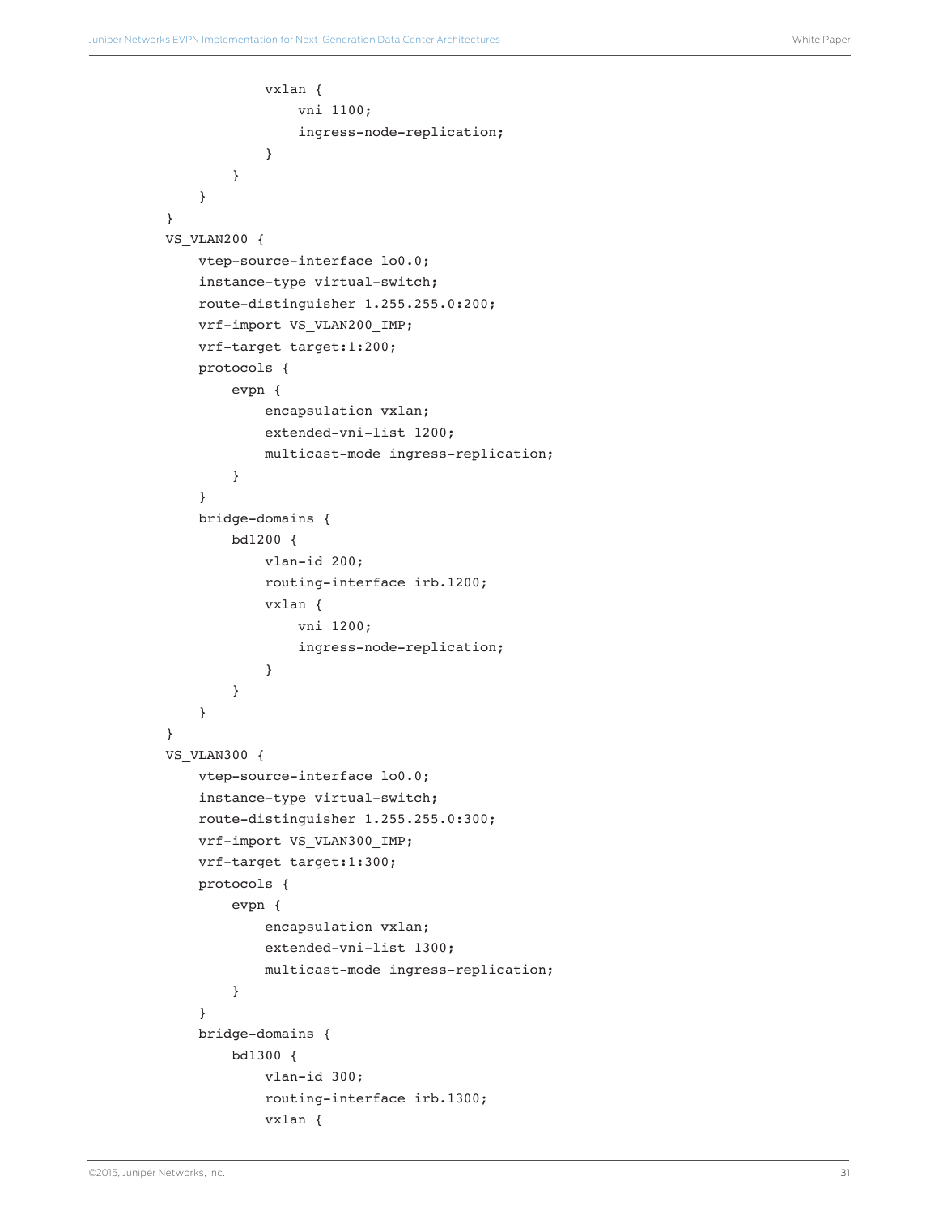```
                vxlan {
                    vni 1100;
                    ingress-node-replication;
                }
            }
        }
    }
    VS_VLAN200 {
        vtep-source-interface lo0.0;
        instance-type virtual-switch;
        route-distinguisher 1.255.255.0:200;
        vrf-import VS_VLAN200_IMP;
        vrf-target target:1:200;
        protocols {
            evpn {
                encapsulation vxlan;
                extended-vni-list 1200;
                multicast-mode ingress-replication;
            }
        }
        bridge-domains {
            bd1200 {
                vlan-id 200;
                routing-interface irb.1200;
                vxlan {
                    vni 1200;
                    ingress-node-replication;
                }
            }
        }
    }
    VS_VLAN300 {
        vtep-source-interface lo0.0;
        instance-type virtual-switch;
        route-distinguisher 1.255.255.0:300;
        vrf-import VS_VLAN300_IMP;
        vrf-target target:1:300;
        protocols {
            evpn {
                encapsulation vxlan;
                extended-vni-list 1300;
                multicast-mode ingress-replication;
            }
        }
        bridge-domains {
            bd1300 {
                vlan-id 300;
                routing-interface irb.1300;
                vxlan {
```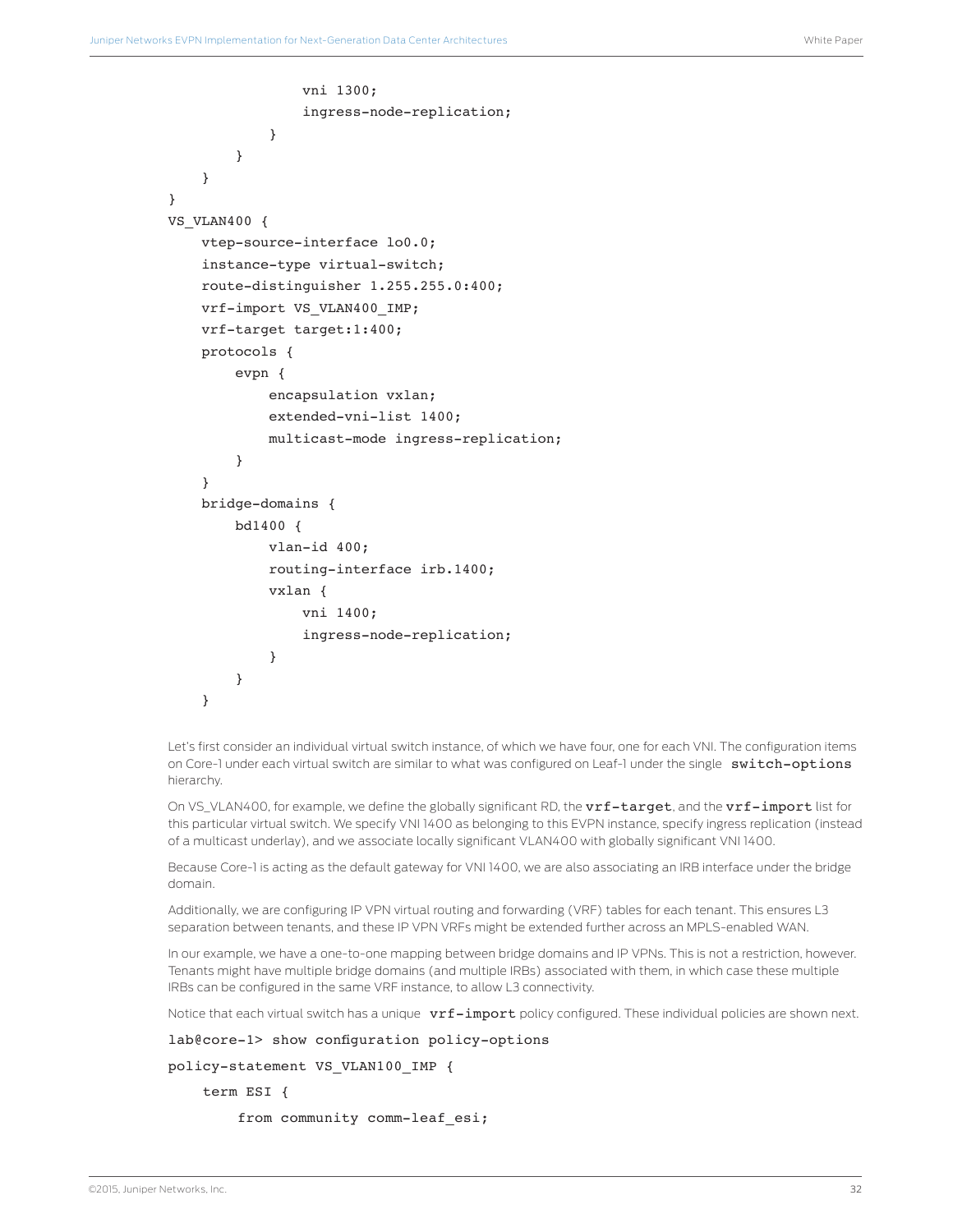```
                vni 1300;
                ingress-node-replication;
            }
        }
    }
}
VS_VLAN400 {
    vtep-source-interface lo0.0;
    instance-type virtual-switch;
    route-distinguisher 1.255.255.0:400;
    vrf-import VS_VLAN400_IMP;
    vrf-target target:1:400;
    protocols {
        evpn {
            encapsulation vxlan;
            extended-vni-list 1400;
            multicast-mode ingress-replication;
        }
    }
    bridge-domains {
        bd1400 {
            vlan-id 400;
            routing-interface irb.1400;
            vxlan {
                vni 1400;
                ingress-node-replication;
            }
        }
    }
```

Let's first consider an individual virtual switch instance, of which we have four, one for each VNI. The configuration items on Core-1 under each virtual switch are similar to what was configured on Leaf-1 under the single `switch-options` hierarchy.

On VS_VLAN400, for example, we define the globally significant RD, the `vrf-target`, and the `vrf-import` list for this particular virtual switch. We specify VNI 1400 as belonging to this EVPN instance, specify ingress replication (instead of a multicast underlay), and we associate locally significant VLAN400 with globally significant VNI 1400.

Because Core-1 is acting as the default gateway for VNI 1400, we are also associating an IRB interface under the bridge domain.

Additionally, we are configuring IP VPN virtual routing and forwarding (VRF) tables for each tenant. This ensures L3 separation between tenants, and these IP VPN VRFs might be extended further across an MPLS-enabled WAN.

In our example, we have a one-to-one mapping between bridge domains and IP VPNs. This is not a restriction, however. Tenants might have multiple bridge domains (and multiple IRBs) associated with them, in which case these multiple IRBs can be configured in the same VRF instance, to allow L3 connectivity.

Notice that each virtual switch has a unique `vrf-import` policy configured. These individual policies are shown next.

```
lab@core-1> show configuration policy-options
policy-statement VS_VLAN100_IMP {
    term ESI {
        from community comm-leaf_esi;
```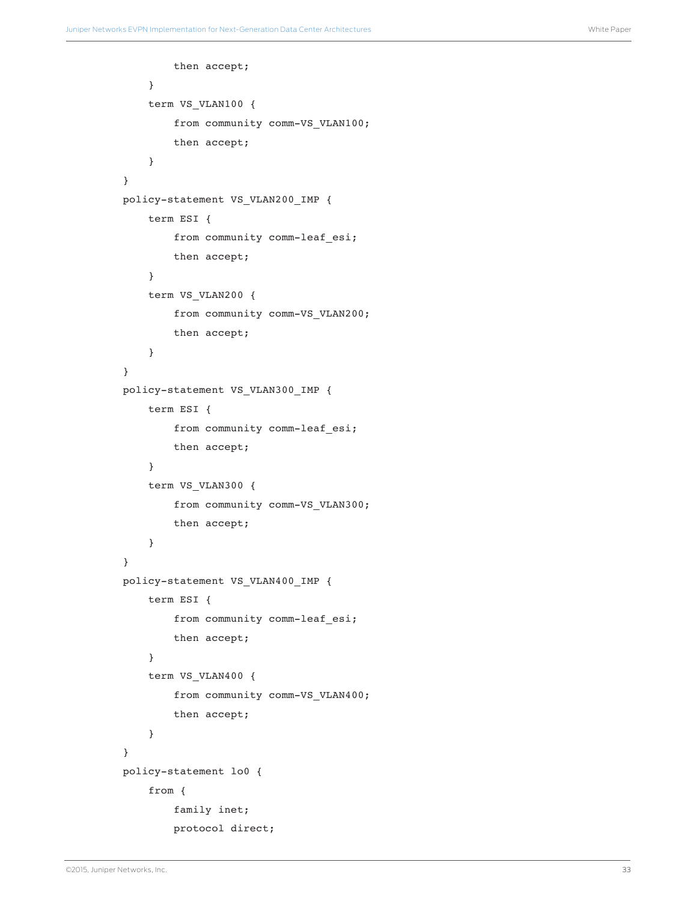```
            then accept;
        }
        term VS_VLAN100 {
            from community comm-VS_VLAN100;
            then accept;
        }
    }
    policy-statement VS_VLAN200_IMP {
        term ESI {
            from community comm-leaf_esi;
            then accept;
        }
        term VS_VLAN200 {
            from community comm-VS_VLAN200;
            then accept;
        }
    }
    policy-statement VS_VLAN300_IMP {
        term ESI {
            from community comm-leaf_esi;
            then accept;
        }
        term VS_VLAN300 {
            from community comm-VS_VLAN300;
            then accept;
        }
    }
    policy-statement VS_VLAN400_IMP {
        term ESI {
            from community comm-leaf_esi;
            then accept;
        }
        term VS_VLAN400 {
            from community comm-VS_VLAN400;
            then accept;
        }
    }
    policy-statement lo0 {
        from {
            family inet;
            protocol direct;
```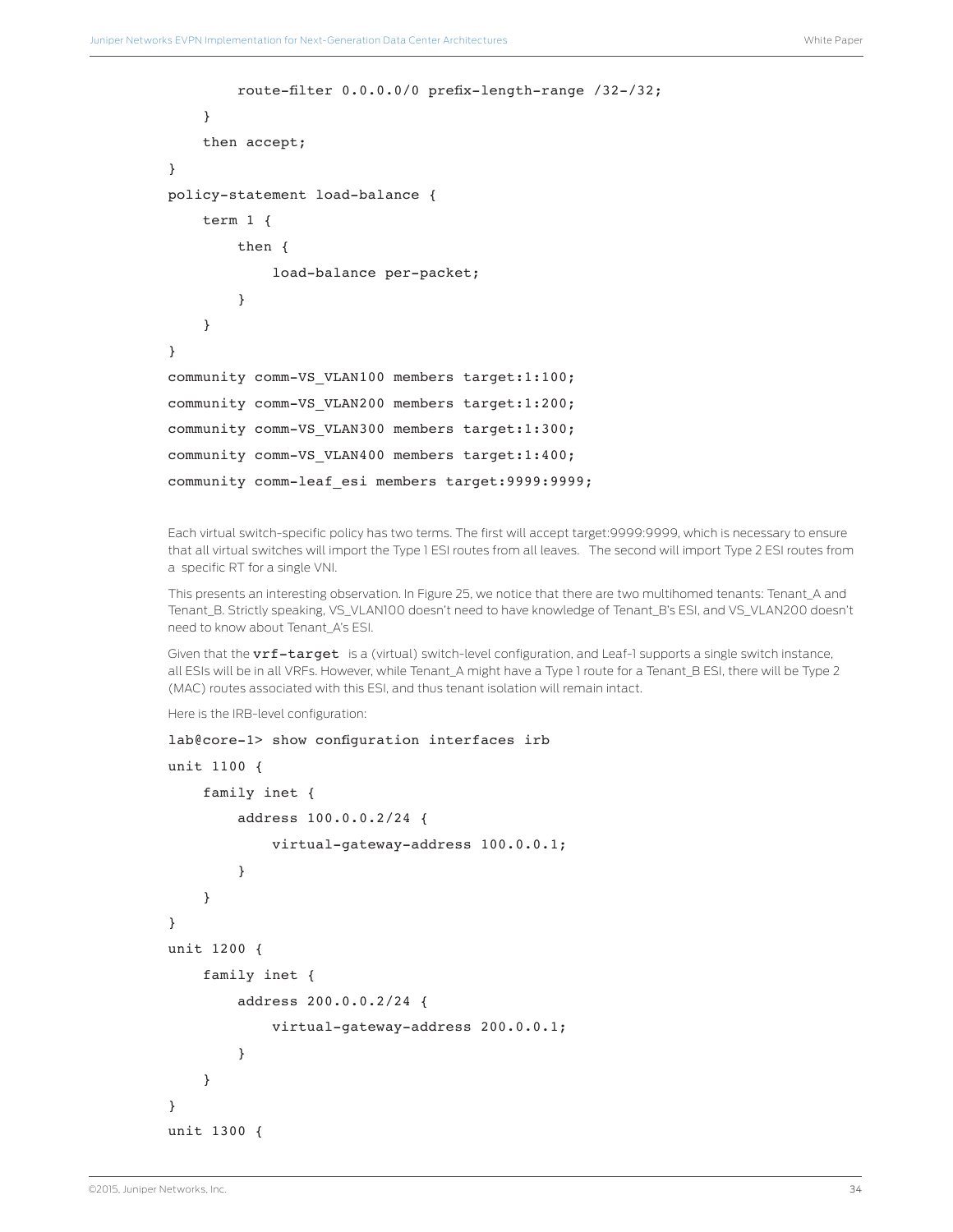```
            route-filter 0.0.0.0/0 prefix-length-range /32-/32;
        }
        then accept;
    }
    policy-statement load-balance {
        term 1 {
            then {
                load-balance per-packet;
            }
        }
    }
    community comm-VS_VLAN100 members target:1:100;
    community comm-VS_VLAN200 members target:1:200;
    community comm-VS_VLAN300 members target:1:300;
    community comm-VS_VLAN400 members target:1:400;
    community comm-leaf_esi members target:9999:9999;
```

Each virtual switch-specific policy has two terms. The first will accept target:9999:9999, which is necessary to ensure that all virtual switches will import the Type 1 ESI routes from all leaves. The second will import Type 2 ESI routes from a specific RT for a single VNI.

This presents an interesting observation. In Figure 25, we notice that there are two multihomed tenants: Tenant_A and Tenant_B. Strictly speaking, VS_VLAN100 doesn't need to have knowledge of Tenant_B's ESI, and VS_VLAN200 doesn't need to know about Tenant_A's ESI.

Given that the `vrf-target` is a (virtual) switch-level configuration, and Leaf-1 supports a single switch instance, all ESIs will be in all VRFs. However, while Tenant_A might have a Type 1 route for a Tenant_B ESI, there will be Type 2 (MAC) routes associated with this ESI, and thus tenant isolation will remain intact.

Here is the IRB-level configuration:

```
lab@core-1> show configuration interfaces irb
unit 1100 {
    family inet {
        address 100.0.0.2/24 {
            virtual-gateway-address 100.0.0.1;
        }
    }
}
unit 1200 {
    family inet {
        address 200.0.0.2/24 {
            virtual-gateway-address 200.0.0.1;
        }
    }
}
unit 1300 {
```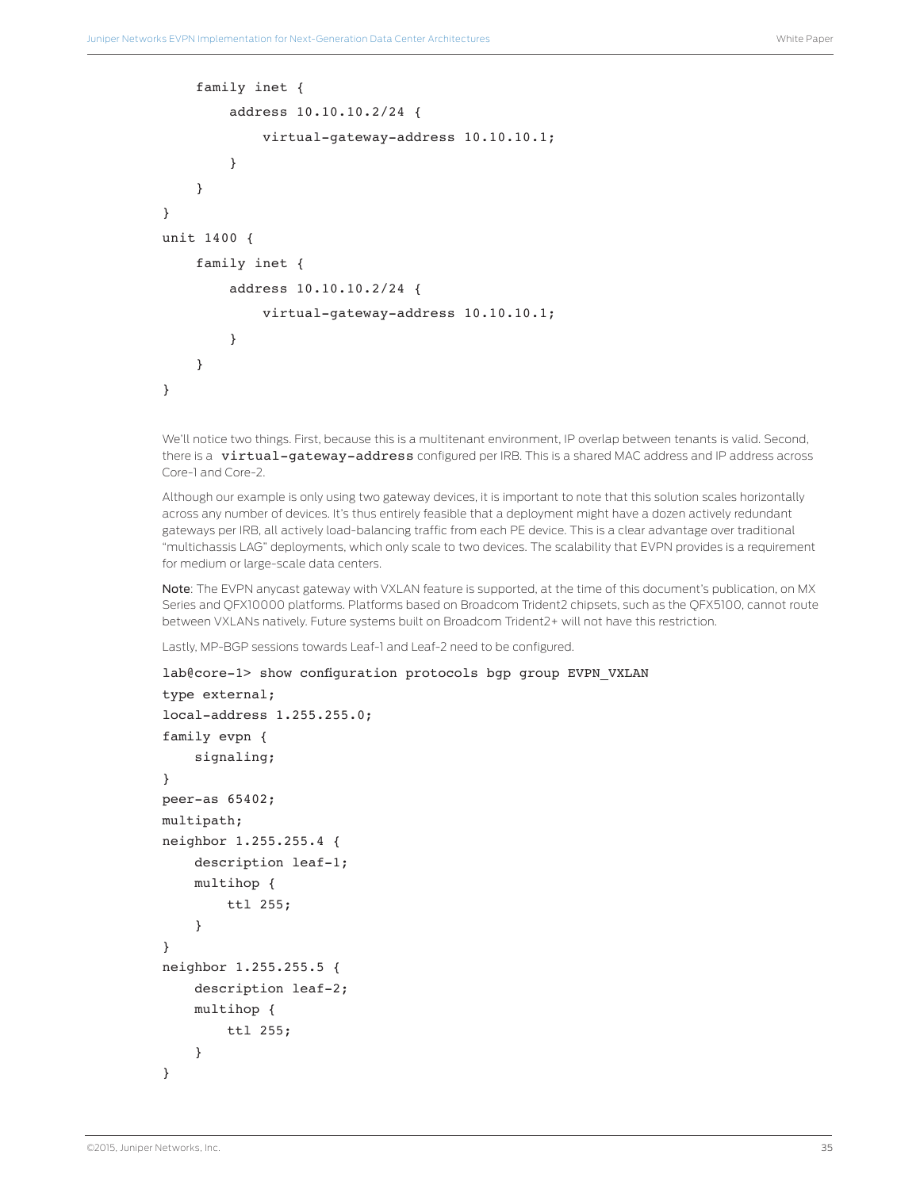```
    family inet {
        address 10.10.10.2/24 {
            virtual-gateway-address 10.10.10.1;
        }
    }
}
unit 1400 {
    family inet {
        address 10.10.10.2/24 {
            virtual-gateway-address 10.10.10.1;
        }
    }
}
```

We'll notice two things. First, because this is a multitenant environment, IP overlap between tenants is valid. Second, there is a `virtual-gateway-address` configured per IRB. This is a shared MAC address and IP address across Core-1 and Core-2.

Although our example is only using two gateway devices, it is important to note that this solution scales horizontally across any number of devices. It's thus entirely feasible that a deployment might have a dozen actively redundant gateways per IRB, all actively load-balancing traffic from each PE device. This is a clear advantage over traditional "multichassis LAG" deployments, which only scale to two devices. The scalability that EVPN provides is a requirement for medium or large-scale data centers.

**Note**: The EVPN anycast gateway with VXLAN feature is supported, at the time of this document's publication, on MX Series and QFX10000 platforms. Platforms based on Broadcom Trident2 chipsets, such as the QFX5100, cannot route between VXLANs natively. Future systems built on Broadcom Trident2+ will not have this restriction.

Lastly, MP-BGP sessions towards Leaf-1 and Leaf-2 need to be configured.

```
lab@core-1> show configuration protocols bgp group EVPN_VXLAN
type external;
local-address 1.255.255.0;
family evpn {
    signaling;
}
peer-as 65402;
multipath;
neighbor 1.255.255.4 {
    description leaf-1;
    multihop {
        ttl 255;
    }
}
neighbor 1.255.255.5 {
    description leaf-2;
    multihop {
        ttl 255;
    }
}
```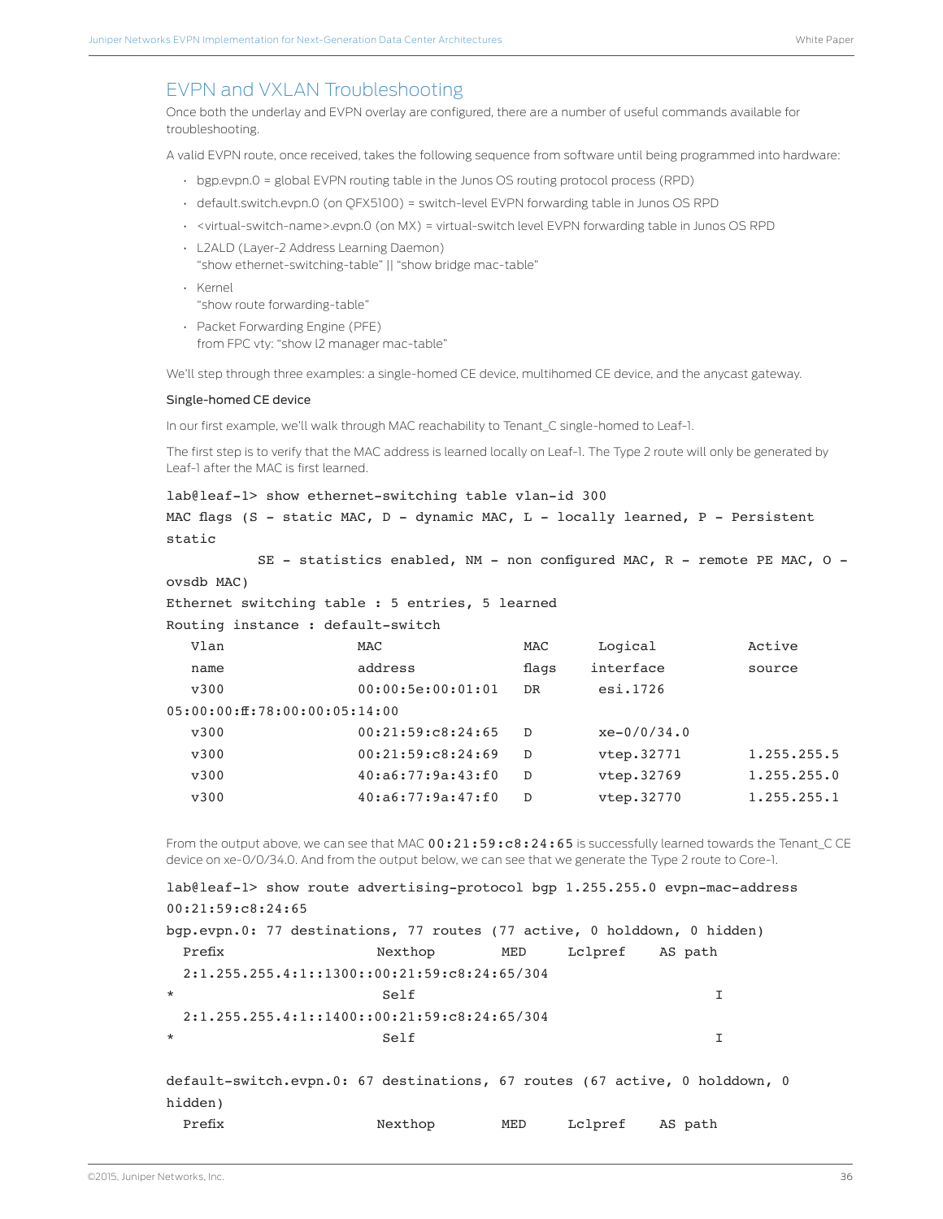## EVPN and VXLAN Troubleshooting

Once both the underlay and EVPN overlay are configured, there are a number of useful commands available for troubleshooting.

A valid EVPN route, once received, takes the following sequence from software until being programmed into hardware:

- bgp.evpn.0 = global EVPN routing table in the Junos OS routing protocol process (RPD)
- default.switch.evpn.0 (on QFX5100) = switch-level EVPN forwarding table in Junos OS RPD
- <virtual-switch-name>.evpn.0 (on MX) = virtual-switch level EVPN forwarding table in Junos OS RPD
- L2ALD (Layer-2 Address Learning Daemon)
  "show ethernet-switching-table" || "show bridge mac-table"
- Kernel
  "show route forwarding-table"
- Packet Forwarding Engine (PFE)
  from FPC vty: "show l2 manager mac-table"

We'll step through three examples: a single-homed CE device, multihomed CE device, and the anycast gateway.

### Single-homed CE device

In our first example, we'll walk through MAC reachability to Tenant_C single-homed to Leaf-1.

The first step is to verify that the MAC address is learned locally on Leaf-1. The Type 2 route will only be generated by Leaf-1 after the MAC is first learned.

```
lab@leaf-1> show ethernet-switching table vlan-id 300
MAC flags (S - static MAC, D - dynamic MAC, L - locally learned, P - Persistent
static
           SE - statistics enabled, NM - non configured MAC, R - remote PE MAC, O -
ovsdb MAC)
Ethernet switching table : 5 entries, 5 learned
Routing instance : default-switch
   Vlan                MAC                 MAC      Logical          Active
   name                address             flags    interface        source
   v300                00:00:5e:00:01:01   DR       esi.1726
05:00:00:ff:78:00:00:05:14:00
   v300                00:21:59:c8:24:65   D        xe-0/0/34.0
   v300                00:21:59:c8:24:69   D        vtep.32771       1.255.255.5
   v300                40:a6:77:9a:43:f0   D        vtep.32769       1.255.255.0
   v300                40:a6:77:9a:47:f0   D        vtep.32770       1.255.255.1
```

From the output above, we can see that MAC `00:21:59:c8:24:65` is successfully learned towards the Tenant_C CE device on xe-0/0/34.0. And from the output below, we can see that we generate the Type 2 route to Core-1.

```
lab@leaf-1> show route advertising-protocol bgp 1.255.255.0 evpn-mac-address
00:21:59:c8:24:65
bgp.evpn.0: 77 destinations, 77 routes (77 active, 0 holddown, 0 hidden)
  Prefix                  Nexthop        MED     Lclpref    AS path
  2:1.255.255.4:1::1300::00:21:59:c8:24:65/304
*                          Self                                    I
  2:1.255.255.4:1::1400::00:21:59:c8:24:65/304
*                          Self                                    I

default-switch.evpn.0: 67 destinations, 67 routes (67 active, 0 holddown, 0
hidden)
  Prefix                  Nexthop        MED     Lclpref    AS path
```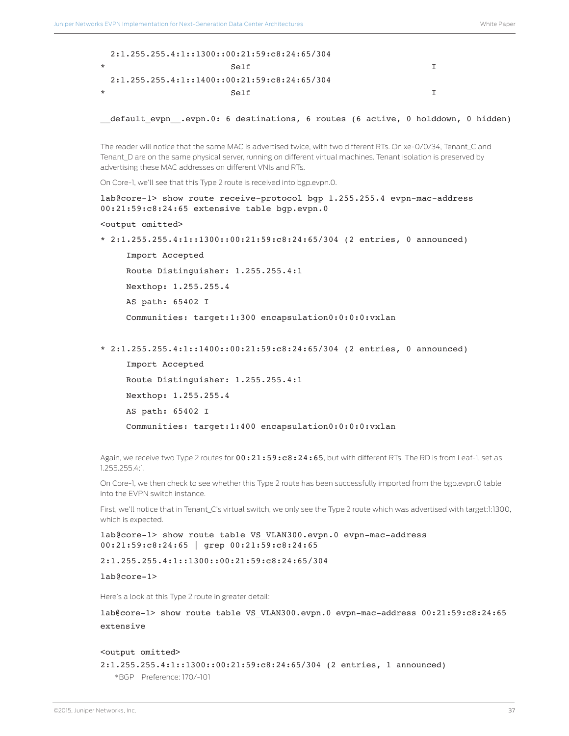```
  2:1.255.255.4:1::1300::00:21:59:c8:24:65/304
*                        Self                                 I
  2:1.255.255.4:1::1400::00:21:59:c8:24:65/304
*                        Self                                 I

__default_evpn__.evpn.0: 6 destinations, 6 routes (6 active, 0 holddown, 0 hidden)
```

The reader will notice that the same MAC is advertised twice, with two different RTs. On xe-0/0/34, Tenant_C and Tenant_D are on the same physical server, running on different virtual machines. Tenant isolation is preserved by advertising these MAC addresses on different VNIs and RTs.

On Core-1, we'll see that this Type 2 route is received into bgp.evpn.0.

```
lab@core-1> show route receive-protocol bgp 1.255.255.4 evpn-mac-address 
00:21:59:c8:24:65 extensive table bgp.evpn.0

<output omitted>

* 2:1.255.255.4:1::1300::00:21:59:c8:24:65/304 (2 entries, 0 announced)

     Import Accepted

     Route Distinguisher: 1.255.255.4:1

     Nexthop: 1.255.255.4

     AS path: 65402 I

     Communities: target:1:300 encapsulation0:0:0:0:vxlan


* 2:1.255.255.4:1::1400::00:21:59:c8:24:65/304 (2 entries, 0 announced)

     Import Accepted

     Route Distinguisher: 1.255.255.4:1

     Nexthop: 1.255.255.4

     AS path: 65402 I

     Communities: target:1:400 encapsulation0:0:0:0:vxlan
```

Again, we receive two Type 2 routes for `00:21:59:c8:24:65`, but with different RTs. The RD is from Leaf-1, set as 1.255.255.4:1.

On Core-1, we then check to see whether this Type 2 route has been successfully imported from the bgp.evpn.0 table into the EVPN switch instance.

First, we'll notice that in Tenant_C's virtual switch, we only see the Type 2 route which was advertised with target:1:1300, which is expected.

```
lab@core-1> show route table VS_VLAN300.evpn.0 evpn-mac-address 
00:21:59:c8:24:65 | grep 00:21:59:c8:24:65

2:1.255.255.4:1::1300::00:21:59:c8:24:65/304

lab@core-1>
```

Here's a look at this Type 2 route in greater detail:

```
lab@core-1> show route table VS_VLAN300.evpn.0 evpn-mac-address 00:21:59:c8:24:65 
extensive

<output omitted>

2:1.255.255.4:1::1300::00:21:59:c8:24:65/304 (2 entries, 1 announced)
    *BGP    Preference: 170/-101
```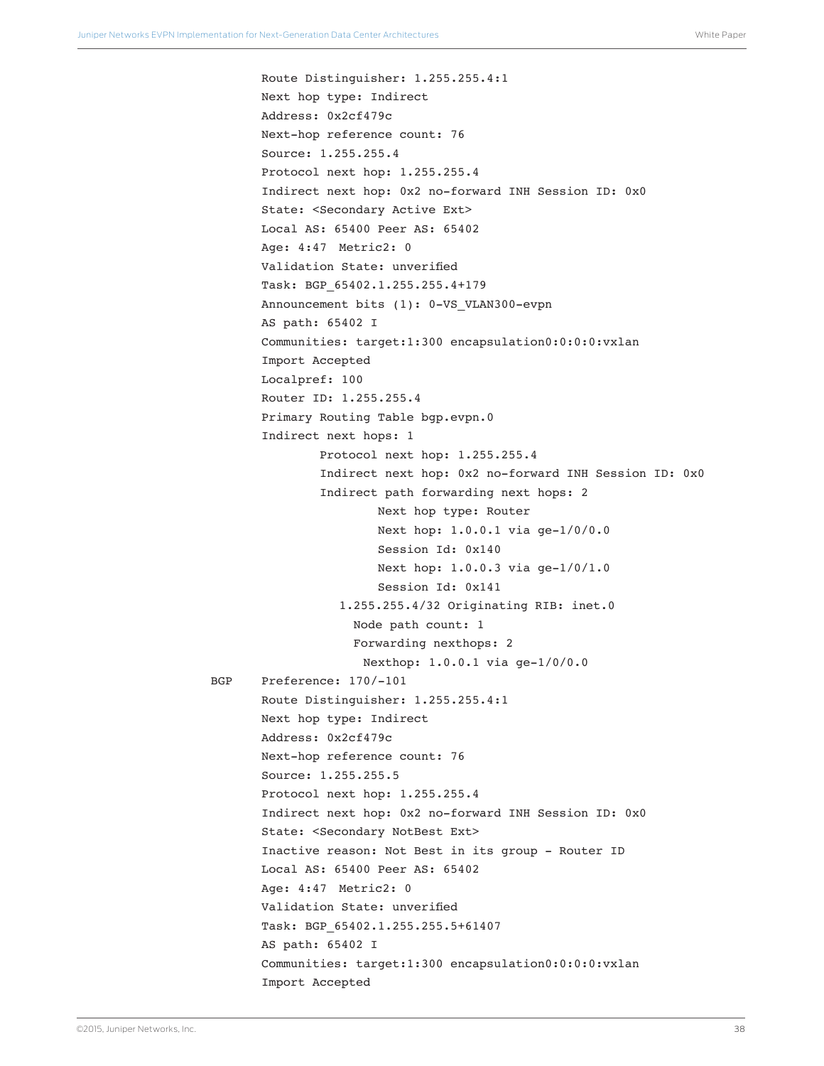```
                Route Distinguisher: 1.255.255.4:1
                Next hop type: Indirect
                Address: 0x2cf479c
                Next-hop reference count: 76
                Source: 1.255.255.4
                Protocol next hop: 1.255.255.4
                Indirect next hop: 0x2 no-forward INH Session ID: 0x0
                State: <Secondary Active Ext>
                Local AS: 65400 Peer AS: 65402
                Age: 4:47  Metric2: 0
                Validation State: unverified
                Task: BGP_65402.1.255.255.4+179
                Announcement bits (1): 0-VS_VLAN300-evpn
                AS path: 65402 I
                Communities: target:1:300 encapsulation0:0:0:0:vxlan
                Import Accepted
                Localpref: 100
                Router ID: 1.255.255.4
                Primary Routing Table bgp.evpn.0
                Indirect next hops: 1
                        Protocol next hop: 1.255.255.4
                        Indirect next hop: 0x2 no-forward INH Session ID: 0x0
                        Indirect path forwarding next hops: 2
                                Next hop type: Router
                                Next hop: 1.0.0.1 via ge-1/0/0.0
                                Session Id: 0x140
                                Next hop: 1.0.0.3 via ge-1/0/1.0
                                Session Id: 0x141
                          1.255.255.4/32 Originating RIB: inet.0
                            Node path count: 1
                            Forwarding nexthops: 2
                              Nexthop: 1.0.0.1 via ge-1/0/0.0
         BGP    Preference: 170/-101
                Route Distinguisher: 1.255.255.4:1
                Next hop type: Indirect
                Address: 0x2cf479c
                Next-hop reference count: 76
                Source: 1.255.255.5
                Protocol next hop: 1.255.255.4
                Indirect next hop: 0x2 no-forward INH Session ID: 0x0
                State: <Secondary NotBest Ext>
                Inactive reason: Not Best in its group - Router ID
                Local AS: 65400 Peer AS: 65402
                Age: 4:47  Metric2: 0
                Validation State: unverified
                Task: BGP_65402.1.255.255.5+61407
                AS path: 65402 I
                Communities: target:1:300 encapsulation0:0:0:0:vxlan
                Import Accepted
```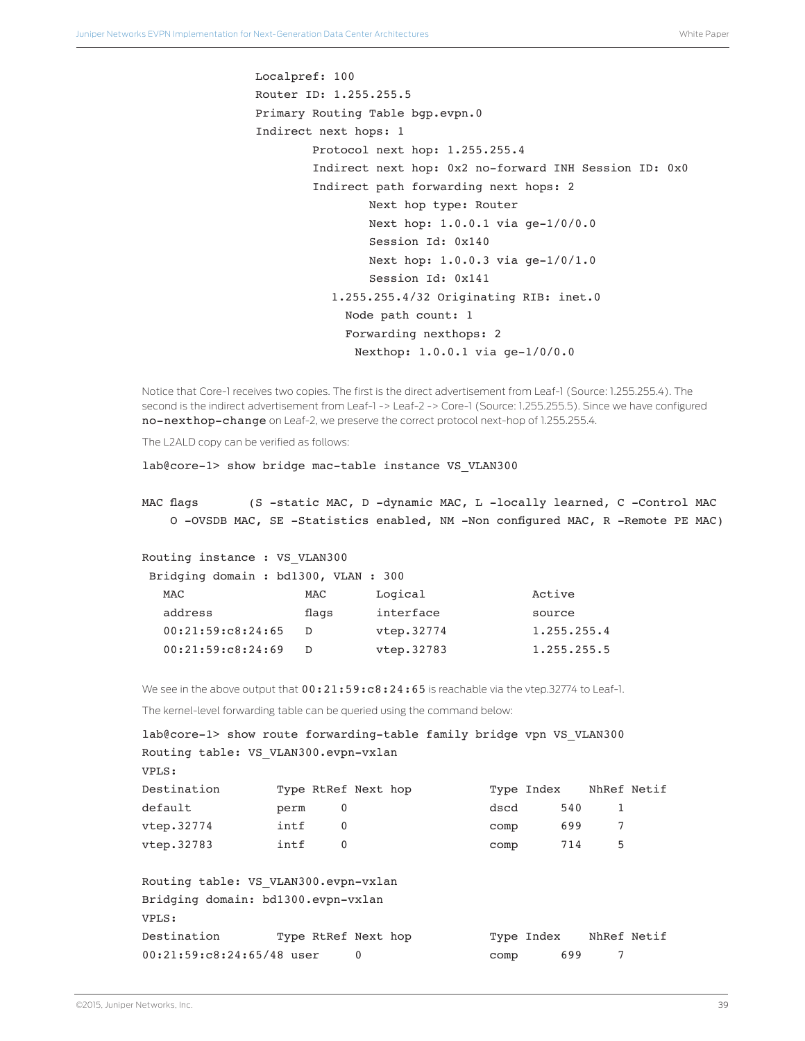```
                Localpref: 100
                Router ID: 1.255.255.5
                Primary Routing Table bgp.evpn.0
                Indirect next hops: 1
                        Protocol next hop: 1.255.255.4
                        Indirect next hop: 0x2 no-forward INH Session ID: 0x0
                        Indirect path forwarding next hops: 2
                                Next hop type: Router
                                Next hop: 1.0.0.1 via ge-1/0/0.0
                                Session Id: 0x140
                                Next hop: 1.0.0.3 via ge-1/0/1.0
                                Session Id: 0x141
                          1.255.255.4/32 Originating RIB: inet.0
                            Node path count: 1
                            Forwarding nexthops: 2
                              Nexthop: 1.0.0.1 via ge-1/0/0.0
```

Notice that Core-1 receives two copies. The first is the direct advertisement from Leaf-1 (Source: 1.255.255.4). The second is the indirect advertisement from Leaf-1 -> Leaf-2 -> Core-1 (Source: 1.255.255.5). Since we have configured `no-nexthop-change` on Leaf-2, we preserve the correct protocol next-hop of 1.255.255.4.

The L2ALD copy can be verified as follows:

```
lab@core-1> show bridge mac-table instance VS_VLAN300

MAC flags       (S -static MAC, D -dynamic MAC, L -locally learned, C -Control MAC
    O -OVSDB MAC, SE -Statistics enabled, NM -Non configured MAC, R -Remote PE MAC)

Routing instance : VS_VLAN300
 Bridging domain : bd1300, VLAN : 300
   MAC                 MAC       Logical              Active
   address             flags     interface            source
   00:21:59:c8:24:65   D         vtep.32774           1.255.255.4
   00:21:59:c8:24:69   D         vtep.32783           1.255.255.5
```

We see in the above output that `00:21:59:c8:24:65` is reachable via the vtep.32774 to Leaf-1.

The kernel-level forwarding table can be queried using the command below:

```
lab@core-1> show route forwarding-table family bridge vpn VS_VLAN300
Routing table: VS_VLAN300.evpn-vxlan
VPLS:
Destination        Type RtRef Next hop           Type Index    NhRef Netif
default            perm     0                    dscd      540     1
vtep.32774         intf     0                    comp      699     7
vtep.32783         intf     0                    comp      714     5

Routing table: VS_VLAN300.evpn-vxlan
Bridging domain: bd1300.evpn-vxlan
VPLS:
Destination        Type RtRef Next hop           Type Index    NhRef Netif
00:21:59:c8:24:65/48 user     0                  comp      699     7
```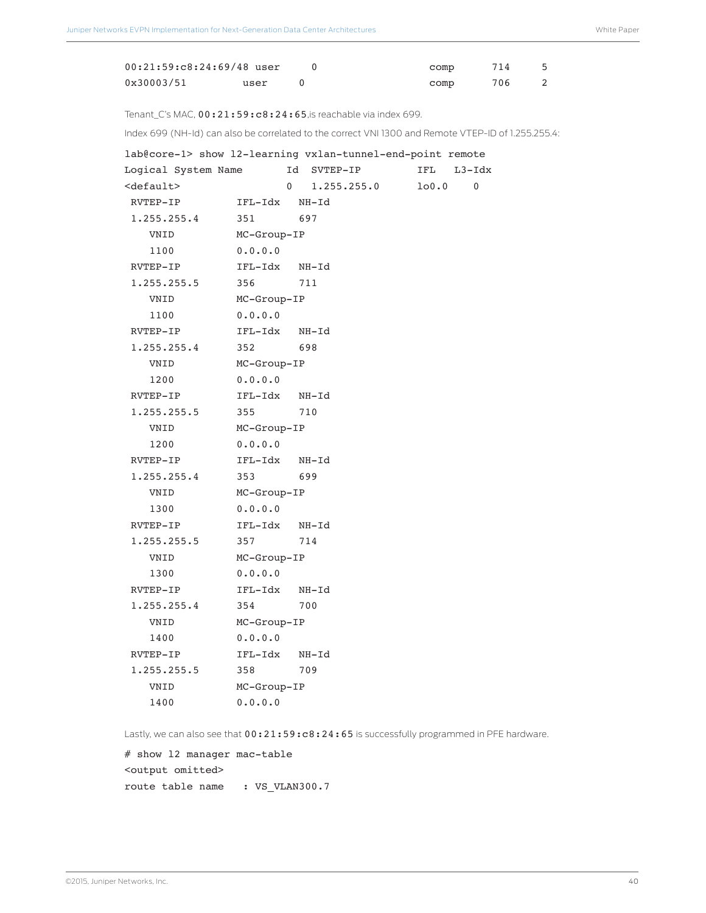```
00:21:59:c8:24:69/48 user      0                   comp      714     5
0x30003/51         user     0                      comp      706     2
```

Tenant_C's MAC, `00:21:59:c8:24:65`,is reachable via index 699.

Index 699 (NH-Id) can also be correlated to the correct VNI 1300 and Remote VTEP-ID of 1.255.255.4:

```
lab@core-1> show l2-learning vxlan-tunnel-end-point remote
Logical System Name        Id  SVTEP-IP          IFL   L3-Idx
<default>                  0   1.255.255.0       lo0.0    0
 RVTEP-IP          IFL-Idx   NH-Id
 1.255.255.4       351       697
    VNID           MC-Group-IP
    1100           0.0.0.0
 RVTEP-IP          IFL-Idx   NH-Id
 1.255.255.5       356       711
    VNID           MC-Group-IP
    1100           0.0.0.0
 RVTEP-IP          IFL-Idx   NH-Id
 1.255.255.4       352       698
    VNID           MC-Group-IP
    1200           0.0.0.0
 RVTEP-IP          IFL-Idx   NH-Id
 1.255.255.5       355       710
    VNID           MC-Group-IP
    1200           0.0.0.0
 RVTEP-IP          IFL-Idx   NH-Id
 1.255.255.4       353       699
    VNID           MC-Group-IP
    1300           0.0.0.0
 RVTEP-IP          IFL-Idx   NH-Id
 1.255.255.5       357       714
    VNID           MC-Group-IP
    1300           0.0.0.0
 RVTEP-IP          IFL-Idx   NH-Id
 1.255.255.4       354       700
    VNID           MC-Group-IP
    1400           0.0.0.0
 RVTEP-IP          IFL-Idx   NH-Id
 1.255.255.5       358       709
    VNID           MC-Group-IP
    1400           0.0.0.0
```

Lastly, we can also see that `00:21:59:c8:24:65` is successfully programmed in PFE hardware.

```
# show l2 manager mac-table
<output omitted>
route table name    : VS_VLAN300.7
```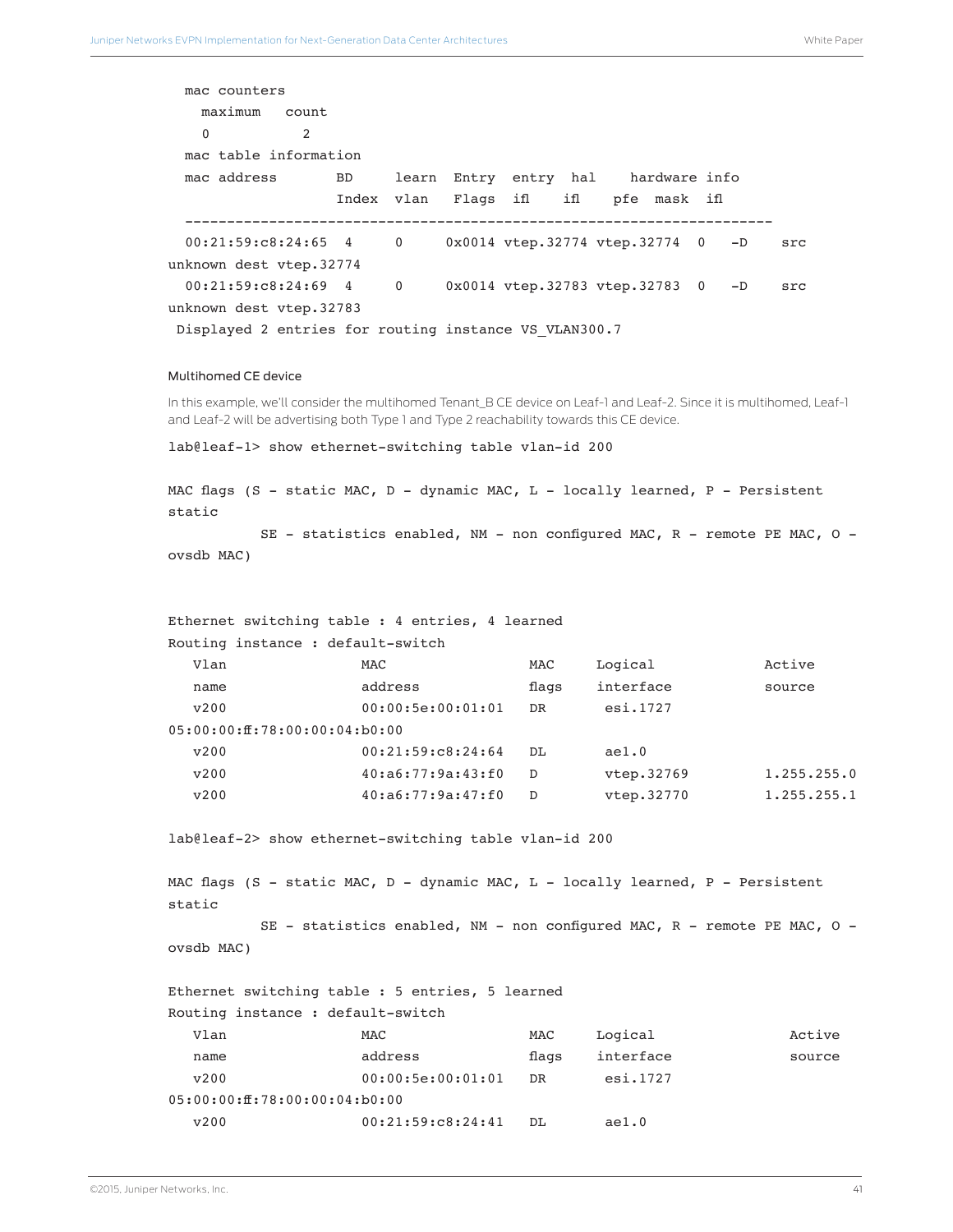```
  mac counters
    maximum   count
    0          2
  mac table information
  mac address       BD     learn  Entry  entry  hal    hardware info
                    Index  vlan   Flags  ifl    ifl    pfe  mask  ifl
  ----------------------------------------------------------------------
  00:21:59:c8:24:65  4     0     0x0014 vtep.32774 vtep.32774  0   -D    src
unknown dest vtep.32774
  00:21:59:c8:24:69  4     0     0x0014 vtep.32783 vtep.32783  0   -D    src
unknown dest vtep.32783
 Displayed 2 entries for routing instance VS_VLAN300.7
```

#### Multihomed CE device

In this example, we'll consider the multihomed Tenant_B CE device on Leaf-1 and Leaf-2. Since it is multihomed, Leaf-1 and Leaf-2 will be advertising both Type 1 and Type 2 reachability towards this CE device.

```
lab@leaf-1> show ethernet-switching table vlan-id 200

MAC flags (S - static MAC, D - dynamic MAC, L - locally learned, P - Persistent
static
           SE - statistics enabled, NM - non configured MAC, R - remote PE MAC, O -
ovsdb MAC)


Ethernet switching table : 4 entries, 4 learned
Routing instance : default-switch
   Vlan                MAC                 MAC      Logical             Active
   name                address             flags    interface           source
   v200                00:00:5e:00:01:01   DR        esi.1727
05:00:00:ff:78:00:00:04:b0:00
   v200                00:21:59:c8:24:64   DL        ae1.0
   v200                40:a6:77:9a:43:f0   D         vtep.32769          1.255.255.0
   v200                40:a6:77:9a:47:f0   D         vtep.32770          1.255.255.1

lab@leaf-2> show ethernet-switching table vlan-id 200

MAC flags (S - static MAC, D - dynamic MAC, L - locally learned, P - Persistent
static
           SE - statistics enabled, NM - non configured MAC, R - remote PE MAC, O -
ovsdb MAC)

Ethernet switching table : 5 entries, 5 learned
Routing instance : default-switch
   Vlan                MAC                 MAC      Logical                Active
   name                address             flags    interface              source
   v200                00:00:5e:00:01:01   DR        esi.1727
05:00:00:ff:78:00:00:04:b0:00
   v200                00:21:59:c8:24:41   DL        ae1.0
```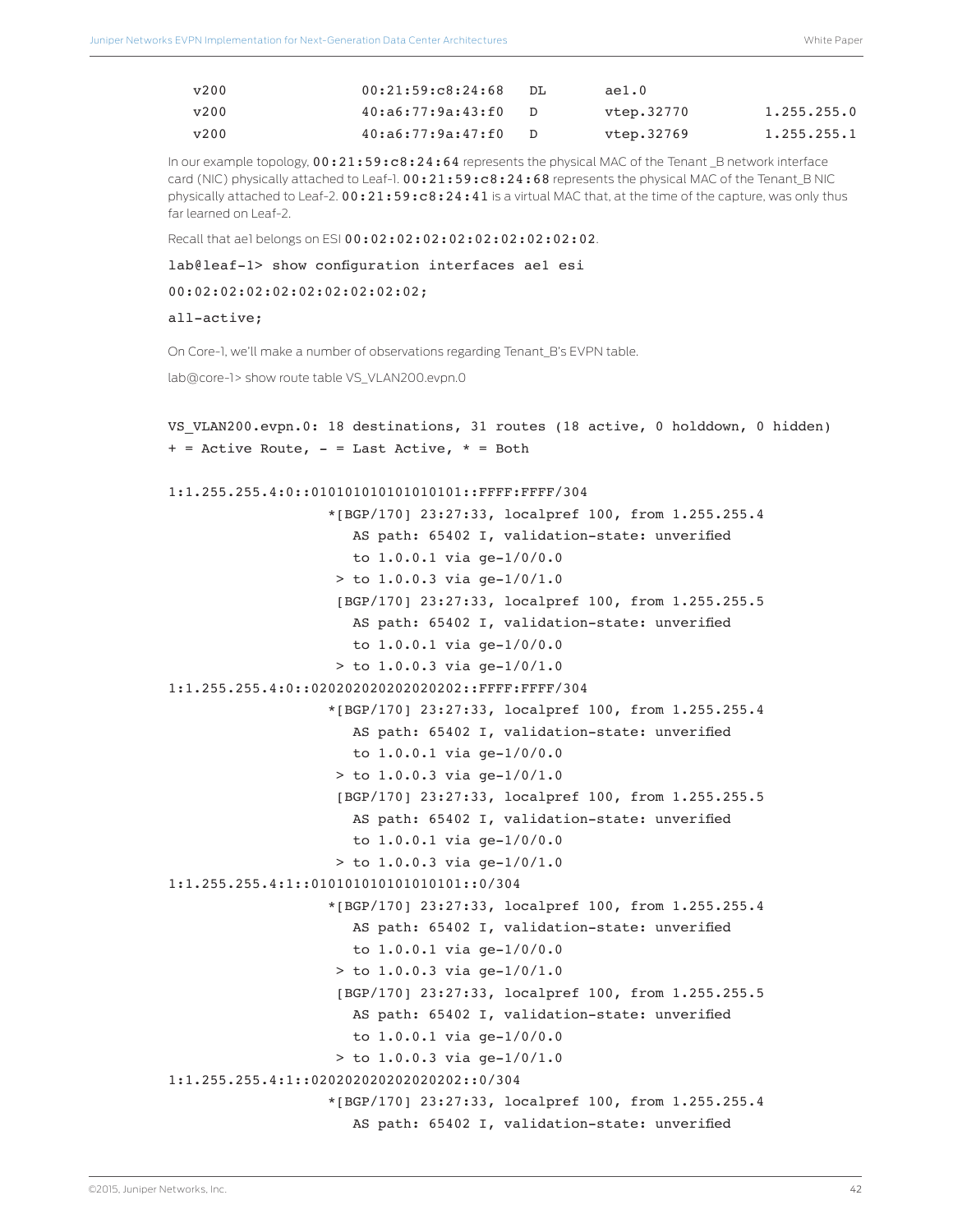```
v200          00:21:59:c8:24:68   DL       ae1.0
v200          40:a6:77:9a:43:f0   D        vtep.32770         1.255.255.0
v200          40:a6:77:9a:47:f0   D        vtep.32769         1.255.255.1
```

In our example topology, **00:21:59:c8:24:64** represents the physical MAC of the Tenant _B network interface card (NIC) physically attached to Leaf-1. **00:21:59:c8:24:68** represents the physical MAC of the Tenant_B NIC physically attached to Leaf-2. **00:21:59:c8:24:41** is a virtual MAC that, at the time of the capture, was only thus far learned on Leaf-2.

Recall that ae1 belongs on ESI **00:02:02:02:02:02:02:02:02:02**.

```
lab@leaf-1> show configuration interfaces ae1 esi
00:02:02:02:02:02:02:02:02:02;
all-active;
```

On Core-1, we'll make a number of observations regarding Tenant_B's EVPN table.

lab@core-1> show route table VS_VLAN200.evpn.0

```
VS_VLAN200.evpn.0: 18 destinations, 31 routes (18 active, 0 holddown, 0 hidden)
+ = Active Route, - = Last Active, * = Both

1:1.255.255.4:0::010101010101010101::FFFF:FFFF/304
                   *[BGP/170] 23:27:33, localpref 100, from 1.255.255.4
                      AS path: 65402 I, validation-state: unverified
                      to 1.0.0.1 via ge-1/0/0.0
                    > to 1.0.0.3 via ge-1/0/1.0
                    [BGP/170] 23:27:33, localpref 100, from 1.255.255.5
                      AS path: 65402 I, validation-state: unverified
                      to 1.0.0.1 via ge-1/0/0.0
                    > to 1.0.0.3 via ge-1/0/1.0
1:1.255.255.4:0::020202020202020202::FFFF:FFFF/304
                   *[BGP/170] 23:27:33, localpref 100, from 1.255.255.4
                      AS path: 65402 I, validation-state: unverified
                      to 1.0.0.1 via ge-1/0/0.0
                    > to 1.0.0.3 via ge-1/0/1.0
                    [BGP/170] 23:27:33, localpref 100, from 1.255.255.5
                      AS path: 65402 I, validation-state: unverified
                      to 1.0.0.1 via ge-1/0/0.0
                    > to 1.0.0.3 via ge-1/0/1.0
1:1.255.255.4:1::010101010101010101::0/304
                   *[BGP/170] 23:27:33, localpref 100, from 1.255.255.4
                      AS path: 65402 I, validation-state: unverified
                      to 1.0.0.1 via ge-1/0/0.0
                    > to 1.0.0.3 via ge-1/0/1.0
                    [BGP/170] 23:27:33, localpref 100, from 1.255.255.5
                      AS path: 65402 I, validation-state: unverified
                      to 1.0.0.1 via ge-1/0/0.0
                    > to 1.0.0.3 via ge-1/0/1.0
1:1.255.255.4:1::020202020202020202::0/304
                   *[BGP/170] 23:27:33, localpref 100, from 1.255.255.4
                      AS path: 65402 I, validation-state: unverified
```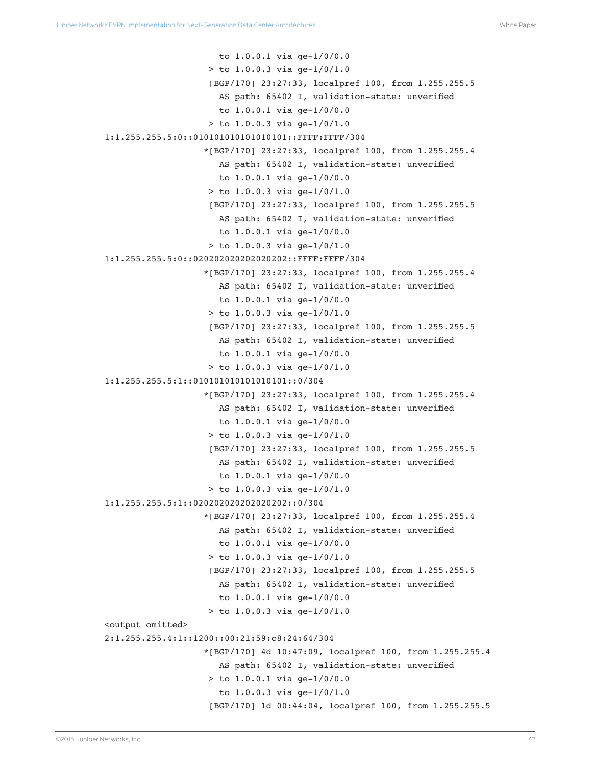```
                        to 1.0.0.1 via ge-1/0/0.0
                      > to 1.0.0.3 via ge-1/0/1.0
                      [BGP/170] 23:27:33, localpref 100, from 1.255.255.5
                        AS path: 65402 I, validation-state: unverified
                        to 1.0.0.1 via ge-1/0/0.0
                      > to 1.0.0.3 via ge-1/0/1.0
1:1.255.255.5:0::010101010101010101::FFFF:FFFF/304
                     *[BGP/170] 23:27:33, localpref 100, from 1.255.255.4
                        AS path: 65402 I, validation-state: unverified
                        to 1.0.0.1 via ge-1/0/0.0
                      > to 1.0.0.3 via ge-1/0/1.0
                      [BGP/170] 23:27:33, localpref 100, from 1.255.255.5
                        AS path: 65402 I, validation-state: unverified
                        to 1.0.0.1 via ge-1/0/0.0
                      > to 1.0.0.3 via ge-1/0/1.0
1:1.255.255.5:0::020202020202020202::FFFF:FFFF/304
                     *[BGP/170] 23:27:33, localpref 100, from 1.255.255.4
                        AS path: 65402 I, validation-state: unverified
                        to 1.0.0.1 via ge-1/0/0.0
                      > to 1.0.0.3 via ge-1/0/1.0
                      [BGP/170] 23:27:33, localpref 100, from 1.255.255.5
                        AS path: 65402 I, validation-state: unverified
                        to 1.0.0.1 via ge-1/0/0.0
                      > to 1.0.0.3 via ge-1/0/1.0
1:1.255.255.5:1::010101010101010101::0/304
                     *[BGP/170] 23:27:33, localpref 100, from 1.255.255.4
                        AS path: 65402 I, validation-state: unverified
                        to 1.0.0.1 via ge-1/0/0.0
                      > to 1.0.0.3 via ge-1/0/1.0
                      [BGP/170] 23:27:33, localpref 100, from 1.255.255.5
                        AS path: 65402 I, validation-state: unverified
                        to 1.0.0.1 via ge-1/0/0.0
                      > to 1.0.0.3 via ge-1/0/1.0
1:1.255.255.5:1::020202020202020202::0/304
                     *[BGP/170] 23:27:33, localpref 100, from 1.255.255.4
                        AS path: 65402 I, validation-state: unverified
                        to 1.0.0.1 via ge-1/0/0.0
                      > to 1.0.0.3 via ge-1/0/1.0
                      [BGP/170] 23:27:33, localpref 100, from 1.255.255.5
                        AS path: 65402 I, validation-state: unverified
                        to 1.0.0.1 via ge-1/0/0.0
                      > to 1.0.0.3 via ge-1/0/1.0
<output omitted>
2:1.255.255.4:1::1200::00:21:59:c8:24:64/304
                     *[BGP/170] 4d 10:47:09, localpref 100, from 1.255.255.4
                        AS path: 65402 I, validation-state: unverified
                      > to 1.0.0.1 via ge-1/0/0.0
                        to 1.0.0.3 via ge-1/0/1.0
                      [BGP/170] 1d 00:44:04, localpref 100, from 1.255.255.5
```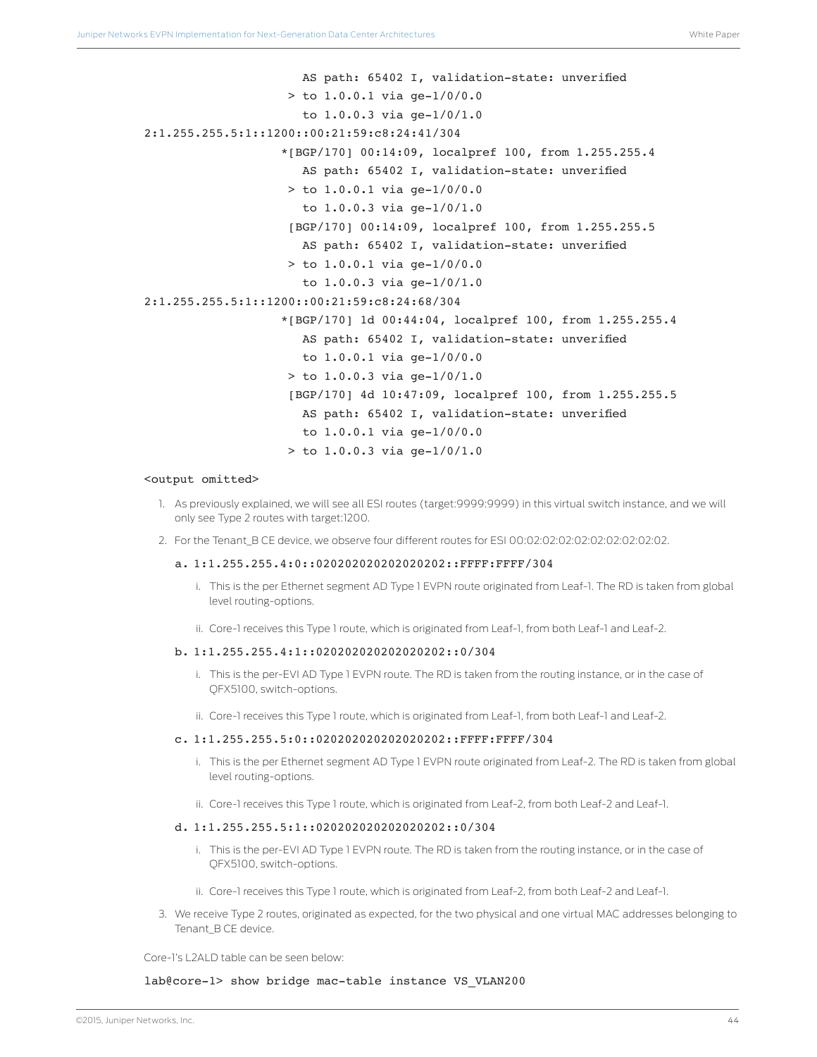```
                        AS path: 65402 I, validation-state: unverified
                      > to 1.0.0.1 via ge-1/0/0.0
                        to 1.0.0.3 via ge-1/0/1.0
2:1.255.255.5:1::1200::00:21:59:c8:24:41/304
                     *[BGP/170] 00:14:09, localpref 100, from 1.255.255.4
                        AS path: 65402 I, validation-state: unverified
                      > to 1.0.0.1 via ge-1/0/0.0
                        to 1.0.0.3 via ge-1/0/1.0
                      [BGP/170] 00:14:09, localpref 100, from 1.255.255.5
                        AS path: 65402 I, validation-state: unverified
                      > to 1.0.0.1 via ge-1/0/0.0
                        to 1.0.0.3 via ge-1/0/1.0
2:1.255.255.5:1::1200::00:21:59:c8:24:68/304
                     *[BGP/170] 1d 00:44:04, localpref 100, from 1.255.255.4
                        AS path: 65402 I, validation-state: unverified
                        to 1.0.0.1 via ge-1/0/0.0
                      > to 1.0.0.3 via ge-1/0/1.0
                      [BGP/170] 4d 10:47:09, localpref 100, from 1.255.255.5
                        AS path: 65402 I, validation-state: unverified
                        to 1.0.0.1 via ge-1/0/0.0
                      > to 1.0.0.3 via ge-1/0/1.0

<output omitted>
```

1. As previously explained, we will see all ESI routes (target:9999:9999) in this virtual switch instance, and we will only see Type 2 routes with target:1200.
2. For the Tenant_B CE device, we observe four different routes for ESI 00:02:02:02:02:02:02:02:02:02.
   a. `1:1.255.255.4:0::020202020202020202::FFFF:FFFF/304`
      i. This is the per Ethernet segment AD Type 1 EVPN route originated from Leaf-1. The RD is taken from global level routing-options.
      ii. Core-1 receives this Type 1 route, which is originated from Leaf-1, from both Leaf-1 and Leaf-2.
   b. `1:1.255.255.4:1::020202020202020202::0/304`
      i. This is the per-EVI AD Type 1 EVPN route. The RD is taken from the routing instance, or in the case of QFX5100, switch-options.
      ii. Core-1 receives this Type 1 route, which is originated from Leaf-1, from both Leaf-1 and Leaf-2.
   c. `1:1.255.255.5:0::020202020202020202::FFFF:FFFF/304`
      i. This is the per Ethernet segment AD Type 1 EVPN route originated from Leaf-2. The RD is taken from global level routing-options.
      ii. Core-1 receives this Type 1 route, which is originated from Leaf-2, from both Leaf-2 and Leaf-1.
   d. `1:1.255.255.5:1::020202020202020202::0/304`
      i. This is the per-EVI AD Type 1 EVPN route. The RD is taken from the routing instance, or in the case of QFX5100, switch-options.
      ii. Core-1 receives this Type 1 route, which is originated from Leaf-2, from both Leaf-2 and Leaf-1.
3. We receive Type 2 routes, originated as expected, for the two physical and one virtual MAC addresses belonging to Tenant_B CE device.

Core-1's L2ALD table can be seen below:

```
lab@core-1> show bridge mac-table instance VS_VLAN200
```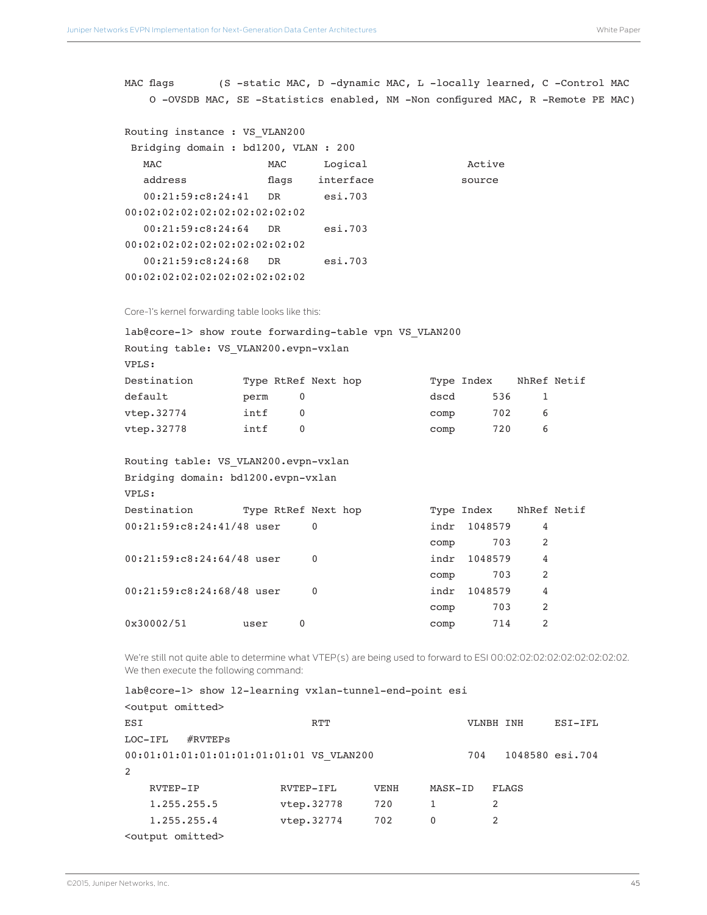```
MAC flags       (S -static MAC, D -dynamic MAC, L -locally learned, C -Control MAC
    O -OVSDB MAC, SE -Statistics enabled, NM -Non configured MAC, R -Remote PE MAC)

Routing instance : VS_VLAN200
 Bridging domain : bd1200, VLAN : 200
   MAC                 MAC      Logical                Active
   address             flags    interface              source
   00:21:59:c8:24:41   DR       esi.703
00:02:02:02:02:02:02:02:02:02
   00:21:59:c8:24:64   DR       esi.703
00:02:02:02:02:02:02:02:02:02
   00:21:59:c8:24:68   DR       esi.703
00:02:02:02:02:02:02:02:02:02
```

Core-1's kernel forwarding table looks like this:

```
lab@core-1> show route forwarding-table vpn VS_VLAN200
Routing table: VS_VLAN200.evpn-vxlan
VPLS:
Destination        Type RtRef Next hop           Type Index    NhRef Netif
default            perm     0                    dscd      536     1
vtep.32774         intf     0                    comp      702     6
vtep.32778         intf     0                    comp      720     6

Routing table: VS_VLAN200.evpn-vxlan
Bridging domain: bd1200.evpn-vxlan
VPLS:
Destination        Type RtRef Next hop           Type Index    NhRef Netif
00:21:59:c8:24:41/48 user     0                  indr  1048579     4
                                                 comp      703     2
00:21:59:c8:24:64/48 user     0                  indr  1048579     4
                                                 comp      703     2
00:21:59:c8:24:68/48 user     0                  indr  1048579     4
                                                 comp      703     2
0x30002/51         user     0                    comp      714     2
```

We're still not quite able to determine what VTEP(s) are being used to forward to ESI 00:02:02:02:02:02:02:02:02:02. We then execute the following command:

```
lab@core-1> show l2-learning vxlan-tunnel-end-point esi
<output omitted>
ESI                            RTT                      VLNBH INH      ESI-IFL
LOC-IFL    #RVTEPs
00:01:01:01:01:01:01:01:01:01 VS_VLAN200                704    1048580 esi.704
2
    RVTEP-IP            RVTEP-IFL      VENH     MASK-ID    FLAGS
    1.255.255.5         vtep.32778     720      1          2
    1.255.255.4         vtep.32774     702      0          2
<output omitted>
```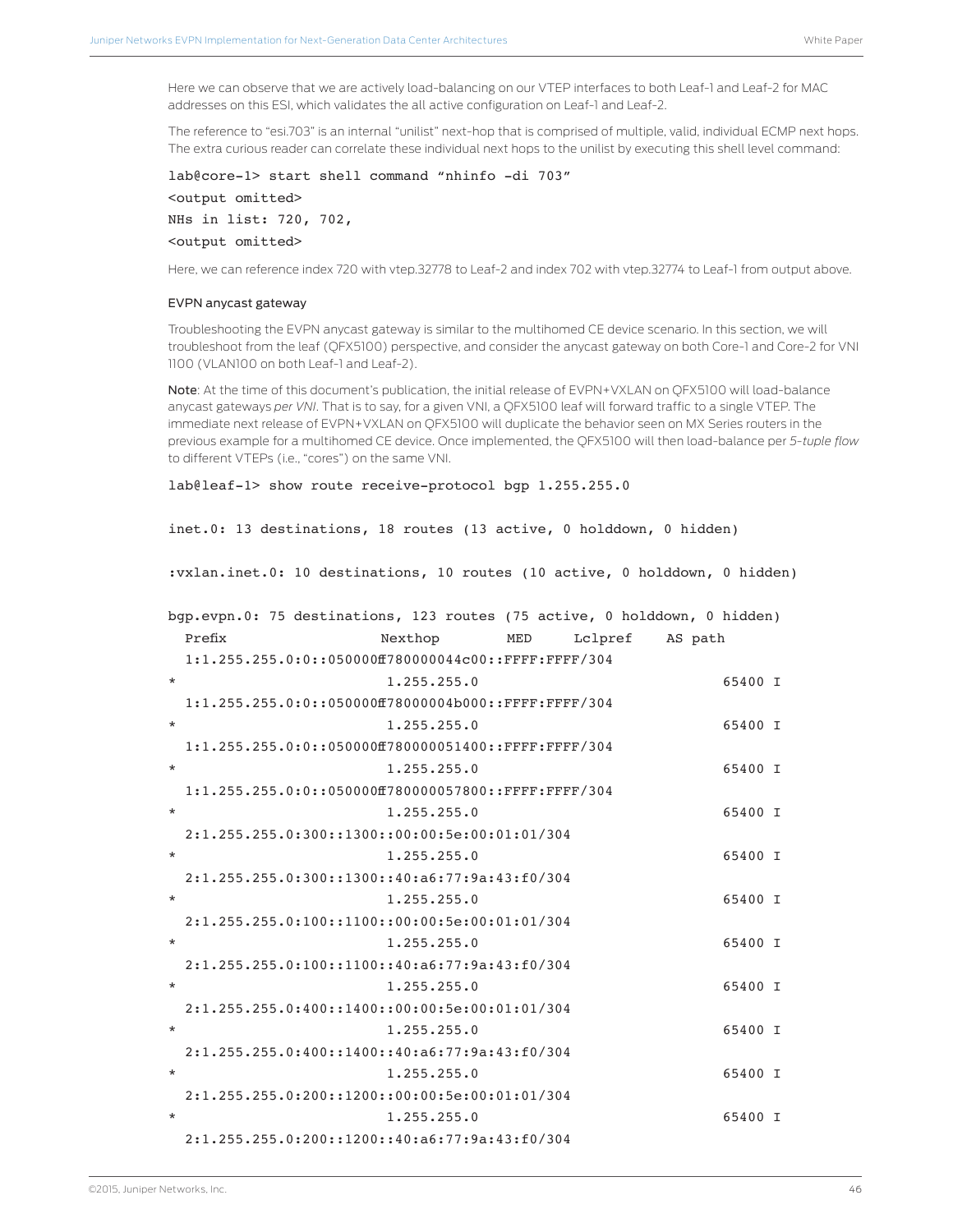Here we can observe that we are actively load-balancing on our VTEP interfaces to both Leaf-1 and Leaf-2 for MAC addresses on this ESI, which validates the all active configuration on Leaf-1 and Leaf-2.

The reference to "esi.703" is an internal "unilist" next-hop that is comprised of multiple, valid, individual ECMP next hops. The extra curious reader can correlate these individual next hops to the unilist by executing this shell level command:

```
lab@core-1> start shell command "nhinfo -di 703"
<output omitted>
NHs in list: 720, 702,
<output omitted>
```

Here, we can reference index 720 with vtep.32778 to Leaf-2 and index 702 with vtep.32774 to Leaf-1 from output above.

#### EVPN anycast gateway

Troubleshooting the EVPN anycast gateway is similar to the multihomed CE device scenario. In this section, we will troubleshoot from the leaf (QFX5100) perspective, and consider the anycast gateway on both Core-1 and Core-2 for VNI 1100 (VLAN100 on both Leaf-1 and Leaf-2).

**Note**: At the time of this document's publication, the initial release of EVPN+VXLAN on QFX5100 will load-balance anycast gateways *per VNI*. That is to say, for a given VNI, a QFX5100 leaf will forward traffic to a single VTEP. The immediate next release of EVPN+VXLAN on QFX5100 will duplicate the behavior seen on MX Series routers in the previous example for a multihomed CE device. Once implemented, the QFX5100 will then load-balance per *5-tuple flow* to different VTEPs (i.e., "cores") on the same VNI.

```
lab@leaf-1> show route receive-protocol bgp 1.255.255.0

inet.0: 13 destinations, 18 routes (13 active, 0 holddown, 0 hidden)

:vxlan.inet.0: 10 destinations, 10 routes (10 active, 0 holddown, 0 hidden)

bgp.evpn.0: 75 destinations, 123 routes (75 active, 0 holddown, 0 hidden)
  Prefix                  Nexthop       MED     Lclpref    AS path
  1:1.255.255.0:0::050000ff780000044c00::FFFF:FFFF/304
*                          1.255.255.0                          65400 I
  1:1.255.255.0:0::050000ff78000004b000::FFFF:FFFF/304
*                          1.255.255.0                          65400 I
  1:1.255.255.0:0::050000ff780000051400::FFFF:FFFF/304
*                          1.255.255.0                          65400 I
  1:1.255.255.0:0::050000ff780000057800::FFFF:FFFF/304
*                          1.255.255.0                          65400 I
  2:1.255.255.0:300::1300::00:00:5e:00:01:01/304
*                          1.255.255.0                          65400 I
  2:1.255.255.0:300::1300::40:a6:77:9a:43:f0/304
*                          1.255.255.0                          65400 I
  2:1.255.255.0:100::1100::00:00:5e:00:01:01/304
*                          1.255.255.0                          65400 I
  2:1.255.255.0:100::1100::40:a6:77:9a:43:f0/304
*                          1.255.255.0                          65400 I
  2:1.255.255.0:400::1400::00:00:5e:00:01:01/304
*                          1.255.255.0                          65400 I
  2:1.255.255.0:400::1400::40:a6:77:9a:43:f0/304
*                          1.255.255.0                          65400 I
  2:1.255.255.0:200::1200::00:00:5e:00:01:01/304
*                          1.255.255.0                          65400 I
  2:1.255.255.0:200::1200::40:a6:77:9a:43:f0/304
```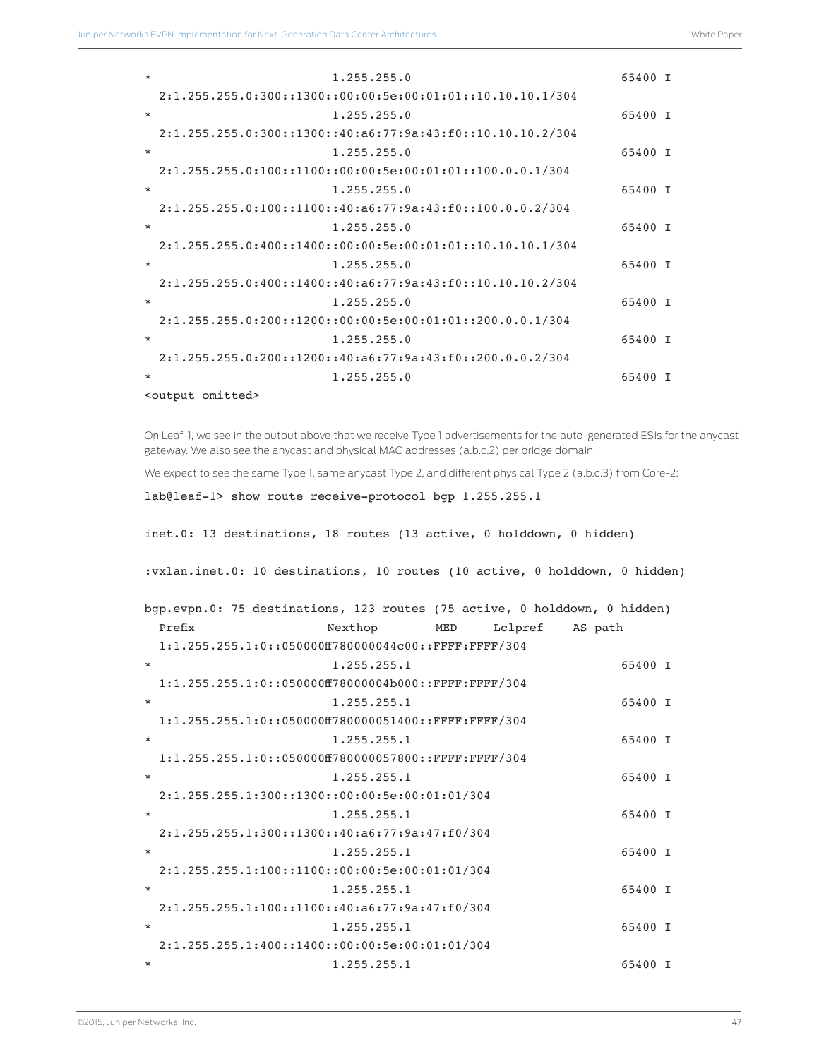```
*                         1.255.255.0                                65400 I
  2:1.255.255.0:300::1300::00:00:5e:00:01:01::10.10.10.1/304
*                         1.255.255.0                                65400 I
  2:1.255.255.0:300::1300::40:a6:77:9a:43:f0::10.10.10.2/304
*                         1.255.255.0                                65400 I
  2:1.255.255.0:100::1100::00:00:5e:00:01:01::100.0.0.1/304
*                         1.255.255.0                                65400 I
  2:1.255.255.0:100::1100::40:a6:77:9a:43:f0::100.0.0.2/304
*                         1.255.255.0                                65400 I
  2:1.255.255.0:400::1400::00:00:5e:00:01:01::10.10.10.1/304
*                         1.255.255.0                                65400 I
  2:1.255.255.0:400::1400::40:a6:77:9a:43:f0::10.10.10.2/304
*                         1.255.255.0                                65400 I
  2:1.255.255.0:200::1200::00:00:5e:00:01:01::200.0.0.1/304
*                         1.255.255.0                                65400 I
  2:1.255.255.0:200::1200::40:a6:77:9a:43:f0::200.0.0.2/304
*                         1.255.255.0                                65400 I
<output omitted>
```

On Leaf-1, we see in the output above that we receive Type 1 advertisements for the auto-generated ESIs for the anycast gateway. We also see the anycast and physical MAC addresses (a.b.c.2) per bridge domain.

We expect to see the same Type 1, same anycast Type 2, and different physical Type 2 (a.b.c.3) from Core-2:

```
lab@leaf-1> show route receive-protocol bgp 1.255.255.1

inet.0: 13 destinations, 18 routes (13 active, 0 holddown, 0 hidden)

:vxlan.inet.0: 10 destinations, 10 routes (10 active, 0 holddown, 0 hidden)

bgp.evpn.0: 75 destinations, 123 routes (75 active, 0 holddown, 0 hidden)
  Prefix                  Nexthop         MED     Lclpref    AS path
  1:1.255.255.1:0::050000ff780000044c00::FFFF:FFFF/304
*                         1.255.255.1                                65400 I
  1:1.255.255.1:0::050000ff78000004b000::FFFF:FFFF/304
*                         1.255.255.1                                65400 I
  1:1.255.255.1:0::050000ff780000051400::FFFF:FFFF/304
*                         1.255.255.1                                65400 I
  1:1.255.255.1:0::050000ff780000057800::FFFF:FFFF/304
*                         1.255.255.1                                65400 I
  2:1.255.255.1:300::1300::00:00:5e:00:01:01/304
*                         1.255.255.1                                65400 I
  2:1.255.255.1:300::1300::40:a6:77:9a:47:f0/304
*                         1.255.255.1                                65400 I
  2:1.255.255.1:100::1100::00:00:5e:00:01:01/304
*                         1.255.255.1                                65400 I
  2:1.255.255.1:100::1100::40:a6:77:9a:47:f0/304
*                         1.255.255.1                                65400 I
  2:1.255.255.1:400::1400::00:00:5e:00:01:01/304
*                         1.255.255.1                                65400 I
```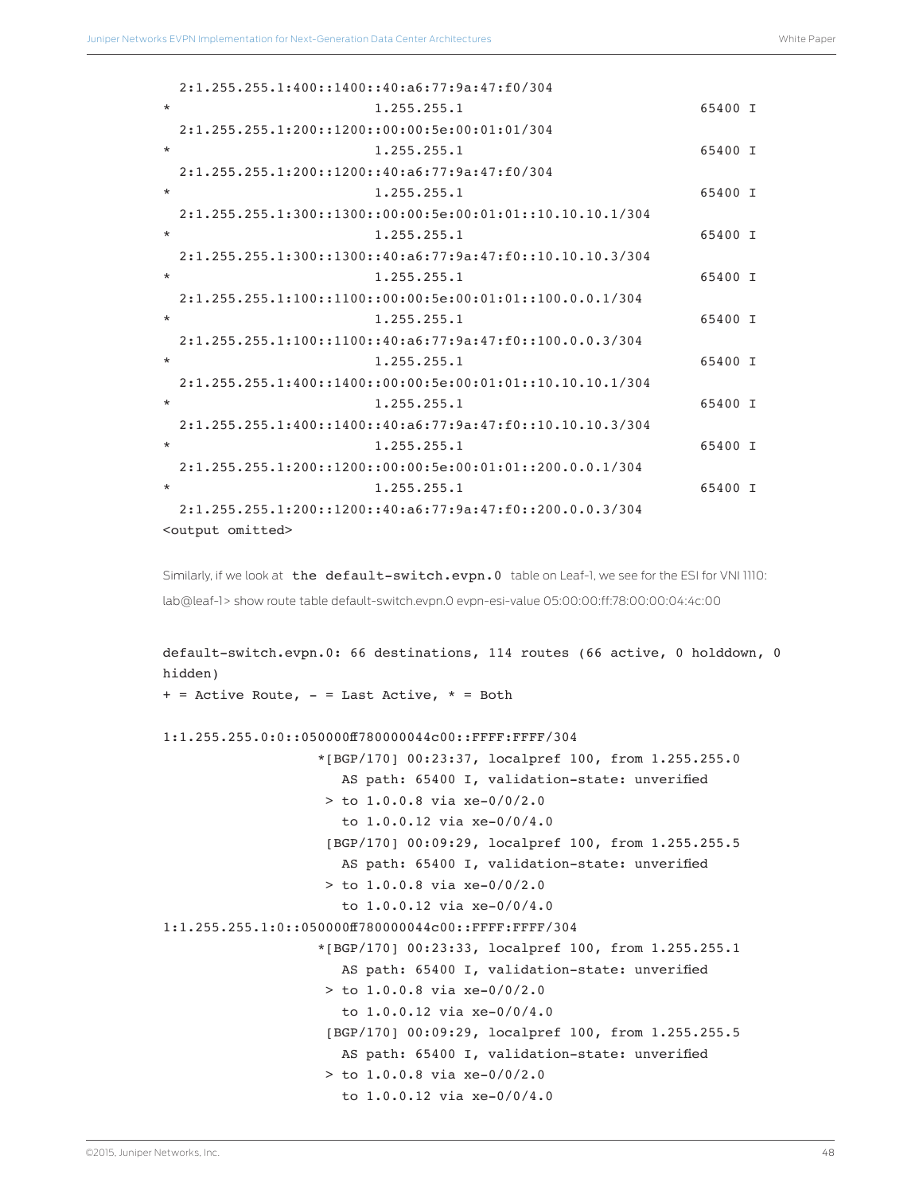```
  2:1.255.255.1:400::1400::40:a6:77:9a:47:f0/304
*                        1.255.255.1                              65400 I
  2:1.255.255.1:200::1200::00:00:5e:00:01:01/304
*                        1.255.255.1                              65400 I
  2:1.255.255.1:200::1200::40:a6:77:9a:47:f0/304
*                        1.255.255.1                              65400 I
  2:1.255.255.1:300::1300::00:00:5e:00:01:01::10.10.10.1/304
*                        1.255.255.1                              65400 I
  2:1.255.255.1:300::1300::40:a6:77:9a:47:f0::10.10.10.3/304
*                        1.255.255.1                              65400 I
  2:1.255.255.1:100::1100::00:00:5e:00:01:01::100.0.0.1/304
*                        1.255.255.1                              65400 I
  2:1.255.255.1:100::1100::40:a6:77:9a:47:f0::100.0.0.3/304
*                        1.255.255.1                              65400 I
  2:1.255.255.1:400::1400::00:00:5e:00:01:01::10.10.10.1/304
*                        1.255.255.1                              65400 I
  2:1.255.255.1:400::1400::40:a6:77:9a:47:f0::10.10.10.3/304
*                        1.255.255.1                              65400 I
  2:1.255.255.1:200::1200::00:00:5e:00:01:01::200.0.0.1/304
*                        1.255.255.1                              65400 I
  2:1.255.255.1:200::1200::40:a6:77:9a:47:f0::200.0.0.3/304
<output omitted>
```

Similarly, if we look at `the default-switch.evpn.0` table on Leaf-1, we see for the ESI for VNI 1110:

lab@leaf-1> show route table default-switch.evpn.0 evpn-esi-value 05:00:00:ff:78:00:00:04:4c:00

```
default-switch.evpn.0: 66 destinations, 114 routes (66 active, 0 holddown, 0
hidden)
+ = Active Route, - = Last Active, * = Both

1:1.255.255.0:0::050000ff780000044c00::FFFF:FFFF/304
                   *[BGP/170] 00:23:37, localpref 100, from 1.255.255.0
                      AS path: 65400 I, validation-state: unverified
                    > to 1.0.0.8 via xe-0/0/2.0
                      to 1.0.0.12 via xe-0/0/4.0
                    [BGP/170] 00:09:29, localpref 100, from 1.255.255.5
                      AS path: 65400 I, validation-state: unverified
                    > to 1.0.0.8 via xe-0/0/2.0
                      to 1.0.0.12 via xe-0/0/4.0
1:1.255.255.1:0::050000ff780000044c00::FFFF:FFFF/304
                   *[BGP/170] 00:23:33, localpref 100, from 1.255.255.1
                      AS path: 65400 I, validation-state: unverified
                    > to 1.0.0.8 via xe-0/0/2.0
                      to 1.0.0.12 via xe-0/0/4.0
                    [BGP/170] 00:09:29, localpref 100, from 1.255.255.5
                      AS path: 65400 I, validation-state: unverified
                    > to 1.0.0.8 via xe-0/0/2.0
                      to 1.0.0.12 via xe-0/0/4.0
```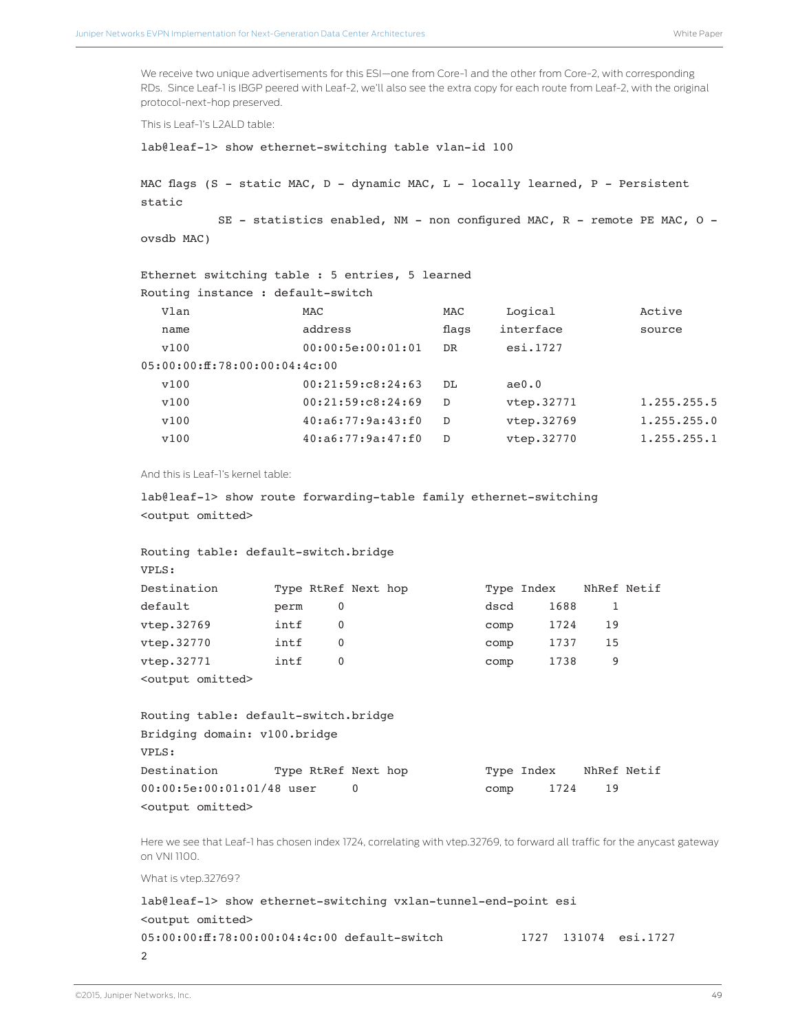We receive two unique advertisements for this ESI—one from Core-1 and the other from Core-2, with corresponding RDs. Since Leaf-1 is IBGP peered with Leaf-2, we'll also see the extra copy for each route from Leaf-2, with the original protocol-next-hop preserved.

This is Leaf-1's L2ALD table:

```
lab@leaf-1> show ethernet-switching table vlan-id 100

MAC flags (S - static MAC, D - dynamic MAC, L - locally learned, P - Persistent
static
           SE - statistics enabled, NM - non configured MAC, R - remote PE MAC, O -
ovsdb MAC)

Ethernet switching table : 5 entries, 5 learned
Routing instance : default-switch
   Vlan              MAC                 MAC      Logical          Active
   name              address             flags    interface        source
   v100              00:00:5e:00:01:01   DR        esi.1727
05:00:00:ff:78:00:00:04:4c:00
   v100              00:21:59:c8:24:63   DL        ae0.0
   v100              00:21:59:c8:24:69   D         vtep.32771       1.255.255.5
   v100              40:a6:77:9a:43:f0   D         vtep.32769       1.255.255.0
   v100              40:a6:77:9a:47:f0   D         vtep.32770       1.255.255.1
```

And this is Leaf-1's kernel table:

```
lab@leaf-1> show route forwarding-table family ethernet-switching
<output omitted>

Routing table: default-switch.bridge
VPLS:
Destination        Type RtRef Next hop           Type Index    NhRef Netif
default            perm     0                    dscd     1688     1
vtep.32769         intf     0                    comp     1724    19
vtep.32770         intf     0                    comp     1737    15
vtep.32771         intf     0                    comp     1738     9
<output omitted>

Routing table: default-switch.bridge
Bridging domain: v100.bridge
VPLS:
Destination        Type RtRef Next hop           Type Index    NhRef Netif
00:00:5e:00:01:01/48 user     0                  comp     1724    19
<output omitted>
```

Here we see that Leaf-1 has chosen index 1724, correlating with vtep.32769, to forward all traffic for the anycast gateway on VNI 1100.

What is vtep.32769?

```
lab@leaf-1> show ethernet-switching vxlan-tunnel-end-point esi
<output omitted>
05:00:00:ff:78:00:00:04:4c:00 default-switch           1727  131074  esi.1727
2
```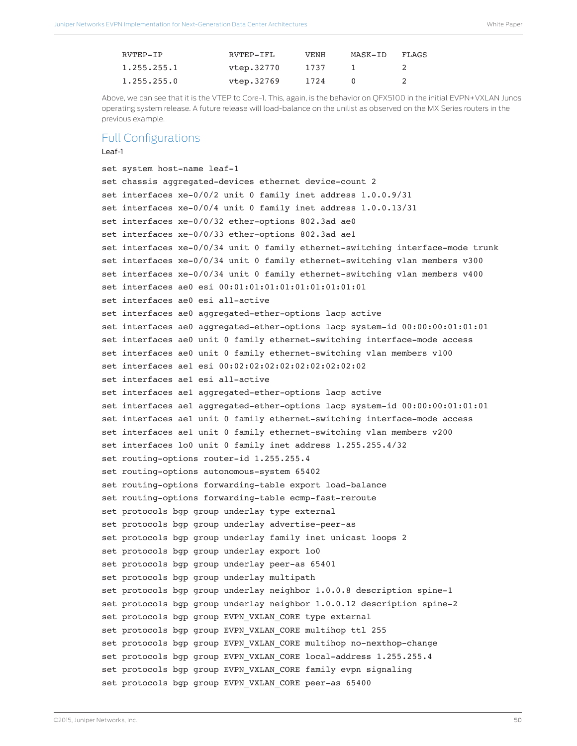```
RVTEP-IP            RVTEP-IFL      VENH     MASK-ID   FLAGS
1.255.255.1         vtep.32770     1737     1         2
1.255.255.0         vtep.32769     1724     0         2
```

Above, we can see that it is the VTEP to Core-1. This, again, is the behavior on QFX5100 in the initial EVPN+VXLAN Junos operating system release. A future release will load-balance on the unilist as observed on the MX Series routers in the previous example.

## Full Configurations

Leaf-1

```
set system host-name leaf-1
set chassis aggregated-devices ethernet device-count 2
set interfaces xe-0/0/2 unit 0 family inet address 1.0.0.9/31
set interfaces xe-0/0/4 unit 0 family inet address 1.0.0.13/31
set interfaces xe-0/0/32 ether-options 802.3ad ae0
set interfaces xe-0/0/33 ether-options 802.3ad ae1
set interfaces xe-0/0/34 unit 0 family ethernet-switching interface-mode trunk
set interfaces xe-0/0/34 unit 0 family ethernet-switching vlan members v300
set interfaces xe-0/0/34 unit 0 family ethernet-switching vlan members v400
set interfaces ae0 esi 00:01:01:01:01:01:01:01:01:01
set interfaces ae0 esi all-active
set interfaces ae0 aggregated-ether-options lacp active
set interfaces ae0 aggregated-ether-options lacp system-id 00:00:00:01:01:01
set interfaces ae0 unit 0 family ethernet-switching interface-mode access
set interfaces ae0 unit 0 family ethernet-switching vlan members v100
set interfaces ae1 esi 00:02:02:02:02:02:02:02:02:02
set interfaces ae1 esi all-active
set interfaces ae1 aggregated-ether-options lacp active
set interfaces ae1 aggregated-ether-options lacp system-id 00:00:00:01:01:01
set interfaces ae1 unit 0 family ethernet-switching interface-mode access
set interfaces ae1 unit 0 family ethernet-switching vlan members v200
set interfaces lo0 unit 0 family inet address 1.255.255.4/32
set routing-options router-id 1.255.255.4
set routing-options autonomous-system 65402
set routing-options forwarding-table export load-balance
set routing-options forwarding-table ecmp-fast-reroute
set protocols bgp group underlay type external
set protocols bgp group underlay advertise-peer-as
set protocols bgp group underlay family inet unicast loops 2
set protocols bgp group underlay export lo0
set protocols bgp group underlay peer-as 65401
set protocols bgp group underlay multipath
set protocols bgp group underlay neighbor 1.0.0.8 description spine-1
set protocols bgp group underlay neighbor 1.0.0.12 description spine-2
set protocols bgp group EVPN_VXLAN_CORE type external
set protocols bgp group EVPN_VXLAN_CORE multihop ttl 255
set protocols bgp group EVPN_VXLAN_CORE multihop no-nexthop-change
set protocols bgp group EVPN_VXLAN_CORE local-address 1.255.255.4
set protocols bgp group EVPN_VXLAN_CORE family evpn signaling
set protocols bgp group EVPN_VXLAN_CORE peer-as 65400
```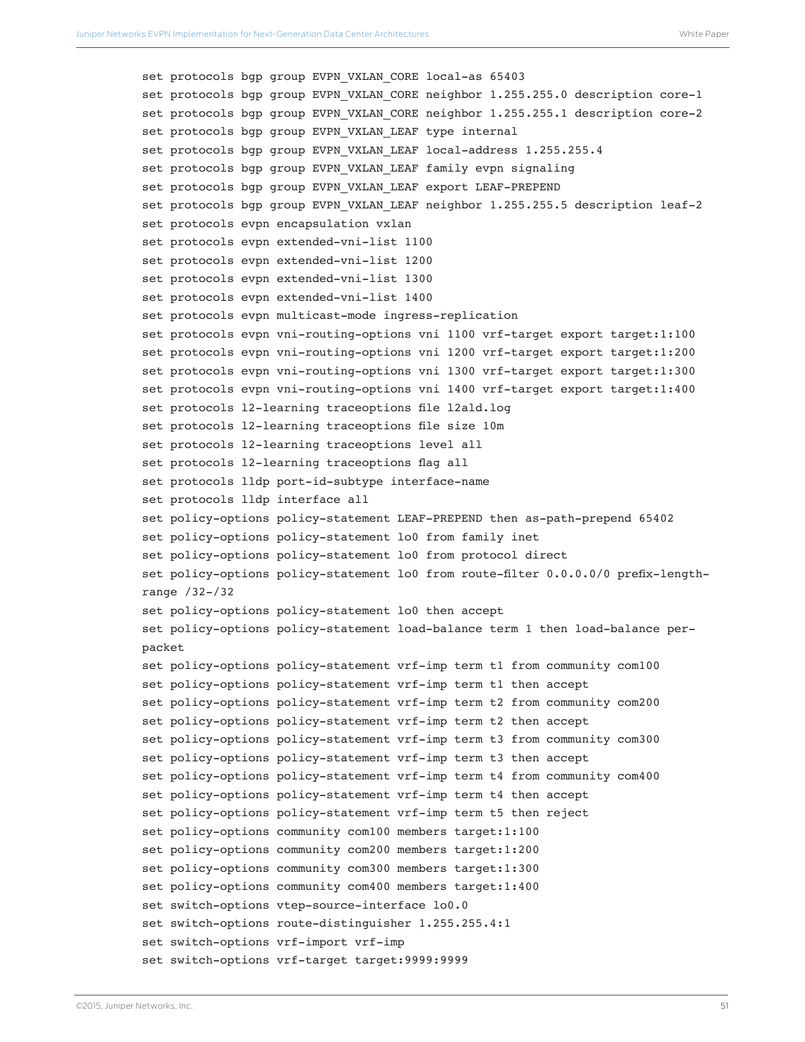```
set protocols bgp group EVPN_VXLAN_CORE local-as 65403
set protocols bgp group EVPN_VXLAN_CORE neighbor 1.255.255.0 description core-1
set protocols bgp group EVPN_VXLAN_CORE neighbor 1.255.255.1 description core-2
set protocols bgp group EVPN_VXLAN_LEAF type internal
set protocols bgp group EVPN_VXLAN_LEAF local-address 1.255.255.4
set protocols bgp group EVPN_VXLAN_LEAF family evpn signaling
set protocols bgp group EVPN_VXLAN_LEAF export LEAF-PREPEND
set protocols bgp group EVPN_VXLAN_LEAF neighbor 1.255.255.5 description leaf-2
set protocols evpn encapsulation vxlan
set protocols evpn extended-vni-list 1100
set protocols evpn extended-vni-list 1200
set protocols evpn extended-vni-list 1300
set protocols evpn extended-vni-list 1400
set protocols evpn multicast-mode ingress-replication
set protocols evpn vni-routing-options vni 1100 vrf-target export target:1:100
set protocols evpn vni-routing-options vni 1200 vrf-target export target:1:200
set protocols evpn vni-routing-options vni 1300 vrf-target export target:1:300
set protocols evpn vni-routing-options vni 1400 vrf-target export target:1:400
set protocols l2-learning traceoptions file l2ald.log
set protocols l2-learning traceoptions file size 10m
set protocols l2-learning traceoptions level all
set protocols l2-learning traceoptions flag all
set protocols lldp port-id-subtype interface-name
set protocols lldp interface all
set policy-options policy-statement LEAF-PREPEND then as-path-prepend 65402
set policy-options policy-statement lo0 from family inet
set policy-options policy-statement lo0 from protocol direct
set policy-options policy-statement lo0 from route-filter 0.0.0.0/0 prefix-length-
range /32-/32
set policy-options policy-statement lo0 then accept
set policy-options policy-statement load-balance term 1 then load-balance per-
packet
set policy-options policy-statement vrf-imp term t1 from community com100
set policy-options policy-statement vrf-imp term t1 then accept
set policy-options policy-statement vrf-imp term t2 from community com200
set policy-options policy-statement vrf-imp term t2 then accept
set policy-options policy-statement vrf-imp term t3 from community com300
set policy-options policy-statement vrf-imp term t3 then accept
set policy-options policy-statement vrf-imp term t4 from community com400
set policy-options policy-statement vrf-imp term t4 then accept
set policy-options policy-statement vrf-imp term t5 then reject
set policy-options community com100 members target:1:100
set policy-options community com200 members target:1:200
set policy-options community com300 members target:1:300
set policy-options community com400 members target:1:400
set switch-options vtep-source-interface lo0.0
set switch-options route-distinguisher 1.255.255.4:1
set switch-options vrf-import vrf-imp
set switch-options vrf-target target:9999:9999
```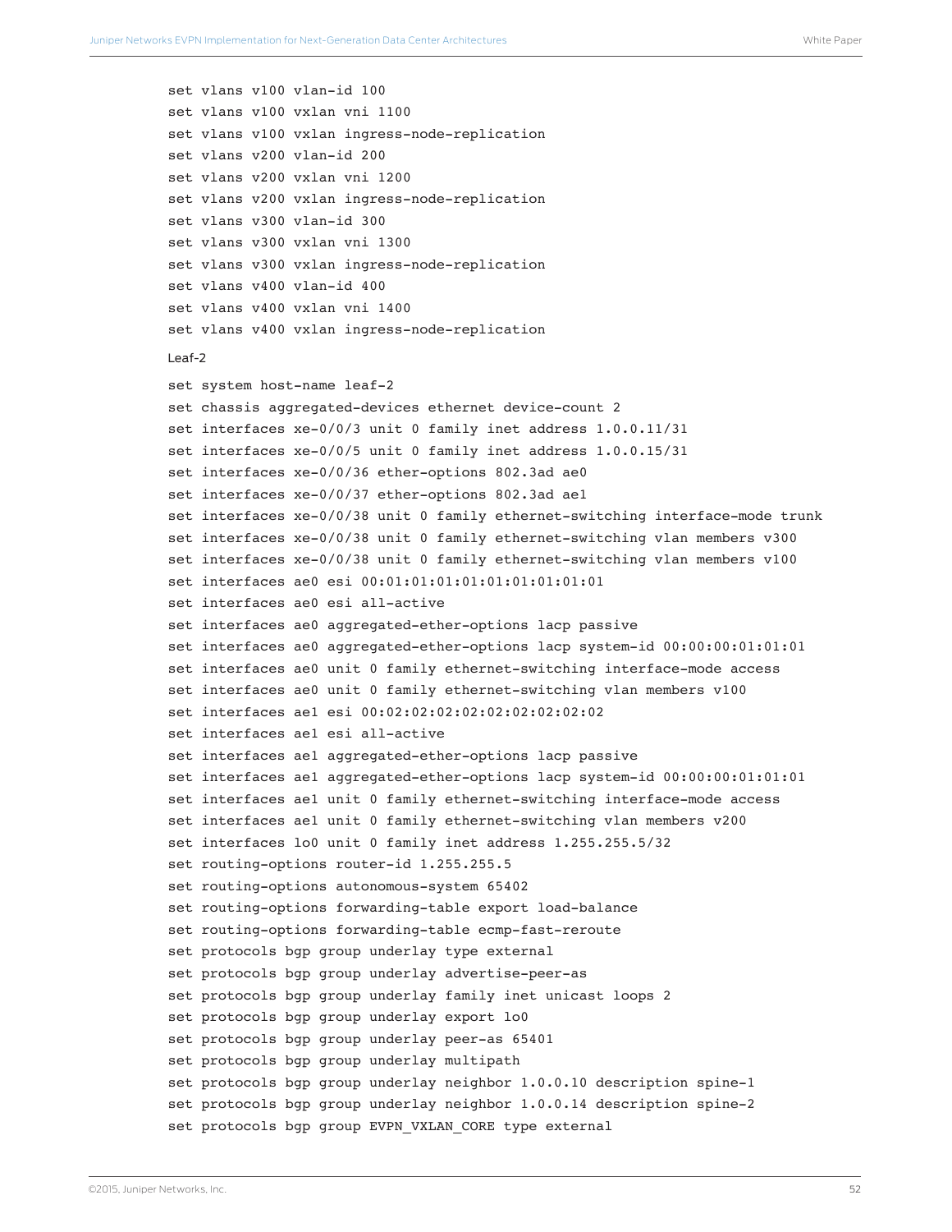```
set vlans v100 vlan-id 100
set vlans v100 vxlan vni 1100
set vlans v100 vxlan ingress-node-replication
set vlans v200 vlan-id 200
set vlans v200 vxlan vni 1200
set vlans v200 vxlan ingress-node-replication
set vlans v300 vlan-id 300
set vlans v300 vxlan vni 1300
set vlans v300 vxlan ingress-node-replication
set vlans v400 vlan-id 400
set vlans v400 vxlan vni 1400
set vlans v400 vxlan ingress-node-replication
```

Leaf-2

```
set system host-name leaf-2
set chassis aggregated-devices ethernet device-count 2
set interfaces xe-0/0/3 unit 0 family inet address 1.0.0.11/31
set interfaces xe-0/0/5 unit 0 family inet address 1.0.0.15/31
set interfaces xe-0/0/36 ether-options 802.3ad ae0
set interfaces xe-0/0/37 ether-options 802.3ad ae1
set interfaces xe-0/0/38 unit 0 family ethernet-switching interface-mode trunk
set interfaces xe-0/0/38 unit 0 family ethernet-switching vlan members v300
set interfaces xe-0/0/38 unit 0 family ethernet-switching vlan members v100
set interfaces ae0 esi 00:01:01:01:01:01:01:01:01:01
set interfaces ae0 esi all-active
set interfaces ae0 aggregated-ether-options lacp passive
set interfaces ae0 aggregated-ether-options lacp system-id 00:00:00:01:01:01
set interfaces ae0 unit 0 family ethernet-switching interface-mode access
set interfaces ae0 unit 0 family ethernet-switching vlan members v100
set interfaces ae1 esi 00:02:02:02:02:02:02:02:02:02
set interfaces ae1 esi all-active
set interfaces ae1 aggregated-ether-options lacp passive
set interfaces ae1 aggregated-ether-options lacp system-id 00:00:00:01:01:01
set interfaces ae1 unit 0 family ethernet-switching interface-mode access
set interfaces ae1 unit 0 family ethernet-switching vlan members v200
set interfaces lo0 unit 0 family inet address 1.255.255.5/32
set routing-options router-id 1.255.255.5
set routing-options autonomous-system 65402
set routing-options forwarding-table export load-balance
set routing-options forwarding-table ecmp-fast-reroute
set protocols bgp group underlay type external
set protocols bgp group underlay advertise-peer-as
set protocols bgp group underlay family inet unicast loops 2
set protocols bgp group underlay export lo0
set protocols bgp group underlay peer-as 65401
set protocols bgp group underlay multipath
set protocols bgp group underlay neighbor 1.0.0.10 description spine-1
set protocols bgp group underlay neighbor 1.0.0.14 description spine-2
set protocols bgp group EVPN_VXLAN_CORE type external
```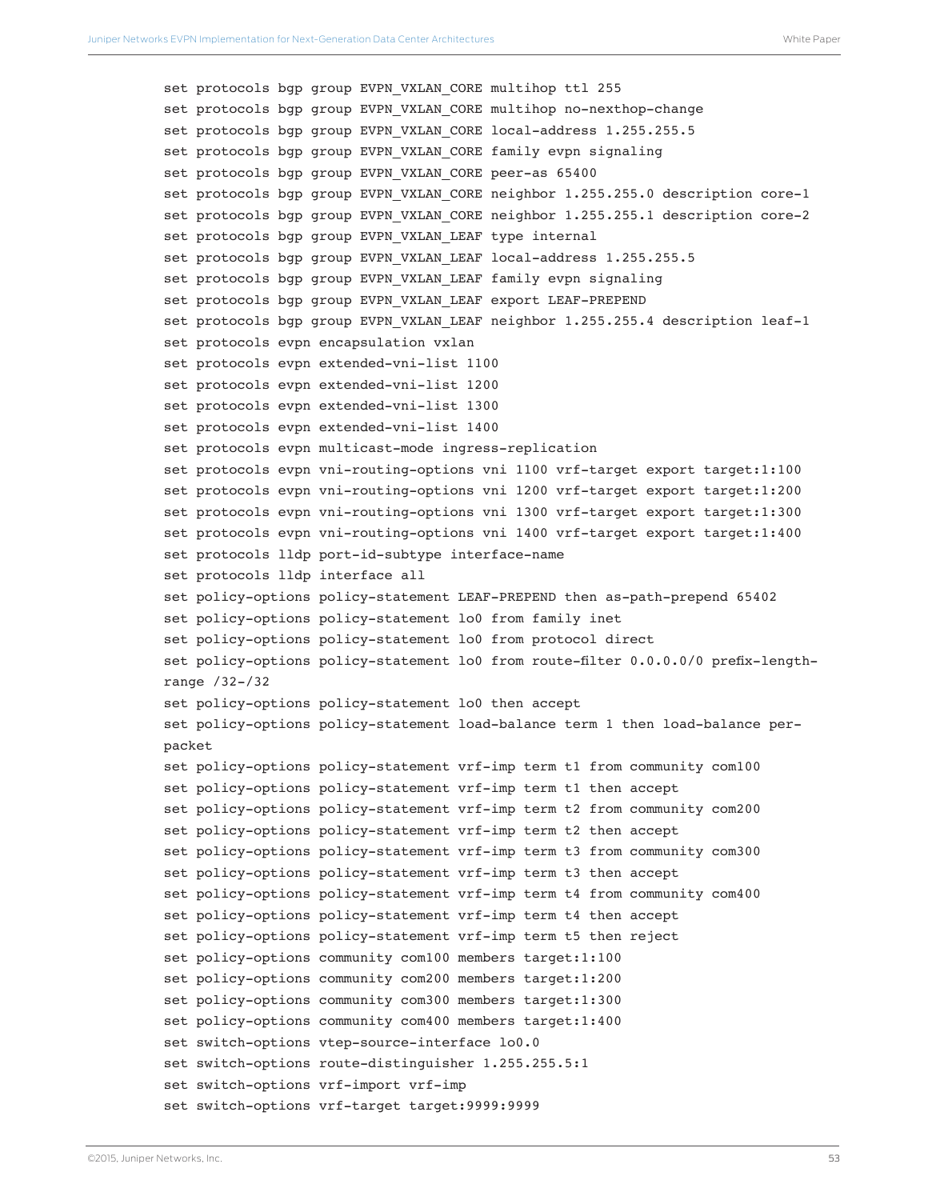```
set protocols bgp group EVPN_VXLAN_CORE multihop ttl 255
set protocols bgp group EVPN_VXLAN_CORE multihop no-nexthop-change
set protocols bgp group EVPN_VXLAN_CORE local-address 1.255.255.5
set protocols bgp group EVPN_VXLAN_CORE family evpn signaling
set protocols bgp group EVPN_VXLAN_CORE peer-as 65400
set protocols bgp group EVPN_VXLAN_CORE neighbor 1.255.255.0 description core-1
set protocols bgp group EVPN_VXLAN_CORE neighbor 1.255.255.1 description core-2
set protocols bgp group EVPN_VXLAN_LEAF type internal
set protocols bgp group EVPN_VXLAN_LEAF local-address 1.255.255.5
set protocols bgp group EVPN_VXLAN_LEAF family evpn signaling
set protocols bgp group EVPN_VXLAN_LEAF export LEAF-PREPEND
set protocols bgp group EVPN_VXLAN_LEAF neighbor 1.255.255.4 description leaf-1
set protocols evpn encapsulation vxlan
set protocols evpn extended-vni-list 1100
set protocols evpn extended-vni-list 1200
set protocols evpn extended-vni-list 1300
set protocols evpn extended-vni-list 1400
set protocols evpn multicast-mode ingress-replication
set protocols evpn vni-routing-options vni 1100 vrf-target export target:1:100
set protocols evpn vni-routing-options vni 1200 vrf-target export target:1:200
set protocols evpn vni-routing-options vni 1300 vrf-target export target:1:300
set protocols evpn vni-routing-options vni 1400 vrf-target export target:1:400
set protocols lldp port-id-subtype interface-name
set protocols lldp interface all
set policy-options policy-statement LEAF-PREPEND then as-path-prepend 65402
set policy-options policy-statement lo0 from family inet
set policy-options policy-statement lo0 from protocol direct
set policy-options policy-statement lo0 from route-filter 0.0.0.0/0 prefix-length-
range /32-/32
set policy-options policy-statement lo0 then accept
set policy-options policy-statement load-balance term 1 then load-balance per-
packet
set policy-options policy-statement vrf-imp term t1 from community com100
set policy-options policy-statement vrf-imp term t1 then accept
set policy-options policy-statement vrf-imp term t2 from community com200
set policy-options policy-statement vrf-imp term t2 then accept
set policy-options policy-statement vrf-imp term t3 from community com300
set policy-options policy-statement vrf-imp term t3 then accept
set policy-options policy-statement vrf-imp term t4 from community com400
set policy-options policy-statement vrf-imp term t4 then accept
set policy-options policy-statement vrf-imp term t5 then reject
set policy-options community com100 members target:1:100
set policy-options community com200 members target:1:200
set policy-options community com300 members target:1:300
set policy-options community com400 members target:1:400
set switch-options vtep-source-interface lo0.0
set switch-options route-distinguisher 1.255.255.5:1
set switch-options vrf-import vrf-imp
set switch-options vrf-target target:9999:9999
```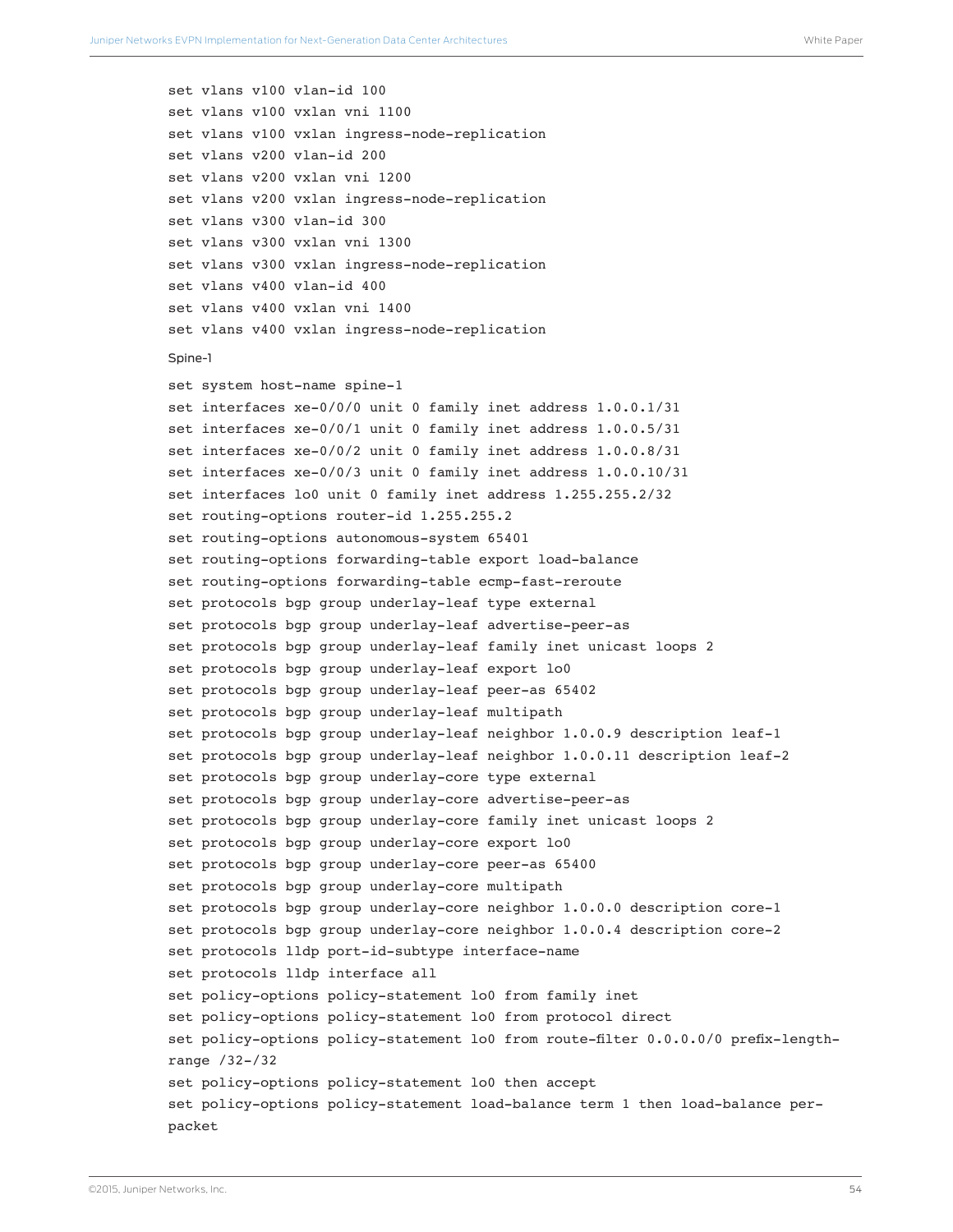```
set vlans v100 vlan-id 100
set vlans v100 vxlan vni 1100
set vlans v100 vxlan ingress-node-replication
set vlans v200 vlan-id 200
set vlans v200 vxlan vni 1200
set vlans v200 vxlan ingress-node-replication
set vlans v300 vlan-id 300
set vlans v300 vxlan vni 1300
set vlans v300 vxlan ingress-node-replication
set vlans v400 vlan-id 400
set vlans v400 vxlan vni 1400
set vlans v400 vxlan ingress-node-replication
```

Spine-1

```
set system host-name spine-1
set interfaces xe-0/0/0 unit 0 family inet address 1.0.0.1/31
set interfaces xe-0/0/1 unit 0 family inet address 1.0.0.5/31
set interfaces xe-0/0/2 unit 0 family inet address 1.0.0.8/31
set interfaces xe-0/0/3 unit 0 family inet address 1.0.0.10/31
set interfaces lo0 unit 0 family inet address 1.255.255.2/32
set routing-options router-id 1.255.255.2
set routing-options autonomous-system 65401
set routing-options forwarding-table export load-balance
set routing-options forwarding-table ecmp-fast-reroute
set protocols bgp group underlay-leaf type external
set protocols bgp group underlay-leaf advertise-peer-as
set protocols bgp group underlay-leaf family inet unicast loops 2
set protocols bgp group underlay-leaf export lo0
set protocols bgp group underlay-leaf peer-as 65402
set protocols bgp group underlay-leaf multipath
set protocols bgp group underlay-leaf neighbor 1.0.0.9 description leaf-1
set protocols bgp group underlay-leaf neighbor 1.0.0.11 description leaf-2
set protocols bgp group underlay-core type external
set protocols bgp group underlay-core advertise-peer-as
set protocols bgp group underlay-core family inet unicast loops 2
set protocols bgp group underlay-core export lo0
set protocols bgp group underlay-core peer-as 65400
set protocols bgp group underlay-core multipath
set protocols bgp group underlay-core neighbor 1.0.0.0 description core-1
set protocols bgp group underlay-core neighbor 1.0.0.4 description core-2
set protocols lldp port-id-subtype interface-name
set protocols lldp interface all
set policy-options policy-statement lo0 from family inet
set policy-options policy-statement lo0 from protocol direct
set policy-options policy-statement lo0 from route-filter 0.0.0.0/0 prefix-length-range /32-/32
set policy-options policy-statement lo0 then accept
set policy-options policy-statement load-balance term 1 then load-balance per-packet
```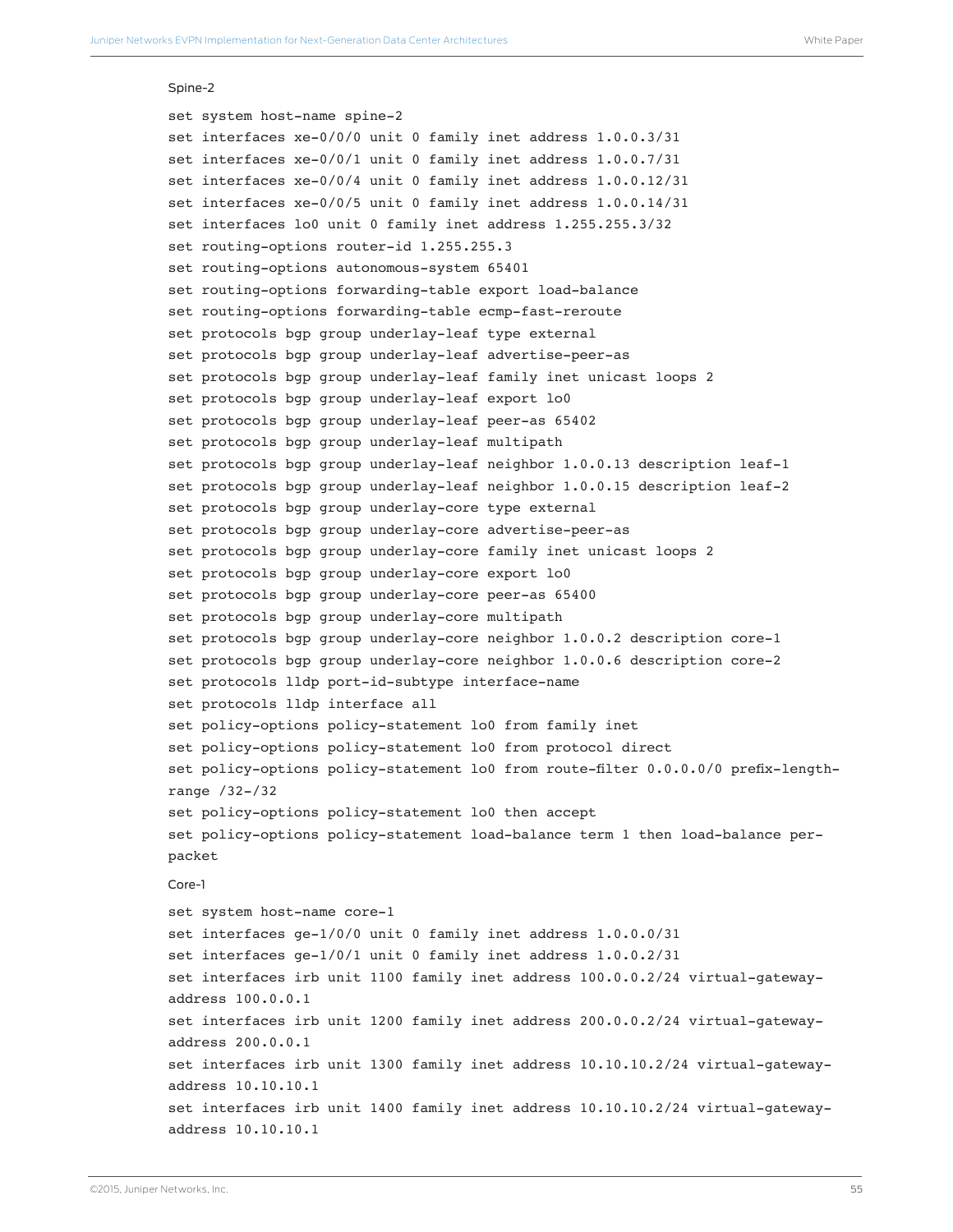Spine-2

```
set system host-name spine-2
set interfaces xe-0/0/0 unit 0 family inet address 1.0.0.3/31
set interfaces xe-0/0/1 unit 0 family inet address 1.0.0.7/31
set interfaces xe-0/0/4 unit 0 family inet address 1.0.0.12/31
set interfaces xe-0/0/5 unit 0 family inet address 1.0.0.14/31
set interfaces lo0 unit 0 family inet address 1.255.255.3/32
set routing-options router-id 1.255.255.3
set routing-options autonomous-system 65401
set routing-options forwarding-table export load-balance
set routing-options forwarding-table ecmp-fast-reroute
set protocols bgp group underlay-leaf type external
set protocols bgp group underlay-leaf advertise-peer-as
set protocols bgp group underlay-leaf family inet unicast loops 2
set protocols bgp group underlay-leaf export lo0
set protocols bgp group underlay-leaf peer-as 65402
set protocols bgp group underlay-leaf multipath
set protocols bgp group underlay-leaf neighbor 1.0.0.13 description leaf-1
set protocols bgp group underlay-leaf neighbor 1.0.0.15 description leaf-2
set protocols bgp group underlay-core type external
set protocols bgp group underlay-core advertise-peer-as
set protocols bgp group underlay-core family inet unicast loops 2
set protocols bgp group underlay-core export lo0
set protocols bgp group underlay-core peer-as 65400
set protocols bgp group underlay-core multipath
set protocols bgp group underlay-core neighbor 1.0.0.2 description core-1
set protocols bgp group underlay-core neighbor 1.0.0.6 description core-2
set protocols lldp port-id-subtype interface-name
set protocols lldp interface all
set policy-options policy-statement lo0 from family inet
set policy-options policy-statement lo0 from protocol direct
set policy-options policy-statement lo0 from route-filter 0.0.0.0/0 prefix-length-
range /32-/32
set policy-options policy-statement lo0 then accept
set policy-options policy-statement load-balance term 1 then load-balance per-
packet
```

Core-1

```
set system host-name core-1
set interfaces ge-1/0/0 unit 0 family inet address 1.0.0.0/31
set interfaces ge-1/0/1 unit 0 family inet address 1.0.0.2/31
set interfaces irb unit 1100 family inet address 100.0.0.2/24 virtual-gateway-
address 100.0.0.1
set interfaces irb unit 1200 family inet address 200.0.0.2/24 virtual-gateway-
address 200.0.0.1
set interfaces irb unit 1300 family inet address 10.10.10.2/24 virtual-gateway-
address 10.10.10.1
set interfaces irb unit 1400 family inet address 10.10.10.2/24 virtual-gateway-
address 10.10.10.1
```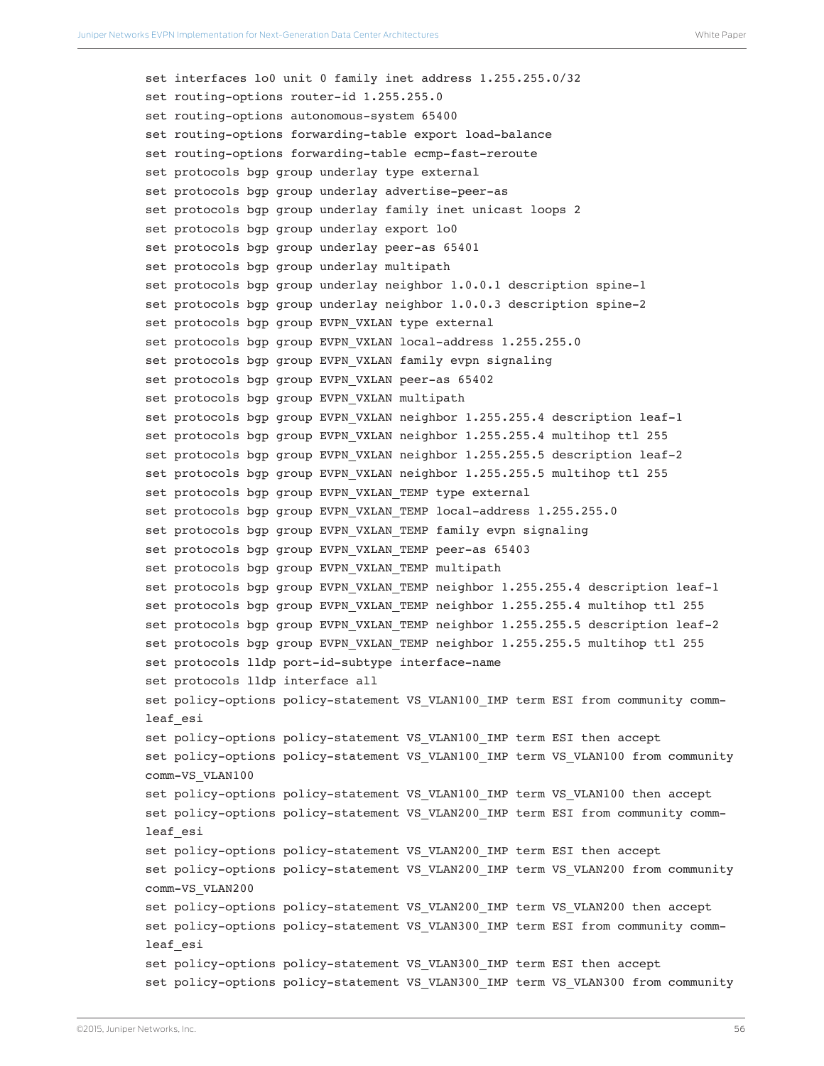```
set interfaces lo0 unit 0 family inet address 1.255.255.0/32
set routing-options router-id 1.255.255.0
set routing-options autonomous-system 65400
set routing-options forwarding-table export load-balance
set routing-options forwarding-table ecmp-fast-reroute
set protocols bgp group underlay type external
set protocols bgp group underlay advertise-peer-as
set protocols bgp group underlay family inet unicast loops 2
set protocols bgp group underlay export lo0
set protocols bgp group underlay peer-as 65401
set protocols bgp group underlay multipath
set protocols bgp group underlay neighbor 1.0.0.1 description spine-1
set protocols bgp group underlay neighbor 1.0.0.3 description spine-2
set protocols bgp group EVPN_VXLAN type external
set protocols bgp group EVPN_VXLAN local-address 1.255.255.0
set protocols bgp group EVPN_VXLAN family evpn signaling
set protocols bgp group EVPN_VXLAN peer-as 65402
set protocols bgp group EVPN_VXLAN multipath
set protocols bgp group EVPN_VXLAN neighbor 1.255.255.4 description leaf-1
set protocols bgp group EVPN_VXLAN neighbor 1.255.255.4 multihop ttl 255
set protocols bgp group EVPN_VXLAN neighbor 1.255.255.5 description leaf-2
set protocols bgp group EVPN_VXLAN neighbor 1.255.255.5 multihop ttl 255
set protocols bgp group EVPN_VXLAN_TEMP type external
set protocols bgp group EVPN_VXLAN_TEMP local-address 1.255.255.0
set protocols bgp group EVPN_VXLAN_TEMP family evpn signaling
set protocols bgp group EVPN_VXLAN_TEMP peer-as 65403
set protocols bgp group EVPN_VXLAN_TEMP multipath
set protocols bgp group EVPN_VXLAN_TEMP neighbor 1.255.255.4 description leaf-1
set protocols bgp group EVPN_VXLAN_TEMP neighbor 1.255.255.4 multihop ttl 255
set protocols bgp group EVPN_VXLAN_TEMP neighbor 1.255.255.5 description leaf-2
set protocols bgp group EVPN_VXLAN_TEMP neighbor 1.255.255.5 multihop ttl 255
set protocols lldp port-id-subtype interface-name
set protocols lldp interface all
set policy-options policy-statement VS_VLAN100_IMP term ESI from community comm-
leaf_esi
set policy-options policy-statement VS_VLAN100_IMP term ESI then accept
set policy-options policy-statement VS_VLAN100_IMP term VS_VLAN100 from community
comm-VS_VLAN100
set policy-options policy-statement VS_VLAN100_IMP term VS_VLAN100 then accept
set policy-options policy-statement VS_VLAN200_IMP term ESI from community comm-
leaf_esi
set policy-options policy-statement VS_VLAN200_IMP term ESI then accept
set policy-options policy-statement VS_VLAN200_IMP term VS_VLAN200 from community
comm-VS_VLAN200
set policy-options policy-statement VS_VLAN200_IMP term VS_VLAN200 then accept
set policy-options policy-statement VS_VLAN300_IMP term ESI from community comm-
leaf_esi
set policy-options policy-statement VS_VLAN300_IMP term ESI then accept
set policy-options policy-statement VS_VLAN300_IMP term VS_VLAN300 from community
```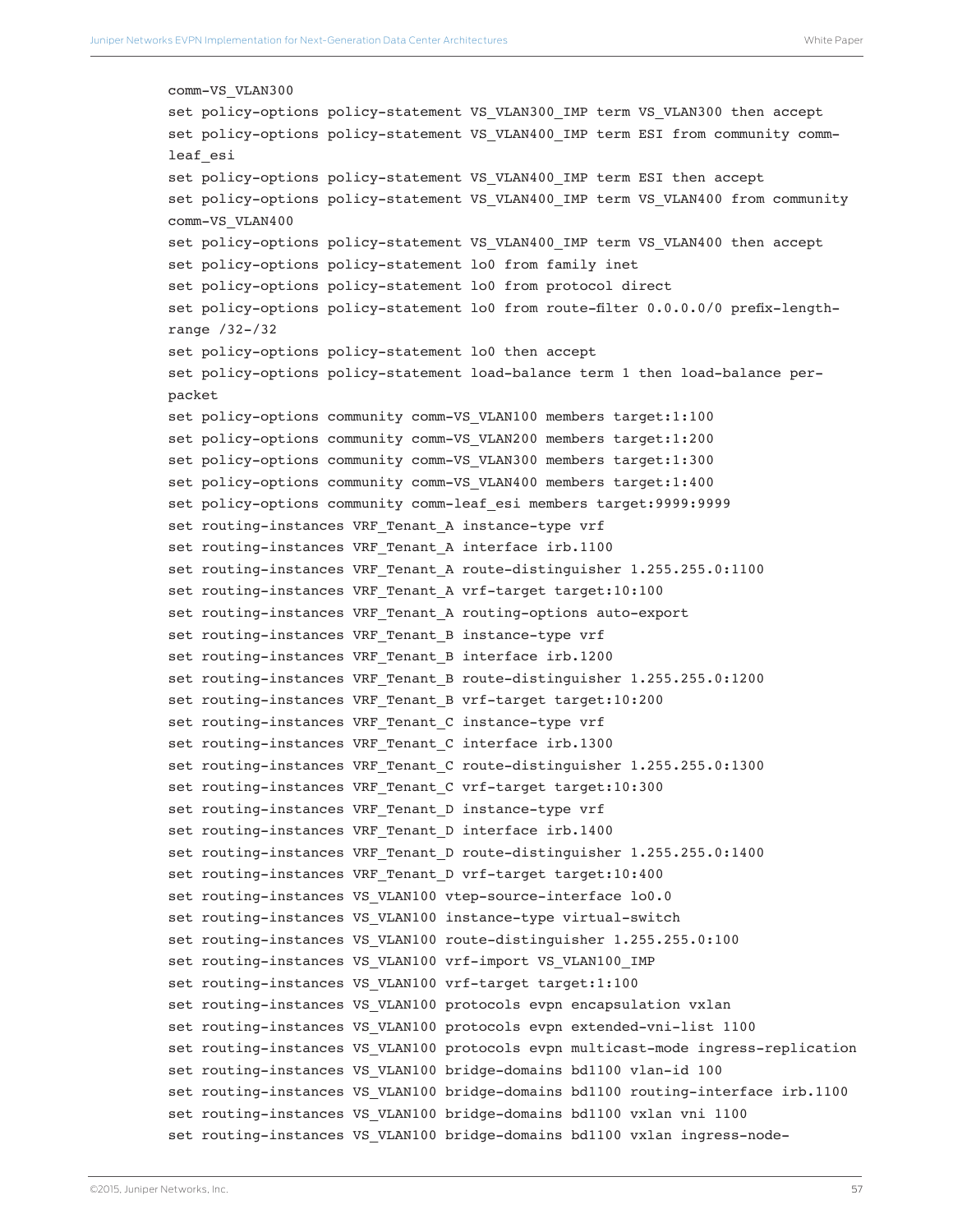```
comm-VS_VLAN300
set policy-options policy-statement VS_VLAN300_IMP term VS_VLAN300 then accept
set policy-options policy-statement VS_VLAN400_IMP term ESI from community comm-
leaf_esi
set policy-options policy-statement VS_VLAN400_IMP term ESI then accept
set policy-options policy-statement VS_VLAN400_IMP term VS_VLAN400 from community
comm-VS_VLAN400
set policy-options policy-statement VS_VLAN400_IMP term VS_VLAN400 then accept
set policy-options policy-statement lo0 from family inet
set policy-options policy-statement lo0 from protocol direct
set policy-options policy-statement lo0 from route-filter 0.0.0.0/0 prefix-length-
range /32-/32
set policy-options policy-statement lo0 then accept
set policy-options policy-statement load-balance term 1 then load-balance per-
packet
set policy-options community comm-VS_VLAN100 members target:1:100
set policy-options community comm-VS_VLAN200 members target:1:200
set policy-options community comm-VS_VLAN300 members target:1:300
set policy-options community comm-VS_VLAN400 members target:1:400
set policy-options community comm-leaf_esi members target:9999:9999
set routing-instances VRF_Tenant_A instance-type vrf
set routing-instances VRF_Tenant_A interface irb.1100
set routing-instances VRF_Tenant_A route-distinguisher 1.255.255.0:1100
set routing-instances VRF_Tenant_A vrf-target target:10:100
set routing-instances VRF_Tenant_A routing-options auto-export
set routing-instances VRF_Tenant_B instance-type vrf
set routing-instances VRF_Tenant_B interface irb.1200
set routing-instances VRF_Tenant_B route-distinguisher 1.255.255.0:1200
set routing-instances VRF_Tenant_B vrf-target target:10:200
set routing-instances VRF_Tenant_C instance-type vrf
set routing-instances VRF_Tenant_C interface irb.1300
set routing-instances VRF_Tenant_C route-distinguisher 1.255.255.0:1300
set routing-instances VRF_Tenant_C vrf-target target:10:300
set routing-instances VRF_Tenant_D instance-type vrf
set routing-instances VRF_Tenant_D interface irb.1400
set routing-instances VRF_Tenant_D route-distinguisher 1.255.255.0:1400
set routing-instances VRF_Tenant_D vrf-target target:10:400
set routing-instances VS_VLAN100 vtep-source-interface lo0.0
set routing-instances VS_VLAN100 instance-type virtual-switch
set routing-instances VS_VLAN100 route-distinguisher 1.255.255.0:100
set routing-instances VS_VLAN100 vrf-import VS_VLAN100_IMP
set routing-instances VS_VLAN100 vrf-target target:1:100
set routing-instances VS_VLAN100 protocols evpn encapsulation vxlan
set routing-instances VS_VLAN100 protocols evpn extended-vni-list 1100
set routing-instances VS_VLAN100 protocols evpn multicast-mode ingress-replication
set routing-instances VS_VLAN100 bridge-domains bd1100 vlan-id 100
set routing-instances VS_VLAN100 bridge-domains bd1100 routing-interface irb.1100
set routing-instances VS_VLAN100 bridge-domains bd1100 vxlan vni 1100
set routing-instances VS_VLAN100 bridge-domains bd1100 vxlan ingress-node-
```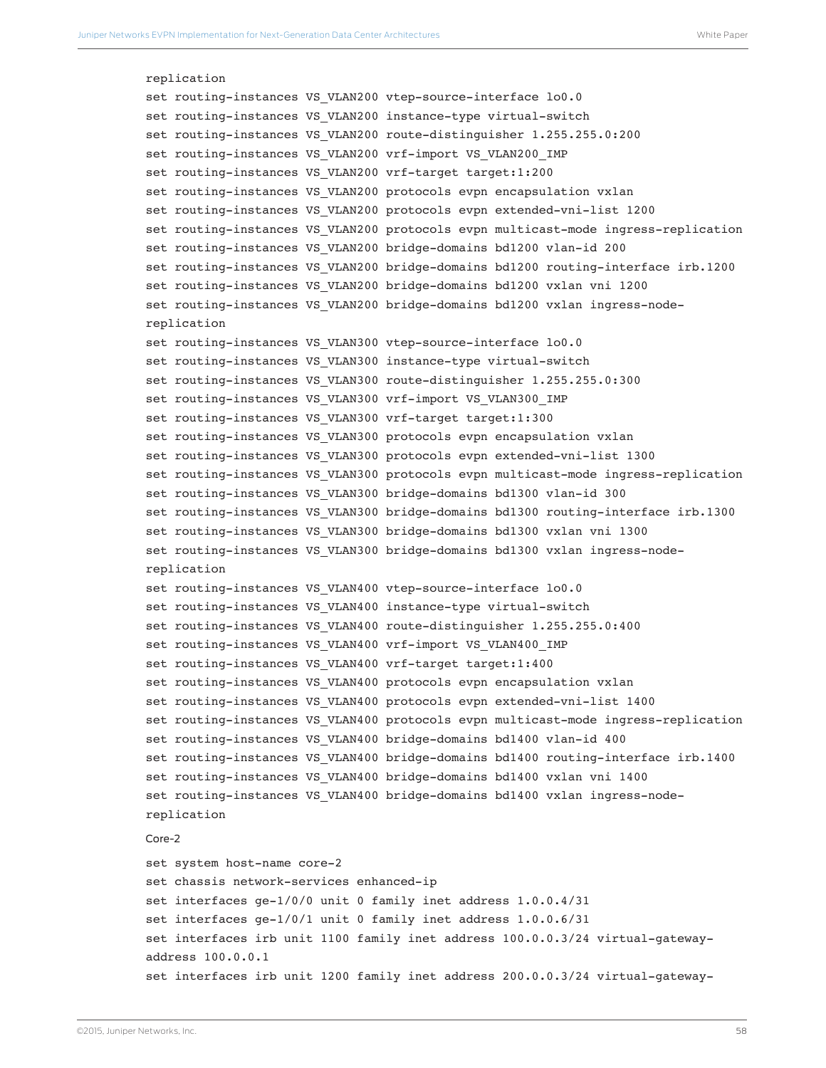```
replication
set routing-instances VS_VLAN200 vtep-source-interface lo0.0
set routing-instances VS_VLAN200 instance-type virtual-switch
set routing-instances VS_VLAN200 route-distinguisher 1.255.255.0:200
set routing-instances VS_VLAN200 vrf-import VS_VLAN200_IMP
set routing-instances VS_VLAN200 vrf-target target:1:200
set routing-instances VS_VLAN200 protocols evpn encapsulation vxlan
set routing-instances VS_VLAN200 protocols evpn extended-vni-list 1200
set routing-instances VS_VLAN200 protocols evpn multicast-mode ingress-replication
set routing-instances VS_VLAN200 bridge-domains bd1200 vlan-id 200
set routing-instances VS_VLAN200 bridge-domains bd1200 routing-interface irb.1200
set routing-instances VS_VLAN200 bridge-domains bd1200 vxlan vni 1200
set routing-instances VS_VLAN200 bridge-domains bd1200 vxlan ingress-node-
replication
set routing-instances VS_VLAN300 vtep-source-interface lo0.0
set routing-instances VS_VLAN300 instance-type virtual-switch
set routing-instances VS_VLAN300 route-distinguisher 1.255.255.0:300
set routing-instances VS_VLAN300 vrf-import VS_VLAN300_IMP
set routing-instances VS_VLAN300 vrf-target target:1:300
set routing-instances VS_VLAN300 protocols evpn encapsulation vxlan
set routing-instances VS_VLAN300 protocols evpn extended-vni-list 1300
set routing-instances VS_VLAN300 protocols evpn multicast-mode ingress-replication
set routing-instances VS_VLAN300 bridge-domains bd1300 vlan-id 300
set routing-instances VS_VLAN300 bridge-domains bd1300 routing-interface irb.1300
set routing-instances VS_VLAN300 bridge-domains bd1300 vxlan vni 1300
set routing-instances VS_VLAN300 bridge-domains bd1300 vxlan ingress-node-
replication
set routing-instances VS_VLAN400 vtep-source-interface lo0.0
set routing-instances VS_VLAN400 instance-type virtual-switch
set routing-instances VS_VLAN400 route-distinguisher 1.255.255.0:400
set routing-instances VS_VLAN400 vrf-import VS_VLAN400_IMP
set routing-instances VS_VLAN400 vrf-target target:1:400
set routing-instances VS_VLAN400 protocols evpn encapsulation vxlan
set routing-instances VS_VLAN400 protocols evpn extended-vni-list 1400
set routing-instances VS_VLAN400 protocols evpn multicast-mode ingress-replication
set routing-instances VS_VLAN400 bridge-domains bd1400 vlan-id 400
set routing-instances VS_VLAN400 bridge-domains bd1400 routing-interface irb.1400
set routing-instances VS_VLAN400 bridge-domains bd1400 vxlan vni 1400
set routing-instances VS_VLAN400 bridge-domains bd1400 vxlan ingress-node-
replication
```

Core-2

```
set system host-name core-2
set chassis network-services enhanced-ip
set interfaces ge-1/0/0 unit 0 family inet address 1.0.0.4/31
set interfaces ge-1/0/1 unit 0 family inet address 1.0.0.6/31
set interfaces irb unit 1100 family inet address 100.0.0.3/24 virtual-gateway-
address 100.0.0.1
set interfaces irb unit 1200 family inet address 200.0.0.3/24 virtual-gateway-
```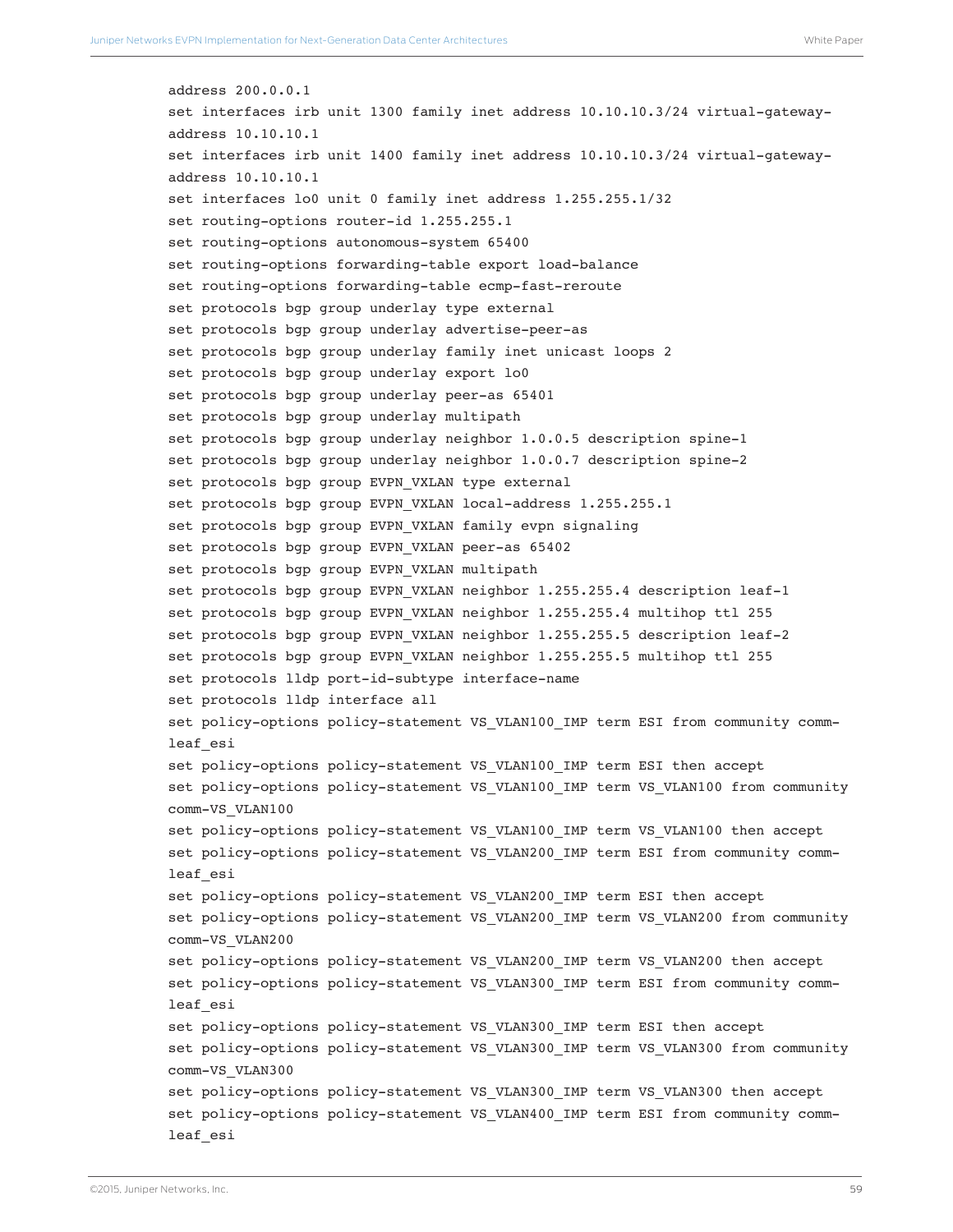```
address 200.0.0.1
set interfaces irb unit 1300 family inet address 10.10.10.3/24 virtual-gateway-
address 10.10.10.1
set interfaces irb unit 1400 family inet address 10.10.10.3/24 virtual-gateway-
address 10.10.10.1
set interfaces lo0 unit 0 family inet address 1.255.255.1/32
set routing-options router-id 1.255.255.1
set routing-options autonomous-system 65400
set routing-options forwarding-table export load-balance
set routing-options forwarding-table ecmp-fast-reroute
set protocols bgp group underlay type external
set protocols bgp group underlay advertise-peer-as
set protocols bgp group underlay family inet unicast loops 2
set protocols bgp group underlay export lo0
set protocols bgp group underlay peer-as 65401
set protocols bgp group underlay multipath
set protocols bgp group underlay neighbor 1.0.0.5 description spine-1
set protocols bgp group underlay neighbor 1.0.0.7 description spine-2
set protocols bgp group EVPN_VXLAN type external
set protocols bgp group EVPN_VXLAN local-address 1.255.255.1
set protocols bgp group EVPN_VXLAN family evpn signaling
set protocols bgp group EVPN_VXLAN peer-as 65402
set protocols bgp group EVPN_VXLAN multipath
set protocols bgp group EVPN_VXLAN neighbor 1.255.255.4 description leaf-1
set protocols bgp group EVPN_VXLAN neighbor 1.255.255.4 multihop ttl 255
set protocols bgp group EVPN_VXLAN neighbor 1.255.255.5 description leaf-2
set protocols bgp group EVPN_VXLAN neighbor 1.255.255.5 multihop ttl 255
set protocols lldp port-id-subtype interface-name
set protocols lldp interface all
set policy-options policy-statement VS_VLAN100_IMP term ESI from community comm-
leaf_esi
set policy-options policy-statement VS_VLAN100_IMP term ESI then accept
set policy-options policy-statement VS_VLAN100_IMP term VS_VLAN100 from community
comm-VS_VLAN100
set policy-options policy-statement VS_VLAN100_IMP term VS_VLAN100 then accept
set policy-options policy-statement VS_VLAN200_IMP term ESI from community comm-
leaf_esi
set policy-options policy-statement VS_VLAN200_IMP term ESI then accept
set policy-options policy-statement VS_VLAN200_IMP term VS_VLAN200 from community
comm-VS_VLAN200
set policy-options policy-statement VS_VLAN200_IMP term VS_VLAN200 then accept
set policy-options policy-statement VS_VLAN300_IMP term ESI from community comm-
leaf_esi
set policy-options policy-statement VS_VLAN300_IMP term ESI then accept
set policy-options policy-statement VS_VLAN300_IMP term VS_VLAN300 from community
comm-VS_VLAN300
set policy-options policy-statement VS_VLAN300_IMP term VS_VLAN300 then accept
set policy-options policy-statement VS_VLAN400_IMP term ESI from community comm-
leaf_esi
```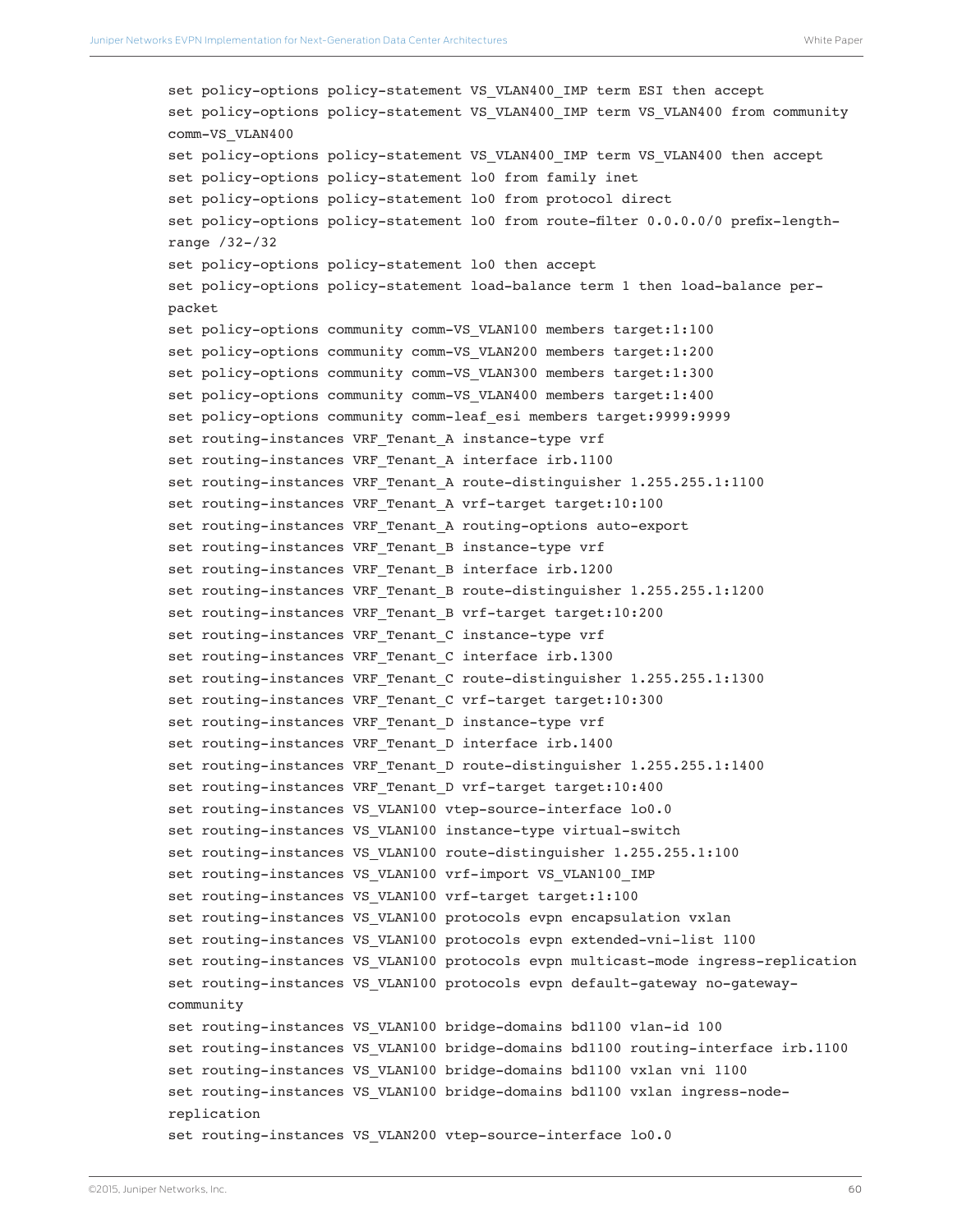```
set policy-options policy-statement VS_VLAN400_IMP term ESI then accept
set policy-options policy-statement VS_VLAN400_IMP term VS_VLAN400 from community comm-VS_VLAN400
set policy-options policy-statement VS_VLAN400_IMP term VS_VLAN400 then accept
set policy-options policy-statement lo0 from family inet
set policy-options policy-statement lo0 from protocol direct
set policy-options policy-statement lo0 from route-filter 0.0.0.0/0 prefix-length-range /32-/32
set policy-options policy-statement lo0 then accept
set policy-options policy-statement load-balance term 1 then load-balance per-packet
set policy-options community comm-VS_VLAN100 members target:1:100
set policy-options community comm-VS_VLAN200 members target:1:200
set policy-options community comm-VS_VLAN300 members target:1:300
set policy-options community comm-VS_VLAN400 members target:1:400
set policy-options community comm-leaf_esi members target:9999:9999
set routing-instances VRF_Tenant_A instance-type vrf
set routing-instances VRF_Tenant_A interface irb.1100
set routing-instances VRF_Tenant_A route-distinguisher 1.255.255.1:1100
set routing-instances VRF_Tenant_A vrf-target target:10:100
set routing-instances VRF_Tenant_A routing-options auto-export
set routing-instances VRF_Tenant_B instance-type vrf
set routing-instances VRF_Tenant_B interface irb.1200
set routing-instances VRF_Tenant_B route-distinguisher 1.255.255.1:1200
set routing-instances VRF_Tenant_B vrf-target target:10:200
set routing-instances VRF_Tenant_C instance-type vrf
set routing-instances VRF_Tenant_C interface irb.1300
set routing-instances VRF_Tenant_C route-distinguisher 1.255.255.1:1300
set routing-instances VRF_Tenant_C vrf-target target:10:300
set routing-instances VRF_Tenant_D instance-type vrf
set routing-instances VRF_Tenant_D interface irb.1400
set routing-instances VRF_Tenant_D route-distinguisher 1.255.255.1:1400
set routing-instances VRF_Tenant_D vrf-target target:10:400
set routing-instances VS_VLAN100 vtep-source-interface lo0.0
set routing-instances VS_VLAN100 instance-type virtual-switch
set routing-instances VS_VLAN100 route-distinguisher 1.255.255.1:100
set routing-instances VS_VLAN100 vrf-import VS_VLAN100_IMP
set routing-instances VS_VLAN100 vrf-target target:1:100
set routing-instances VS_VLAN100 protocols evpn encapsulation vxlan
set routing-instances VS_VLAN100 protocols evpn extended-vni-list 1100
set routing-instances VS_VLAN100 protocols evpn multicast-mode ingress-replication
set routing-instances VS_VLAN100 protocols evpn default-gateway no-gateway-community
set routing-instances VS_VLAN100 bridge-domains bd1100 vlan-id 100
set routing-instances VS_VLAN100 bridge-domains bd1100 routing-interface irb.1100
set routing-instances VS_VLAN100 bridge-domains bd1100 vxlan vni 1100
set routing-instances VS_VLAN100 bridge-domains bd1100 vxlan ingress-node-replication
set routing-instances VS_VLAN200 vtep-source-interface lo0.0
```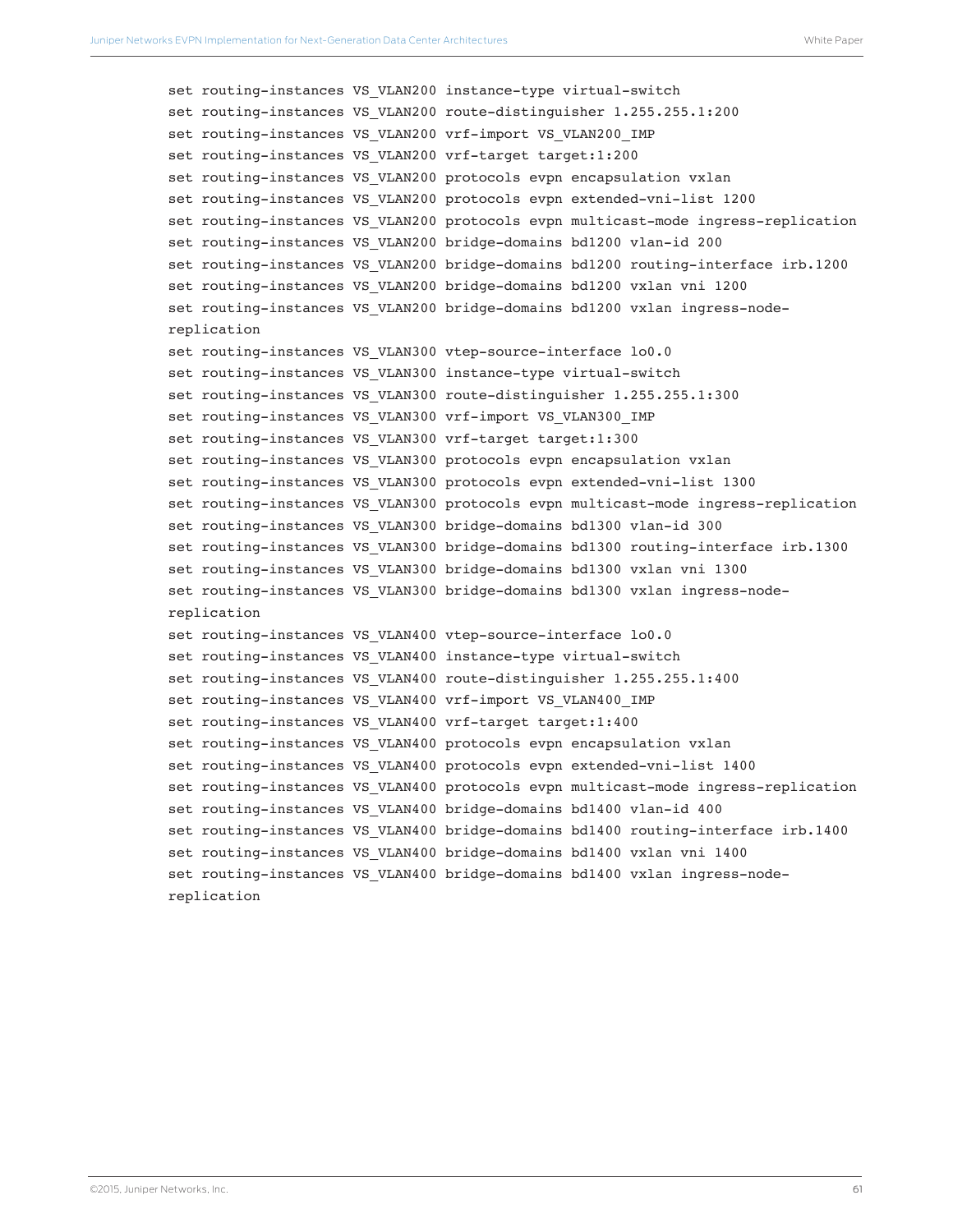```
set routing-instances VS_VLAN200 instance-type virtual-switch
set routing-instances VS_VLAN200 route-distinguisher 1.255.255.1:200
set routing-instances VS_VLAN200 vrf-import VS_VLAN200_IMP
set routing-instances VS_VLAN200 vrf-target target:1:200
set routing-instances VS_VLAN200 protocols evpn encapsulation vxlan
set routing-instances VS_VLAN200 protocols evpn extended-vni-list 1200
set routing-instances VS_VLAN200 protocols evpn multicast-mode ingress-replication
set routing-instances VS_VLAN200 bridge-domains bd1200 vlan-id 200
set routing-instances VS_VLAN200 bridge-domains bd1200 routing-interface irb.1200
set routing-instances VS_VLAN200 bridge-domains bd1200 vxlan vni 1200
set routing-instances VS_VLAN200 bridge-domains bd1200 vxlan ingress-node-
replication
set routing-instances VS_VLAN300 vtep-source-interface lo0.0
set routing-instances VS_VLAN300 instance-type virtual-switch
set routing-instances VS_VLAN300 route-distinguisher 1.255.255.1:300
set routing-instances VS_VLAN300 vrf-import VS_VLAN300_IMP
set routing-instances VS_VLAN300 vrf-target target:1:300
set routing-instances VS_VLAN300 protocols evpn encapsulation vxlan
set routing-instances VS_VLAN300 protocols evpn extended-vni-list 1300
set routing-instances VS_VLAN300 protocols evpn multicast-mode ingress-replication
set routing-instances VS_VLAN300 bridge-domains bd1300 vlan-id 300
set routing-instances VS_VLAN300 bridge-domains bd1300 routing-interface irb.1300
set routing-instances VS_VLAN300 bridge-domains bd1300 vxlan vni 1300
set routing-instances VS_VLAN300 bridge-domains bd1300 vxlan ingress-node-
replication
set routing-instances VS_VLAN400 vtep-source-interface lo0.0
set routing-instances VS_VLAN400 instance-type virtual-switch
set routing-instances VS_VLAN400 route-distinguisher 1.255.255.1:400
set routing-instances VS_VLAN400 vrf-import VS_VLAN400_IMP
set routing-instances VS_VLAN400 vrf-target target:1:400
set routing-instances VS_VLAN400 protocols evpn encapsulation vxlan
set routing-instances VS_VLAN400 protocols evpn extended-vni-list 1400
set routing-instances VS_VLAN400 protocols evpn multicast-mode ingress-replication
set routing-instances VS_VLAN400 bridge-domains bd1400 vlan-id 400
set routing-instances VS_VLAN400 bridge-domains bd1400 routing-interface irb.1400
set routing-instances VS_VLAN400 bridge-domains bd1400 vxlan vni 1400
set routing-instances VS_VLAN400 bridge-domains bd1400 vxlan ingress-node-
replication
```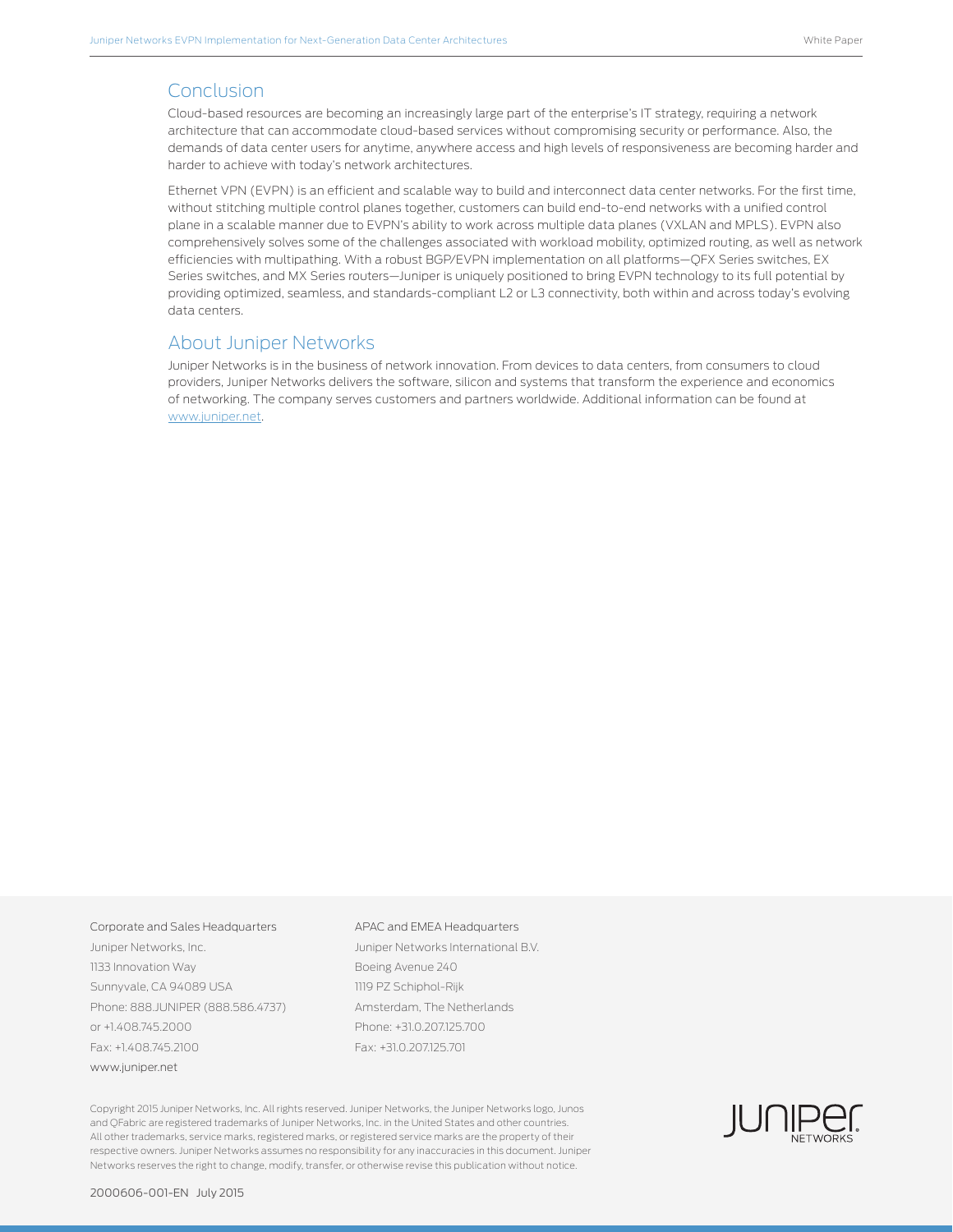## Conclusion

Cloud-based resources are becoming an increasingly large part of the enterprise's IT strategy, requiring a network architecture that can accommodate cloud-based services without compromising security or performance. Also, the demands of data center users for anytime, anywhere access and high levels of responsiveness are becoming harder and harder to achieve with today's network architectures.

Ethernet VPN (EVPN) is an efficient and scalable way to build and interconnect data center networks. For the first time, without stitching multiple control planes together, customers can build end-to-end networks with a unified control plane in a scalable manner due to EVPN's ability to work across multiple data planes (VXLAN and MPLS). EVPN also comprehensively solves some of the challenges associated with workload mobility, optimized routing, as well as network efficiencies with multipathing. With a robust BGP/EVPN implementation on all platforms—QFX Series switches, EX Series switches, and MX Series routers—Juniper is uniquely positioned to bring EVPN technology to its full potential by providing optimized, seamless, and standards-compliant L2 or L3 connectivity, both within and across today's evolving data centers.

## About Juniper Networks

Juniper Networks is in the business of network innovation. From devices to data centers, from consumers to cloud providers, Juniper Networks delivers the software, silicon and systems that transform the experience and economics of networking. The company serves customers and partners worldwide. Additional information can be found at www.juniper.net.

Corporate and Sales Headquarters
Juniper Networks, Inc.
1133 Innovation Way
Sunnyvale, CA 94089 USA
Phone: 888.JUNIPER (888.586.4737)
or +1.408.745.2000
Fax: +1.408.745.2100
www.juniper.net

APAC and EMEA Headquarters
Juniper Networks International B.V.
Boeing Avenue 240
1119 PZ Schiphol-Rijk
Amsterdam, The Netherlands
Phone: +31.0.207.125.700
Fax: +31.0.207.125.701

Copyright 2015 Juniper Networks, Inc. All rights reserved. Juniper Networks, the Juniper Networks logo, Junos and QFabric are registered trademarks of Juniper Networks, Inc. in the United States and other countries. All other trademarks, service marks, registered marks, or registered service marks are the property of their respective owners. Juniper Networks assumes no responsibility for any inaccuracies in this document. Juniper Networks reserves the right to change, modify, transfer, or otherwise revise this publication without notice.

2000606-001-EN July 2015